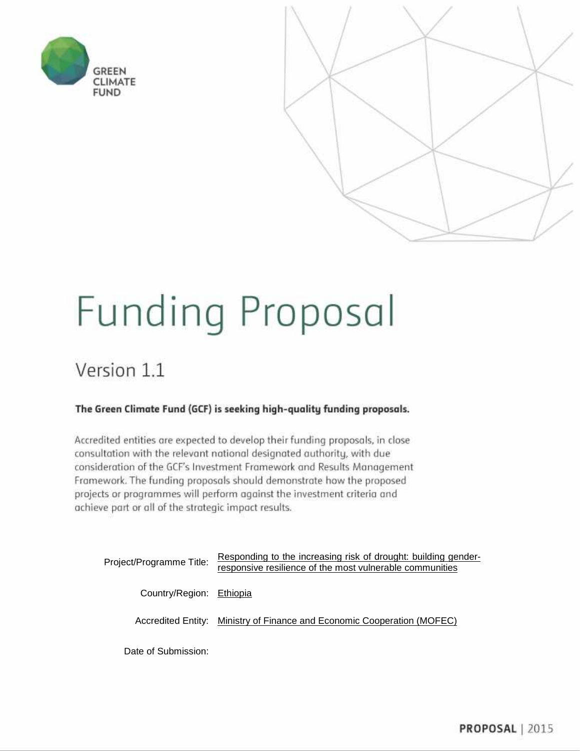GREEN CLIMATE FUND

# Funding Proposal

## Version 1.1

**The Green Climate Fund (GCF) is seeking high-quality funding proposals.**

Accredited entities are expected to develop their funding proposals, in close consultation with the relevant national designated authority, with due consideration of the GCF's Investment Framework and Results Management Framework. The funding proposals should demonstrate how the proposed projects or programmes will perform against the investment criteria and achieve part or all of the strategic impact results.

Project/Programme Title: Responding to the increasing risk of drought: building gender-responsive resilience of the most vulnerable communities

Country/Region: Ethiopia

Accredited Entity: Ministry of Finance and Economic Cooperation (MOFEC)

Date of Submission:

PROPOSAL | 2015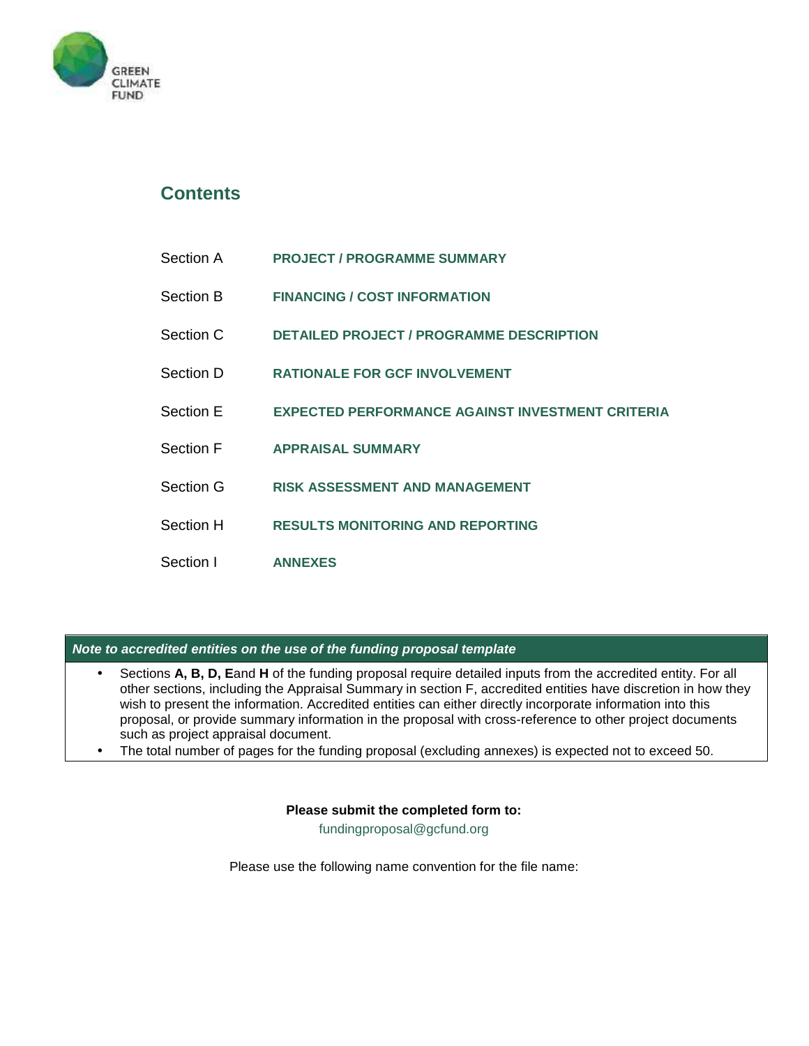## Contents

| | |
|---|---|
| Section A | **PROJECT / PROGRAMME SUMMARY** |
| Section B | **FINANCING / COST INFORMATION** |
| Section C | **DETAILED PROJECT / PROGRAMME DESCRIPTION** |
| Section D | **RATIONALE FOR GCF INVOLVEMENT** |
| Section E | **EXPECTED PERFORMANCE AGAINST INVESTMENT CRITERIA** |
| Section F | **APPRAISAL SUMMARY** |
| Section G | **RISK ASSESSMENT AND MANAGEMENT** |
| Section H | **RESULTS MONITORING AND REPORTING** |
| Section I | **ANNEXES** |

***Note to accredited entities on the use of the funding proposal template***

- Sections **A, B, D, E**and **H** of the funding proposal require detailed inputs from the accredited entity. For all other sections, including the Appraisal Summary in section F, accredited entities have discretion in how they wish to present the information. Accredited entities can either directly incorporate information into this proposal, or provide summary information in the proposal with cross-reference to other project documents such as project appraisal document.
- The total number of pages for the funding proposal (excluding annexes) is expected not to exceed 50.

**Please submit the completed form to:**

fundingproposal@gcfund.org

Please use the following name convention for the file name: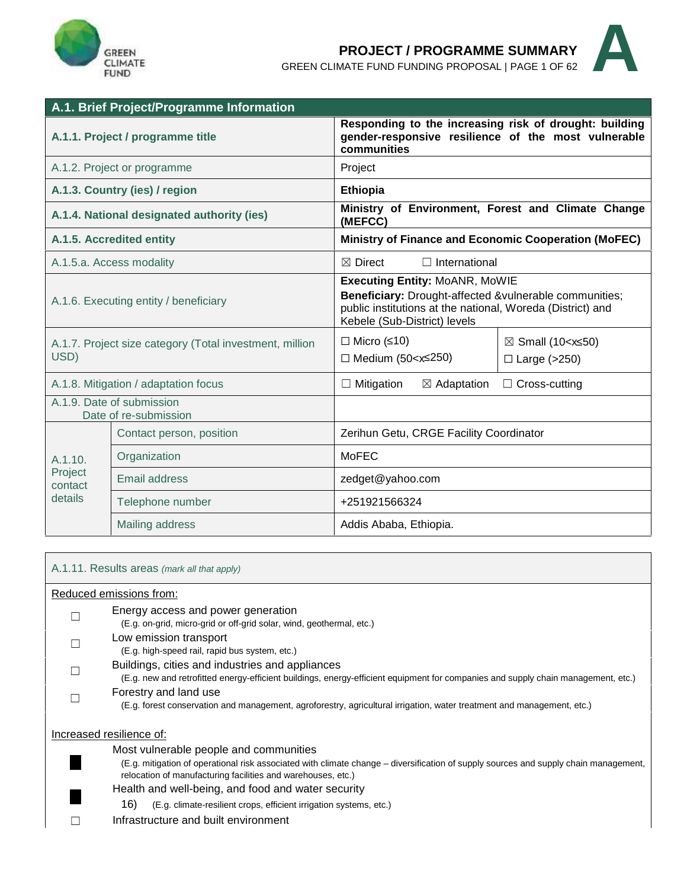# A

## PROJECT / PROGRAMME SUMMARY

| A.1. Brief Project/Programme Information | | |
|---|---|---|
| **A.1.1. Project / programme title** | **Responding to the increasing risk of drought: building gender-responsive resilience of the most vulnerable communities** | |
| A.1.2. Project or programme | Project | |
| **A.1.3. Country (ies) / region** | **Ethiopia** | |
| **A.1.4. National designated authority (ies)** | **Ministry of Environment, Forest and Climate Change (MEFCC)** | |
| **A.1.5. Accredited entity** | **Ministry of Finance and Economic Cooperation (MoFEC)** | |
| A.1.5.a. Access modality | ☒ Direct ☐ International | |
| A.1.6. Executing entity / beneficiary | **Executing Entity:** MoANR, MoWIE<br>**Beneficiary:** Drought-affected &vulnerable communities; public institutions at the national, Woreda (District) and Kebele (Sub-District) levels | |
| A.1.7. Project size category (Total investment, million USD) | ☐ Micro (≤10)<br>☐ Medium (50<x≤250) | ☒ Small (10<x≤50)<br>☐ Large (>250) |
| A.1.8. Mitigation / adaptation focus | ☐ Mitigation ☒ Adaptation ☐ Cross-cutting | |
| A.1.9. Date of submission<br>Date of re-submission | | |
| A.1.10. Project contact details — Contact person, position | Zerihun Getu, CRGE Facility Coordinator | |
| Organization | MoFEC | |
| Email address | zedget@yahoo.com | |
| Telephone number | +251921566324 | |
| Mailing address | Addis Ababa, Ethiopia. | |

A.1.11. Results areas *(mark all that apply)*

Reduced emissions from:

- ☐ Energy access and power generation
  (E.g. on-grid, micro-grid or off-grid solar, wind, geothermal, etc.)
- ☐ Low emission transport
  (E.g. high-speed rail, rapid bus system, etc.)
- ☐ Buildings, cities and industries and appliances
  (E.g. new and retrofitted energy-efficient buildings, energy-efficient equipment for companies and supply chain management, etc.)
- ☐ Forestry and land use
  (E.g. forest conservation and management, agroforestry, agricultural irrigation, water treatment and management, etc.)

Increased resilience of:

- ■ Most vulnerable people and communities
  (E.g. mitigation of operational risk associated with climate change – diversification of supply sources and supply chain management, relocation of manufacturing facilities and warehouses, etc.)
- ■ Health and well-being, and food and water security
  16) (E.g. climate-resilient crops, efficient irrigation systems, etc.)
- ☐ Infrastructure and built environment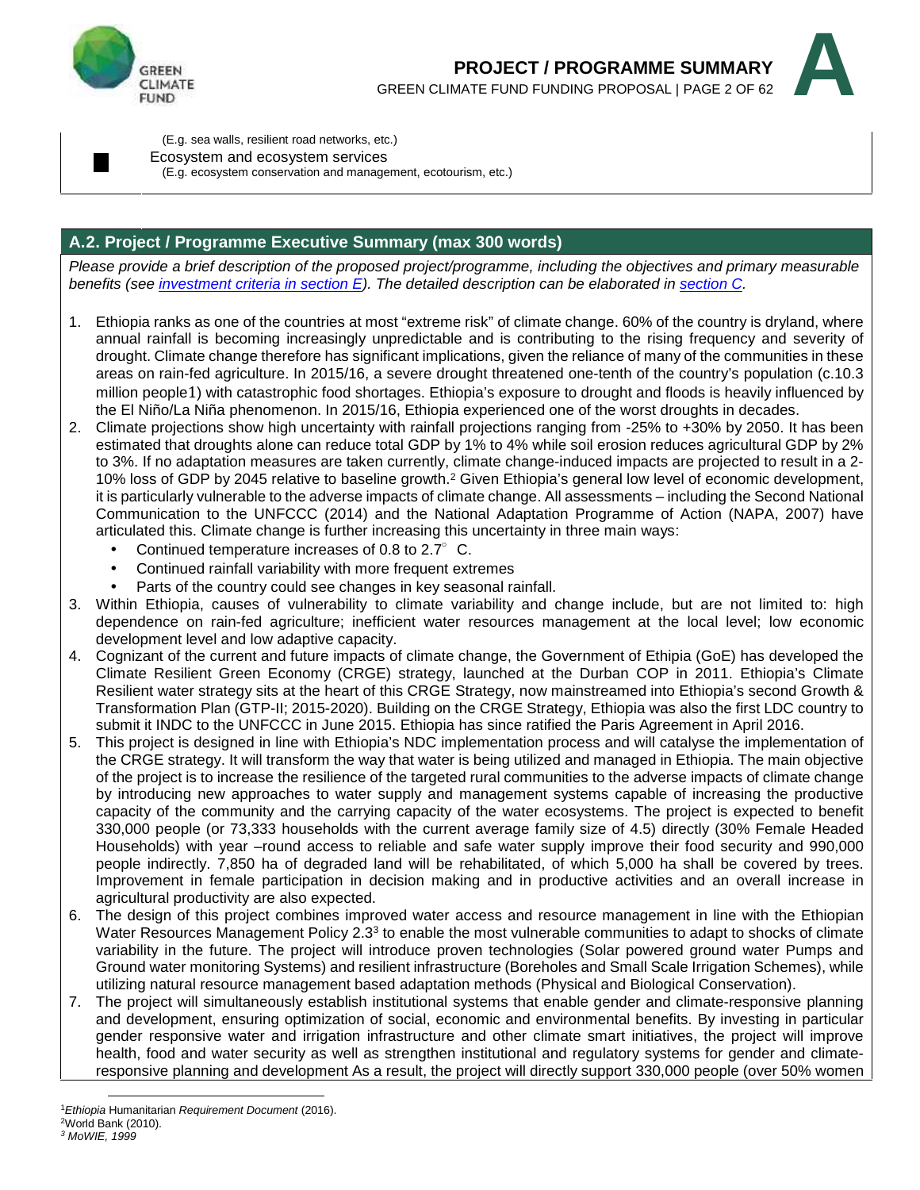(E.g. sea walls, resilient road networks, etc.)

■ Ecosystem and ecosystem services
(E.g. ecosystem conservation and management, ecotourism, etc.)

## A.2. Project / Programme Executive Summary (max 300 words)

*Please provide a brief description of the proposed project/programme, including the objectives and primary measurable benefits (see investment criteria in section E). The detailed description can be elaborated in section C.*

1. Ethiopia ranks as one of the countries at most "extreme risk" of climate change. 60% of the country is dryland, where annual rainfall is becoming increasingly unpredictable and is contributing to the rising frequency and severity of drought. Climate change therefore has significant implications, given the reliance of many of the communities in these areas on rain-fed agriculture. In 2015/16, a severe drought threatened one-tenth of the country's population (c.10.3 million people1) with catastrophic food shortages. Ethiopia's exposure to drought and floods is heavily influenced by the El Niño/La Niña phenomenon. In 2015/16, Ethiopia experienced one of the worst droughts in decades.
2. Climate projections show high uncertainty with rainfall projections ranging from -25% to +30% by 2050. It has been estimated that droughts alone can reduce total GDP by 1% to 4% while soil erosion reduces agricultural GDP by 2% to 3%. If no adaptation measures are taken currently, climate change-induced impacts are projected to result in a 2-10% loss of GDP by 2045 relative to baseline growth.[2] Given Ethiopia's general low level of economic development, it is particularly vulnerable to the adverse impacts of climate change. All assessments – including the Second National Communication to the UNFCCC (2014) and the National Adaptation Programme of Action (NAPA, 2007) have articulated this. Climate change is further increasing this uncertainty in three main ways:
   - Continued temperature increases of 0.8 to 2.7° C.
   - Continued rainfall variability with more frequent extremes
   - Parts of the country could see changes in key seasonal rainfall.
3. Within Ethiopia, causes of vulnerability to climate variability and change include, but are not limited to: high dependence on rain-fed agriculture; inefficient water resources management at the local level; low economic development level and low adaptive capacity.
4. Cognizant of the current and future impacts of climate change, the Government of Ethipia (GoE) has developed the Climate Resilient Green Economy (CRGE) strategy, launched at the Durban COP in 2011. Ethiopia's Climate Resilient water strategy sits at the heart of this CRGE Strategy, now mainstreamed into Ethiopia's second Growth & Transformation Plan (GTP-II; 2015-2020). Building on the CRGE Strategy, Ethiopia was also the first LDC country to submit it INDC to the UNFCCC in June 2015. Ethiopia has since ratified the Paris Agreement in April 2016.
5. This project is designed in line with Ethiopia's NDC implementation process and will catalyse the implementation of the CRGE strategy. It will transform the way that water is being utilized and managed in Ethiopia. The main objective of the project is to increase the resilience of the targeted rural communities to the adverse impacts of climate change by introducing new approaches to water supply and management systems capable of increasing the productive capacity of the community and the carrying capacity of the water ecosystems. The project is expected to benefit 330,000 people (or 73,333 households with the current average family size of 4.5) directly (30% Female Headed Households) with year –round access to reliable and safe water supply improve their food security and 990,000 people indirectly. 7,850 ha of degraded land will be rehabilitated, of which 5,000 ha shall be covered by trees. Improvement in female participation in decision making and in productive activities and an overall increase in agricultural productivity are also expected.
6. The design of this project combines improved water access and resource management in line with the Ethiopian Water Resources Management Policy 2.3[3] to enable the most vulnerable communities to adapt to shocks of climate variability in the future. The project will introduce proven technologies (Solar powered ground water Pumps and Ground water monitoring Systems) and resilient infrastructure (Boreholes and Small Scale Irrigation Schemes), while utilizing natural resource management based adaptation methods (Physical and Biological Conservation).
7. The project will simultaneously establish institutional systems that enable gender and climate-responsive planning and development, ensuring optimization of social, economic and environmental benefits. By investing in particular gender responsive water and irrigation infrastructure and other climate smart initiatives, the project will improve health, food and water security as well as strengthen institutional and regulatory systems for gender and climate-responsive planning and development As a result, the project will directly support 330,000 people (over 50% women

---

[1] *Ethiopia* Humanitarian *Requirement Document* (2016).
[2] World Bank (2010).
[3] *MoWIE, 1999*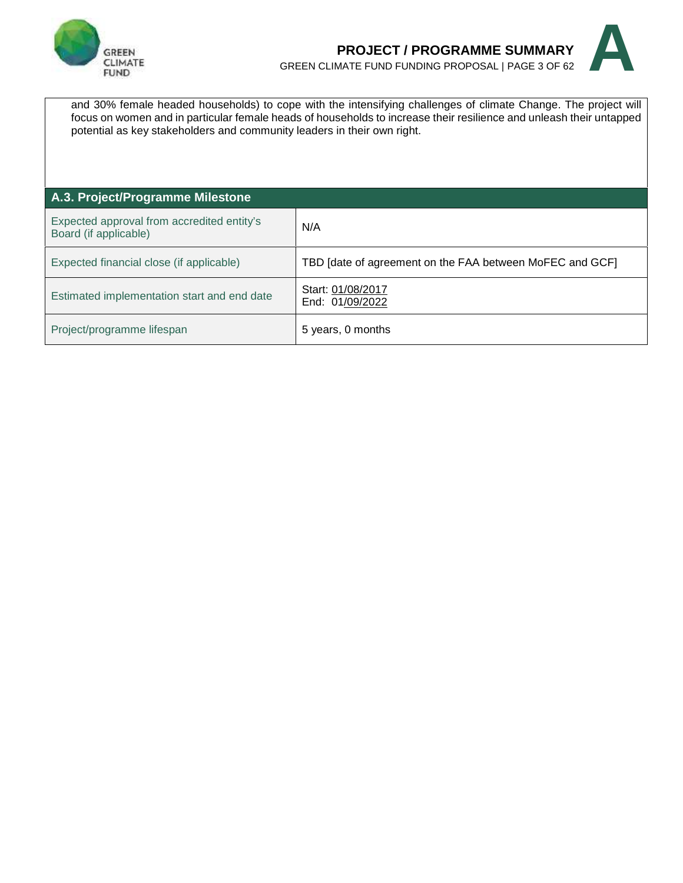and 30% female headed households) to cope with the intensifying challenges of climate Change. The project will focus on women and in particular female heads of households to increase their resilience and unleash their untapped potential as key stakeholders and community leaders in their own right.

## A.3. Project/Programme Milestone

| | |
|---|---|
| Expected approval from accredited entity's Board (if applicable) | N/A |
| Expected financial close (if applicable) | TBD [date of agreement on the FAA between MoFEC and GCF] |
| Estimated implementation start and end date | Start: 01/08/2017<br>End: 01/09/2022 |
| Project/programme lifespan | 5 years, 0 months |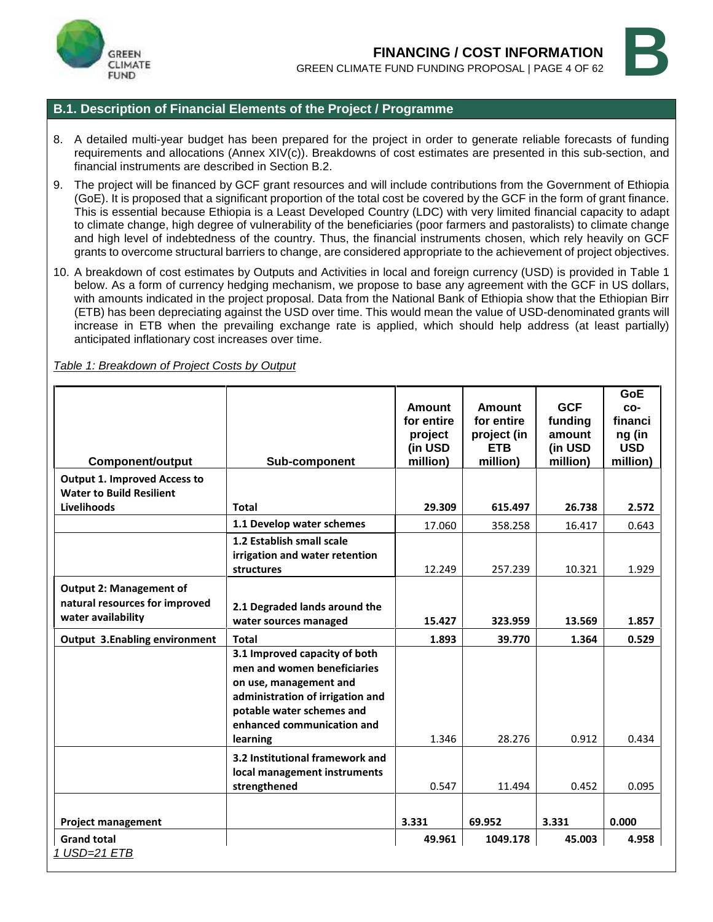## B.1. Description of Financial Elements of the Project / Programme

8. A detailed multi-year budget has been prepared for the project in order to generate reliable forecasts of funding requirements and allocations (Annex XIV(c)). Breakdowns of cost estimates are presented in this sub-section, and financial instruments are described in Section B.2.

9. The project will be financed by GCF grant resources and will include contributions from the Government of Ethiopia (GoE). It is proposed that a significant proportion of the total cost be covered by the GCF in the form of grant finance. This is essential because Ethiopia is a Least Developed Country (LDC) with very limited financial capacity to adapt to climate change, high degree of vulnerability of the beneficiaries (poor farmers and pastoralists) to climate change and high level of indebtedness of the country. Thus, the financial instruments chosen, which rely heavily on GCF grants to overcome structural barriers to change, are considered appropriate to the achievement of project objectives.

10. A breakdown of cost estimates by Outputs and Activities in local and foreign currency (USD) is provided in Table 1 below. As a form of currency hedging mechanism, we propose to base any agreement with the GCF in US dollars, with amounts indicated in the project proposal. Data from the National Bank of Ethiopia show that the Ethiopian Birr (ETB) has been depreciating against the USD over time. This would mean the value of USD-denominated grants will increase in ETB when the prevailing exchange rate is applied, which should help address (at least partially) anticipated inflationary cost increases over time.

*Table 1: Breakdown of Project Costs by Output*

| Component/output | Sub-component | Amount for entire project (in USD million) | Amount for entire project (in ETB million) | GCF funding amount (in USD million) | GoE co-financing (in USD million) |
|---|---|---|---|---|---|
| **Output 1. Improved Access to Water to Build Resilient Livelihoods** | **Total** | **29.309** | **615.497** | **26.738** | **2.572** |
| | **1.1 Develop water schemes** | 17.060 | 358.258 | 16.417 | 0.643 |
| | **1.2 Establish small scale irrigation and water retention structures** | 12.249 | 257.239 | 10.321 | 1.929 |
| **Output 2: Management of natural resources for improved water availability** | **2.1 Degraded lands around the water sources managed** | **15.427** | **323.959** | **13.569** | **1.857** |
| **Output 3.Enabling environment** | **Total** | **1.893** | **39.770** | **1.364** | **0.529** |
| | **3.1 Improved capacity of both men and women beneficiaries on use, management and administration of irrigation and potable water schemes and enhanced communication and learning** | 1.346 | 28.276 | 0.912 | 0.434 |
| | **3.2 Institutional framework and local management instruments strengthened** | 0.547 | 11.494 | 0.452 | 0.095 |
| **Project management** | | **3.331** | **69.952** | **3.331** | **0.000** |
| **Grand total** | | **49.961** | **1049.178** | **45.003** | **4.958** |

*1 USD=21 ETB*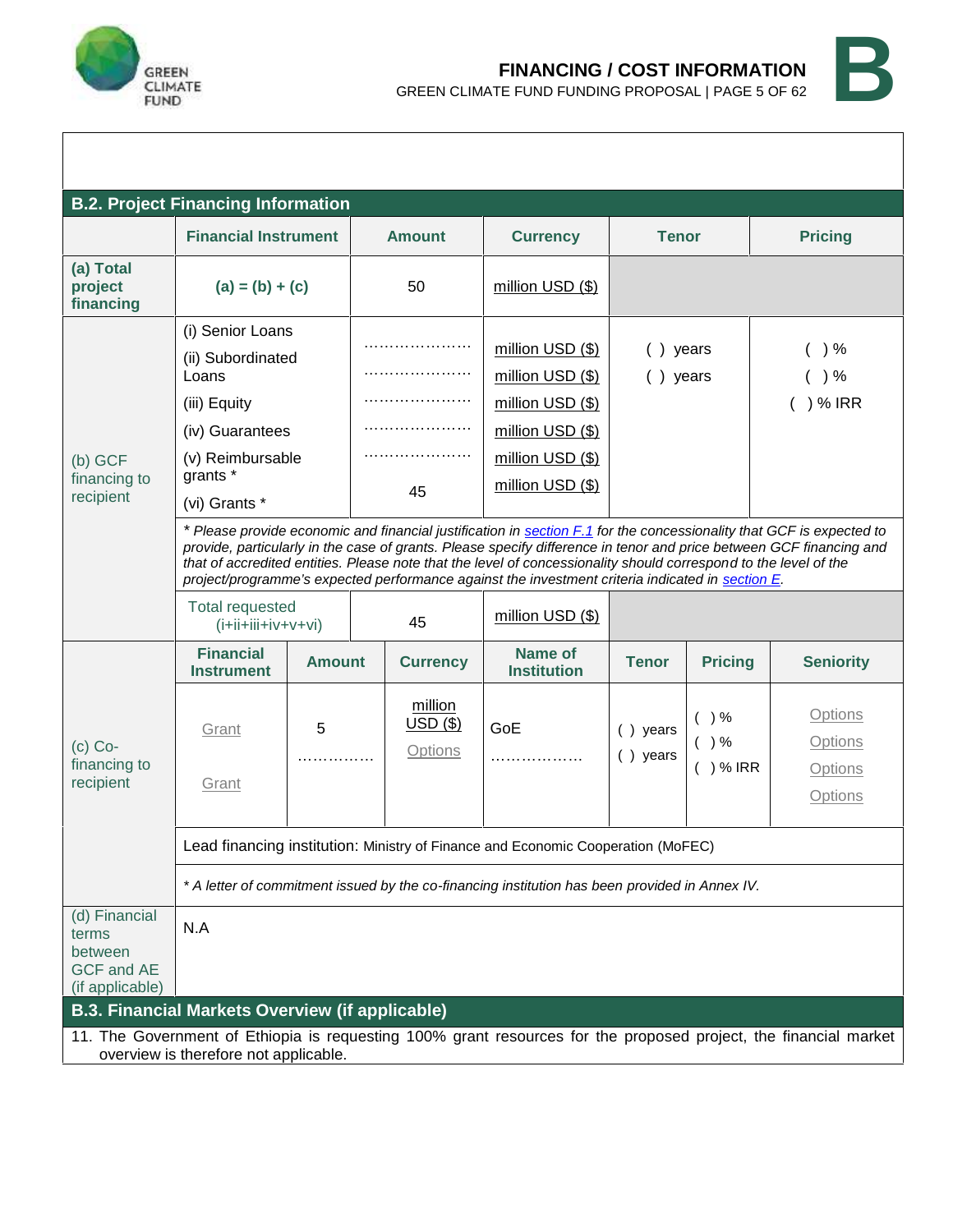## B.2. Project Financing Information

| | Financial Instrument | Amount | Currency | Tenor | Pricing |
|---|---|---|---|---|---|
| **(a) Total project financing** | **(a) = (b) + (c)** | 50 | million USD ($) | | |
| (b) GCF financing to recipient | (i) Senior Loans | ………………… | million USD ($) | ( ) years | ( ) % |
| | (ii) Subordinated Loans | ………………… | million USD ($) | ( ) years | ( ) % |
| | (iii) Equity | ………………… | million USD ($) | | ( ) % IRR |
| | (iv) Guarantees | ………………… | million USD ($) | | |
| | (v) Reimbursable grants * | ………………… | million USD ($) | | |
| | (vi) Grants * | 45 | million USD ($) | | |
| | *\* Please provide economic and financial justification in section F.1 for the concessionality that GCF is expected to provide, particularly in the case of grants. Please specify difference in tenor and price between GCF financing and that of accredited entities. Please note that the level of concessionality should correspond to the level of the project/programme's expected performance against the investment criteria indicated in section E.* | | | | |
| | Total requested (i+ii+iii+iv+v+vi) | 45 | million USD ($) | | |

| | Financial Instrument | Amount | Currency | Name of Institution | Tenor | Pricing | Seniority |
|---|---|---|---|---|---|---|---|
| (c) Co-financing to recipient | Grant | 5 | million USD ($) | GoE | ( ) years | ( ) % | Options |
| | | …………… | Options | ……………… | ( ) years | ( ) % | Options |
| | Grant | | | | | ( ) % IRR | Options |
| | | | | | | | Options |
| | Lead financing institution: Ministry of Finance and Economic Cooperation (MoFEC) | | | | | | |
| | *\* A letter of commitment issued by the co-financing institution has been provided in Annex IV.* | | | | | | |
| (d) Financial terms between GCF and AE (if applicable) | N.A | | | | | | |

## B.3. Financial Markets Overview (if applicable)

11. The Government of Ethiopia is requesting 100% grant resources for the proposed project, the financial market overview is therefore not applicable.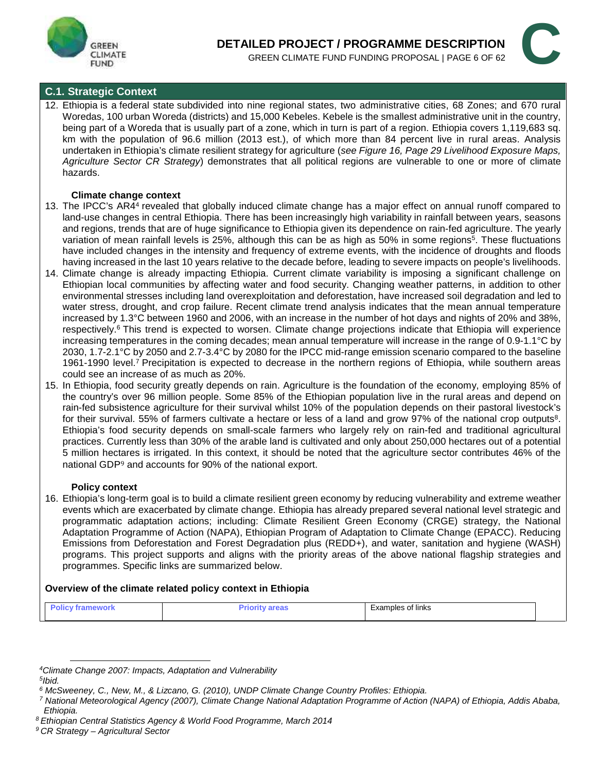## C.1. Strategic Context

12. Ethiopia is a federal state subdivided into nine regional states, two administrative cities, 68 Zones; and 670 rural Woredas, 100 urban Woreda (districts) and 15,000 Kebeles. Kebele is the smallest administrative unit in the country, being part of a Woreda that is usually part of a zone, which in turn is part of a region. Ethiopia covers 1,119,683 sq. km with the population of 96.6 million (2013 est.), of which more than 84 percent live in rural areas. Analysis undertaken in Ethiopia's climate resilient strategy for agriculture (*see Figure 16, Page 29 Livelihood Exposure Maps, Agriculture Sector CR Strategy*) demonstrates that all political regions are vulnerable to one or more of climate hazards.

**Climate change context**

13. The IPCC's AR4[4] revealed that globally induced climate change has a major effect on annual runoff compared to land-use changes in central Ethiopia. There has been increasingly high variability in rainfall between years, seasons and regions, trends that are of huge significance to Ethiopia given its dependence on rain-fed agriculture. The yearly variation of mean rainfall levels is 25%, although this can be as high as 50% in some regions[5]. These fluctuations have included changes in the intensity and frequency of extreme events, with the incidence of droughts and floods having increased in the last 10 years relative to the decade before, leading to severe impacts on people's livelihoods.
14. Climate change is already impacting Ethiopia. Current climate variability is imposing a significant challenge on Ethiopian local communities by affecting water and food security. Changing weather patterns, in addition to other environmental stresses including land overexploitation and deforestation, have increased soil degradation and led to water stress, drought, and crop failure. Recent climate trend analysis indicates that the mean annual temperature increased by 1.3°C between 1960 and 2006, with an increase in the number of hot days and nights of 20% and 38%, respectively.[6] This trend is expected to worsen. Climate change projections indicate that Ethiopia will experience increasing temperatures in the coming decades; mean annual temperature will increase in the range of 0.9-1.1°C by 2030, 1.7-2.1°C by 2050 and 2.7-3.4°C by 2080 for the IPCC mid-range emission scenario compared to the baseline 1961-1990 level.[7] Precipitation is expected to decrease in the northern regions of Ethiopia, while southern areas could see an increase of as much as 20%.
15. In Ethiopia, food security greatly depends on rain. Agriculture is the foundation of the economy, employing 85% of the country's over 96 million people. Some 85% of the Ethiopian population live in the rural areas and depend on rain-fed subsistence agriculture for their survival whilst 10% of the population depends on their pastoral livestock's for their survival. 55% of farmers cultivate a hectare or less of a land and grow 97% of the national crop outputs[8]. Ethiopia's food security depends on small-scale farmers who largely rely on rain-fed and traditional agricultural practices. Currently less than 30% of the arable land is cultivated and only about 250,000 hectares out of a potential 5 million hectares is irrigated. In this context, it should be noted that the agriculture sector contributes 46% of the national GDP[9] and accounts for 90% of the national export.

**Policy context**

16. Ethiopia's long-term goal is to build a climate resilient green economy by reducing vulnerability and extreme weather events which are exacerbated by climate change. Ethiopia has already prepared several national level strategic and programmatic adaptation actions; including: Climate Resilient Green Economy (CRGE) strategy, the National Adaptation Programme of Action (NAPA), Ethiopian Program of Adaptation to Climate Change (EPACC). Reducing Emissions from Deforestation and Forest Degradation plus (REDD+), and water, sanitation and hygiene (WASH) programs. This project supports and aligns with the priority areas of the above national flagship strategies and programmes. Specific links are summarized below.

**Overview of the climate related policy context in Ethiopia**

| Policy framework | Priority areas | Examples of links |
|---|---|---|

---

[4] *Climate Change 2007: Impacts, Adaptation and Vulnerability*

[5] *Ibid.*

[6] *McSweeney, C., New, M., & Lizcano, G. (2010), UNDP Climate Change Country Profiles: Ethiopia.*

[7] *National Meteorological Agency (2007), Climate Change National Adaptation Programme of Action (NAPA) of Ethiopia, Addis Ababa, Ethiopia.*

[8] *Ethiopian Central Statistics Agency & World Food Programme, March 2014*

[9] *CR Strategy – Agricultural Sector*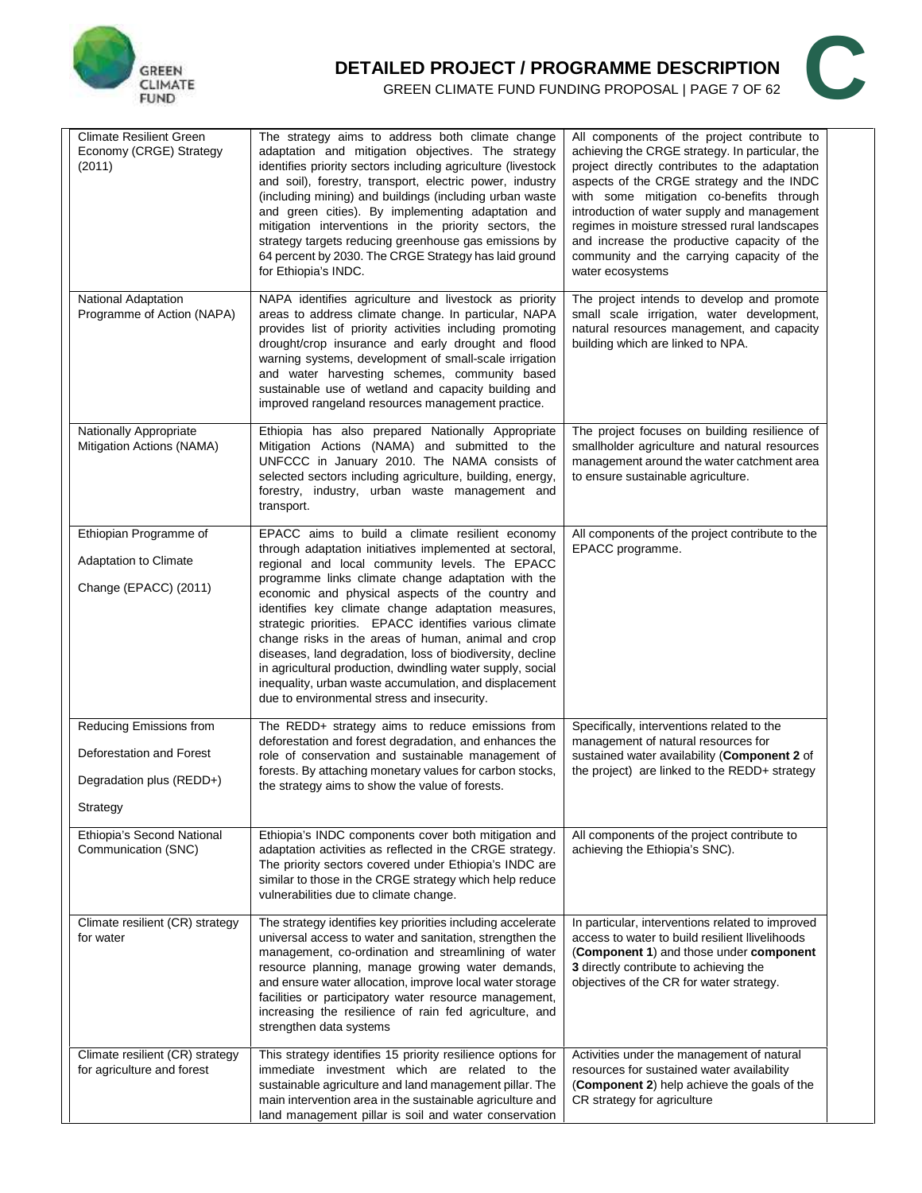| Climate Resilient Green Economy (CRGE) Strategy (2011) | The strategy aims to address both climate change adaptation and mitigation objectives. The strategy identifies priority sectors including agriculture (livestock and soil), forestry, transport, electric power, industry (including mining) and buildings (including urban waste and green cities). By implementing adaptation and mitigation interventions in the priority sectors, the strategy targets reducing greenhouse gas emissions by 64 percent by 2030. The CRGE Strategy has laid ground for Ethiopia's INDC. | All components of the project contribute to achieving the CRGE strategy. In particular, the project directly contributes to the adaptation aspects of the CRGE strategy and the INDC with some mitigation co-benefits through introduction of water supply and management regimes in moisture stressed rural landscapes and increase the productive capacity of the community and the carrying capacity of the water ecosystems |
|---|---|---|
| National Adaptation Programme of Action (NAPA) | NAPA identifies agriculture and livestock as priority areas to address climate change. In particular, NAPA provides list of priority activities including promoting drought/crop insurance and early drought and flood warning systems, development of small-scale irrigation and water harvesting schemes, community based sustainable use of wetland and capacity building and improved rangeland resources management practice. | The project intends to develop and promote small scale irrigation, water development, natural resources management, and capacity building which are linked to NPA. |
| Nationally Appropriate Mitigation Actions (NAMA) | Ethiopia has also prepared Nationally Appropriate Mitigation Actions (NAMA) and submitted to the UNFCCC in January 2010. The NAMA consists of selected sectors including agriculture, building, energy, forestry, industry, urban waste management and transport. | The project focuses on building resilience of smallholder agriculture and natural resources management around the water catchment area to ensure sustainable agriculture. |
| Ethiopian Programme of Adaptation to Climate Change (EPACC) (2011) | EPACC aims to build a climate resilient economy through adaptation initiatives implemented at sectoral, regional and local community levels. The EPACC programme links climate change adaptation with the economic and physical aspects of the country and identifies key climate change adaptation measures, strategic priorities. EPACC identifies various climate change risks in the areas of human, animal and crop diseases, land degradation, loss of biodiversity, decline in agricultural production, dwindling water supply, social inequality, urban waste accumulation, and displacement due to environmental stress and insecurity. | All components of the project contribute to the EPACC programme. |
| Reducing Emissions from Deforestation and Forest Degradation plus (REDD+) Strategy | The REDD+ strategy aims to reduce emissions from deforestation and forest degradation, and enhances the role of conservation and sustainable management of forests. By attaching monetary values for carbon stocks, the strategy aims to show the value of forests. | Specifically, interventions related to the management of natural resources for sustained water availability (**Component 2** of the project) are linked to the REDD+ strategy |
| Ethiopia's Second National Communication (SNC) | Ethiopia's INDC components cover both mitigation and adaptation activities as reflected in the CRGE strategy. The priority sectors covered under Ethiopia's INDC are similar to those in the CRGE strategy which help reduce vulnerabilities due to climate change. | All components of the project contribute to achieving the Ethiopia's SNC). |
| Climate resilient (CR) strategy for water | The strategy identifies key priorities including accelerate universal access to water and sanitation, strengthen the management, co-ordination and streamlining of water resource planning, manage growing water demands, and ensure water allocation, improve local water storage facilities or participatory water resource management, increasing the resilience of rain fed agriculture, and strengthen data systems | In particular, interventions related to improved access to water to build resilient llivelihoods (**Component 1**) and those under **component 3** directly contribute to achieving the objectives of the CR for water strategy. |
| Climate resilient (CR) strategy for agriculture and forest | This strategy identifies 15 priority resilience options for immediate investment which are related to the sustainable agriculture and land management pillar. The main intervention area in the sustainable agriculture and land management pillar is soil and water conservation | Activities under the management of natural resources for sustained water availability (**Component 2**) help achieve the goals of the CR strategy for agriculture |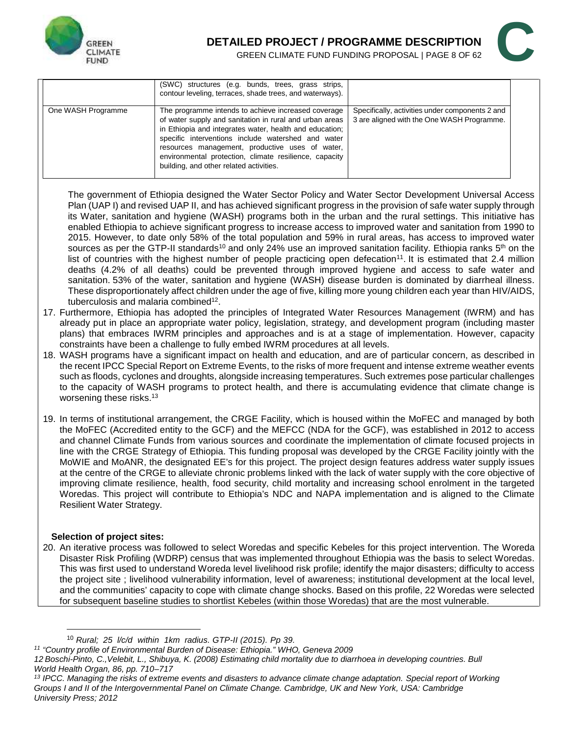| | (SWC) structures (e.g. bunds, trees, grass strips, contour leveling, terraces, shade trees, and waterways). | |
|---|---|---|
| One WASH Programme | The programme intends to achieve increased coverage of water supply and sanitation in rural and urban areas in Ethiopia and integrates water, health and education; specific interventions include watershed and water resources management, productive uses of water, environmental protection, climate resilience, capacity building, and other related activities. | Specifically, activities under components 2 and 3 are aligned with the One WASH Programme. |

The government of Ethiopia designed the Water Sector Policy and Water Sector Development Universal Access Plan (UAP I) and revised UAP II, and has achieved significant progress in the provision of safe water supply through its Water, sanitation and hygiene (WASH) programs both in the urban and the rural settings. This initiative has enabled Ethiopia to achieve significant progress to increase access to improved water and sanitation from 1990 to 2015. However, to date only 58% of the total population and 59% in rural areas, has access to improved water sources as per the GTP-II standards[10] and only 24% use an improved sanitation facility. Ethiopia ranks 5th on the list of countries with the highest number of people practicing open defecation[11]. It is estimated that 2.4 million deaths (4.2% of all deaths) could be prevented through improved hygiene and access to safe water and sanitation. 53% of the water, sanitation and hygiene (WASH) disease burden is dominated by diarrheal illness. These disproportionately affect children under the age of five, killing more young children each year than HIV/AIDS, tuberculosis and malaria combined[12].

17. Furthermore, Ethiopia has adopted the principles of Integrated Water Resources Management (IWRM) and has already put in place an appropriate water policy, legislation, strategy, and development program (including master plans) that embraces IWRM principles and approaches and is at a stage of implementation. However, capacity constraints have been a challenge to fully embed IWRM procedures at all levels.
18. WASH programs have a significant impact on health and education, and are of particular concern, as described in the recent IPCC Special Report on Extreme Events, to the risks of more frequent and intense extreme weather events such as floods, cyclones and droughts, alongside increasing temperatures. Such extremes pose particular challenges to the capacity of WASH programs to protect health, and there is accumulating evidence that climate change is worsening these risks.[13]
19. In terms of institutional arrangement, the CRGE Facility, which is housed within the MoFEC and managed by both the MoFEC (Accredited entity to the GCF) and the MEFCC (NDA for the GCF), was established in 2012 to access and channel Climate Funds from various sources and coordinate the implementation of climate focused projects in line with the CRGE Strategy of Ethiopia. This funding proposal was developed by the CRGE Facility jointly with the MoWIE and MoANR, the designated EE's for this project. The project design features address water supply issues at the centre of the CRGE to alleviate chronic problems linked with the lack of water supply with the core objective of improving climate resilience, health, food security, child mortality and increasing school enrolment in the targeted Woredas. This project will contribute to Ethiopia's NDC and NAPA implementation and is aligned to the Climate Resilient Water Strategy.

**Selection of project sites:**

20. An iterative process was followed to select Woredas and specific Kebeles for this project intervention. The Woreda Disaster Risk Profiling (WDRP) census that was implemented throughout Ethiopia was the basis to select Woredas. This was first used to understand Woreda level livelihood risk profile; identify the major disasters; difficulty to access the project site ; livelihood vulnerability information, level of awareness; institutional development at the local level, and the communities' capacity to cope with climate change shocks. Based on this profile, 22 Woredas were selected for subsequent baseline studies to shortlist Kebeles (within those Woredas) that are the most vulnerable.

---

[10] *Rural; 25 l/c/d within 1km radius. GTP-II (2015). Pp 39.*

[11] *"Country profile of Environmental Burden of Disease: Ethiopia." WHO, Geneva 2009*

[12] *Boschi-Pinto, C.,Velebit, L., Shibuya, K. (2008) Estimating child mortality due to diarrhoea in developing countries. Bull World Health Organ, 86, pp. 710–717*

[13] *IPCC. Managing the risks of extreme events and disasters to advance climate change adaptation. Special report of Working Groups I and II of the Intergovernmental Panel on Climate Change. Cambridge, UK and New York, USA: Cambridge University Press; 2012*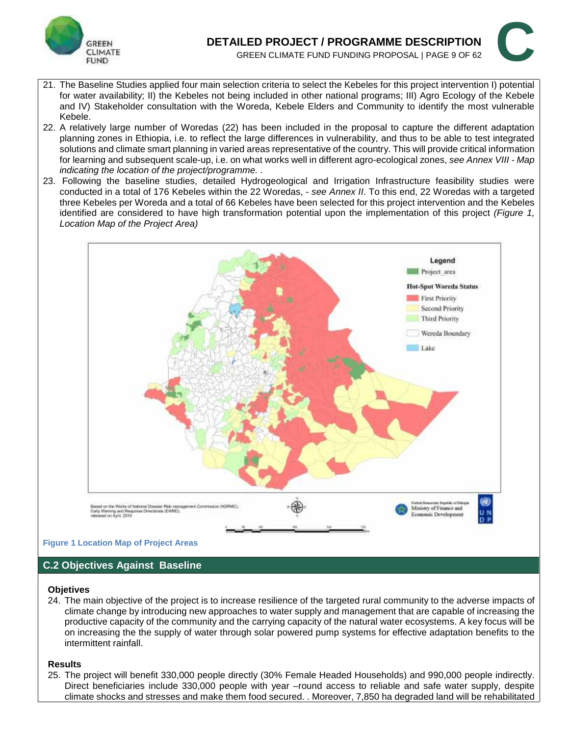21. The Baseline Studies applied four main selection criteria to select the Kebeles for this project intervention I) potential for water availability; II) the Kebeles not being included in other national programs; III) Agro Ecology of the Kebele and IV) Stakeholder consultation with the Woreda, Kebele Elders and Community to identify the most vulnerable Kebele.
22. A relatively large number of Woredas (22) has been included in the proposal to capture the different adaptation planning zones in Ethiopia, i.e. to reflect the large differences in vulnerability, and thus to be able to test integrated solutions and climate smart planning in varied areas representative of the country. This will provide critical information for learning and subsequent scale-up, i.e. on what works well in different agro-ecological zones, *see Annex VIII - Map indicating the location of the project/programme.* .
23. Following the baseline studies, detailed Hydrogeological and Irrigation Infrastructure feasibility studies were conducted in a total of 176 Kebeles within the 22 Woredas, - *see Annex II*. To this end, 22 Woredas with a targeted three Kebeles per Woreda and a total of 66 Kebeles have been selected for this project intervention and the Kebeles identified are considered to have high transformation potential upon the implementation of this project *(Figure 1, Location Map of the Project Area)*

**Figure 1 Location Map of Project Areas**

## C.2 Objectives Against Baseline

### Objetives

24. The main objective of the project is to increase resilience of the targeted rural community to the adverse impacts of climate change by introducing new approaches to water supply and management that are capable of increasing the productive capacity of the community and the carrying capacity of the natural water ecosystems. A key focus will be on increasing the the supply of water through solar powered pump systems for effective adaptation benefits to the intermittent rainfall.

### Results

25. The project will benefit 330,000 people directly (30% Female Headed Households) and 990,000 people indirectly. Direct beneficiaries include 330,000 people with year –round access to reliable and safe water supply, despite climate shocks and stresses and make them food secured. . Moreover, 7,850 ha degraded land will be rehabilitated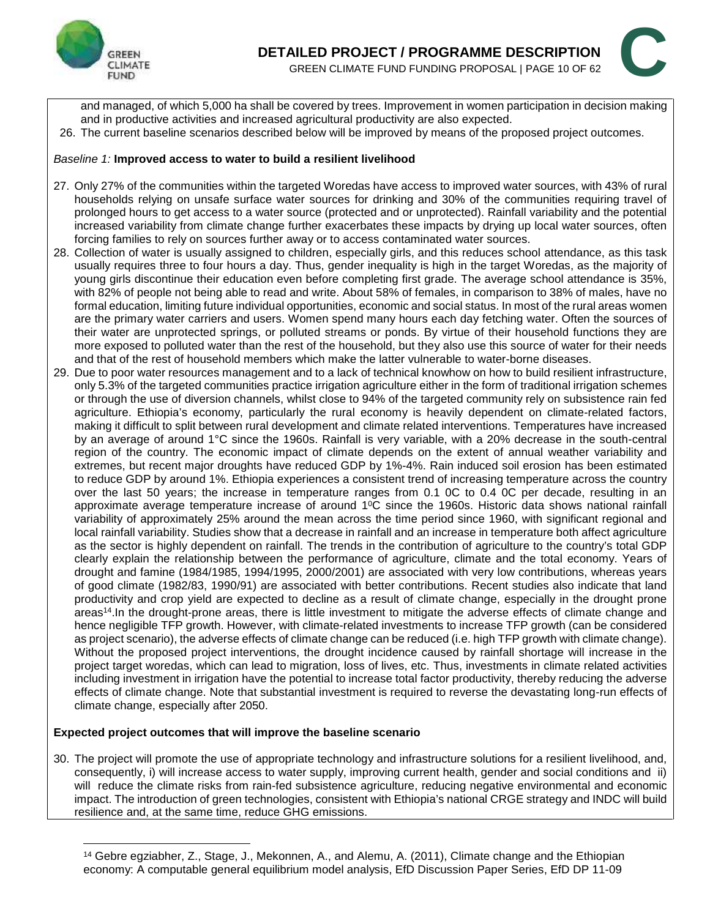and managed, of which 5,000 ha shall be covered by trees. Improvement in women participation in decision making and in productive activities and increased agricultural productivity are also expected.

26. The current baseline scenarios described below will be improved by means of the proposed project outcomes.

*Baseline 1:* **Improved access to water to build a resilient livelihood**

27. Only 27% of the communities within the targeted Woredas have access to improved water sources, with 43% of rural households relying on unsafe surface water sources for drinking and 30% of the communities requiring travel of prolonged hours to get access to a water source (protected and or unprotected). Rainfall variability and the potential increased variability from climate change further exacerbates these impacts by drying up local water sources, often forcing families to rely on sources further away or to access contaminated water sources.
28. Collection of water is usually assigned to children, especially girls, and this reduces school attendance, as this task usually requires three to four hours a day. Thus, gender inequality is high in the target Woredas, as the majority of young girls discontinue their education even before completing first grade. The average school attendance is 35%, with 82% of people not being able to read and write. About 58% of females, in comparison to 38% of males, have no formal education, limiting future individual opportunities, economic and social status. In most of the rural areas women are the primary water carriers and users. Women spend many hours each day fetching water. Often the sources of their water are unprotected springs, or polluted streams or ponds. By virtue of their household functions they are more exposed to polluted water than the rest of the household, but they also use this source of water for their needs and that of the rest of household members which make the latter vulnerable to water-borne diseases.
29. Due to poor water resources management and to a lack of technical knowhow on how to build resilient infrastructure, only 5.3% of the targeted communities practice irrigation agriculture either in the form of traditional irrigation schemes or through the use of diversion channels, whilst close to 94% of the targeted community rely on subsistence rain fed agriculture. Ethiopia's economy, particularly the rural economy is heavily dependent on climate-related factors, making it difficult to split between rural development and climate related interventions. Temperatures have increased by an average of around 1°C since the 1960s. Rainfall is very variable, with a 20% decrease in the south-central region of the country. The economic impact of climate depends on the extent of annual weather variability and extremes, but recent major droughts have reduced GDP by 1%-4%. Rain induced soil erosion has been estimated to reduce GDP by around 1%. Ethiopia experiences a consistent trend of increasing temperature across the country over the last 50 years; the increase in temperature ranges from 0.1 0C to 0.4 0C per decade, resulting in an approximate average temperature increase of around 1$^0$C since the 1960s. Historic data shows national rainfall variability of approximately 25% around the mean across the time period since 1960, with significant regional and local rainfall variability. Studies show that a decrease in rainfall and an increase in temperature both affect agriculture as the sector is highly dependent on rainfall. The trends in the contribution of agriculture to the country's total GDP clearly explain the relationship between the performance of agriculture, climate and the total economy. Years of drought and famine (1984/1985, 1994/1995, 2000/2001) are associated with very low contributions, whereas years of good climate (1982/83, 1990/91) are associated with better contributions. Recent studies also indicate that land productivity and crop yield are expected to decline as a result of climate change, especially in the drought prone areas[14].In the drought-prone areas, there is little investment to mitigate the adverse effects of climate change and hence negligible TFP growth. However, with climate-related investments to increase TFP growth (can be considered as project scenario), the adverse effects of climate change can be reduced (i.e. high TFP growth with climate change). Without the proposed project interventions, the drought incidence caused by rainfall shortage will increase in the project target woredas, which can lead to migration, loss of lives, etc. Thus, investments in climate related activities including investment in irrigation have the potential to increase total factor productivity, thereby reducing the adverse effects of climate change. Note that substantial investment is required to reverse the devastating long-run effects of climate change, especially after 2050.

**Expected project outcomes that will improve the baseline scenario**

30. The project will promote the use of appropriate technology and infrastructure solutions for a resilient livelihood, and, consequently, i) will increase access to water supply, improving current health, gender and social conditions and ii) will reduce the climate risks from rain-fed subsistence agriculture, reducing negative environmental and economic impact. The introduction of green technologies, consistent with Ethiopia's national CRGE strategy and INDC will build resilience and, at the same time, reduce GHG emissions.

[14] Gebre egziabher, Z., Stage, J., Mekonnen, A., and Alemu, A. (2011), Climate change and the Ethiopian economy: A computable general equilibrium model analysis, EfD Discussion Paper Series, EfD DP 11-09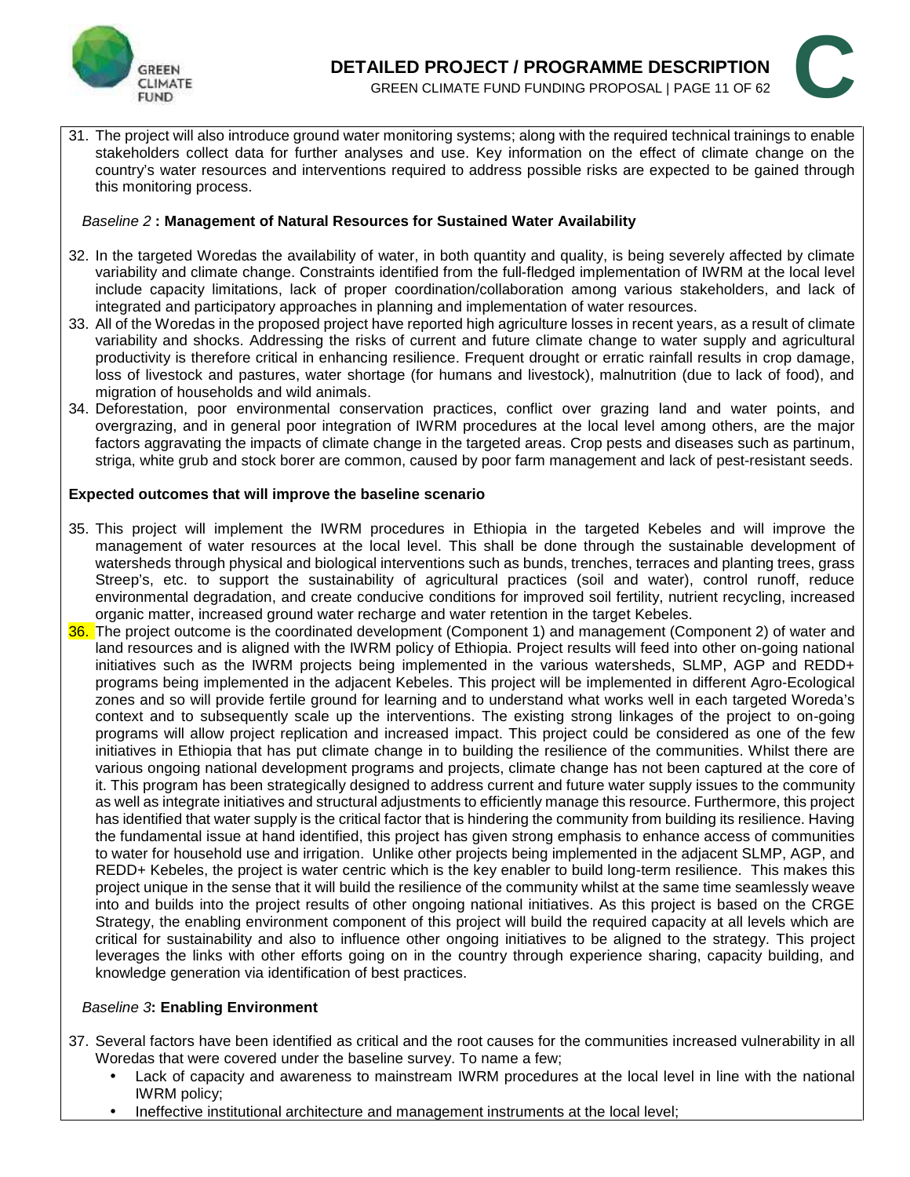31. The project will also introduce ground water monitoring systems; along with the required technical trainings to enable stakeholders collect data for further analyses and use. Key information on the effect of climate change on the country's water resources and interventions required to address possible risks are expected to be gained through this monitoring process.

*Baseline 2* **: Management of Natural Resources for Sustained Water Availability**

32. In the targeted Woredas the availability of water, in both quantity and quality, is being severely affected by climate variability and climate change. Constraints identified from the full-fledged implementation of IWRM at the local level include capacity limitations, lack of proper coordination/collaboration among various stakeholders, and lack of integrated and participatory approaches in planning and implementation of water resources.
33. All of the Woredas in the proposed project have reported high agriculture losses in recent years, as a result of climate variability and shocks. Addressing the risks of current and future climate change to water supply and agricultural productivity is therefore critical in enhancing resilience. Frequent drought or erratic rainfall results in crop damage, loss of livestock and pastures, water shortage (for humans and livestock), malnutrition (due to lack of food), and migration of households and wild animals.
34. Deforestation, poor environmental conservation practices, conflict over grazing land and water points, and overgrazing, and in general poor integration of IWRM procedures at the local level among others, are the major factors aggravating the impacts of climate change in the targeted areas. Crop pests and diseases such as partinum, striga, white grub and stock borer are common, caused by poor farm management and lack of pest-resistant seeds.

**Expected outcomes that will improve the baseline scenario**

35. This project will implement the IWRM procedures in Ethiopia in the targeted Kebeles and will improve the management of water resources at the local level. This shall be done through the sustainable development of watersheds through physical and biological interventions such as bunds, trenches, terraces and planting trees, grass Streep's, etc. to support the sustainability of agricultural practices (soil and water), control runoff, reduce environmental degradation, and create conducive conditions for improved soil fertility, nutrient recycling, increased organic matter, increased ground water recharge and water retention in the target Kebeles.
36. The project outcome is the coordinated development (Component 1) and management (Component 2) of water and land resources and is aligned with the IWRM policy of Ethiopia. Project results will feed into other on-going national initiatives such as the IWRM projects being implemented in the various watersheds, SLMP, AGP and REDD+ programs being implemented in the adjacent Kebeles. This project will be implemented in different Agro-Ecological zones and so will provide fertile ground for learning and to understand what works well in each targeted Woreda's context and to subsequently scale up the interventions. The existing strong linkages of the project to on-going programs will allow project replication and increased impact. This project could be considered as one of the few initiatives in Ethiopia that has put climate change in to building the resilience of the communities. Whilst there are various ongoing national development programs and projects, climate change has not been captured at the core of it. This program has been strategically designed to address current and future water supply issues to the community as well as integrate initiatives and structural adjustments to efficiently manage this resource. Furthermore, this project has identified that water supply is the critical factor that is hindering the community from building its resilience. Having the fundamental issue at hand identified, this project has given strong emphasis to enhance access of communities to water for household use and irrigation. Unlike other projects being implemented in the adjacent SLMP, AGP, and REDD+ Kebeles, the project is water centric which is the key enabler to build long-term resilience. This makes this project unique in the sense that it will build the resilience of the community whilst at the same time seamlessly weave into and builds into the project results of other ongoing national initiatives. As this project is based on the CRGE Strategy, the enabling environment component of this project will build the required capacity at all levels which are critical for sustainability and also to influence other ongoing initiatives to be aligned to the strategy. This project leverages the links with other efforts going on in the country through experience sharing, capacity building, and knowledge generation via identification of best practices.

*Baseline 3***: Enabling Environment**

37. Several factors have been identified as critical and the root causes for the communities increased vulnerability in all Woredas that were covered under the baseline survey. To name a few;
    - Lack of capacity and awareness to mainstream IWRM procedures at the local level in line with the national IWRM policy;
    - Ineffective institutional architecture and management instruments at the local level;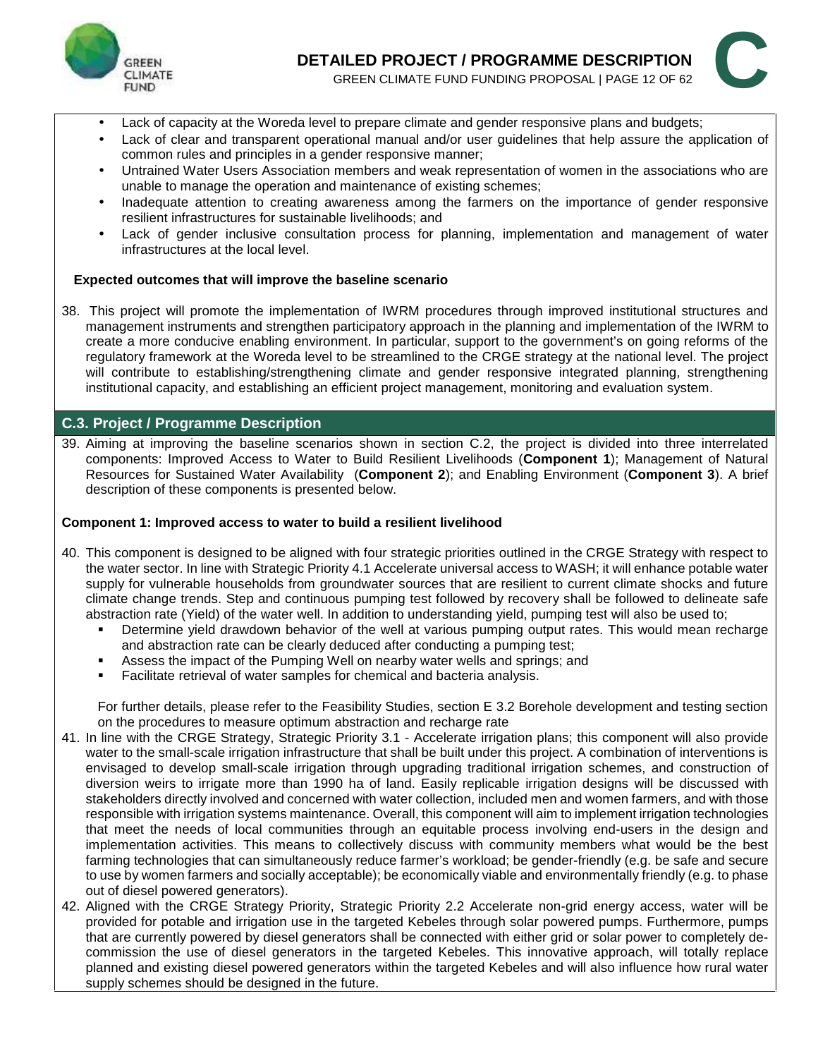- Lack of capacity at the Woreda level to prepare climate and gender responsive plans and budgets;
- Lack of clear and transparent operational manual and/or user guidelines that help assure the application of common rules and principles in a gender responsive manner;
- Untrained Water Users Association members and weak representation of women in the associations who are unable to manage the operation and maintenance of existing schemes;
- Inadequate attention to creating awareness among the farmers on the importance of gender responsive resilient infrastructures for sustainable livelihoods; and
- Lack of gender inclusive consultation process for planning, implementation and management of water infrastructures at the local level.

**Expected outcomes that will improve the baseline scenario**

38. This project will promote the implementation of IWRM procedures through improved institutional structures and management instruments and strengthen participatory approach in the planning and implementation of the IWRM to create a more conducive enabling environment. In particular, support to the government's on going reforms of the regulatory framework at the Woreda level to be streamlined to the CRGE strategy at the national level. The project will contribute to establishing/strengthening climate and gender responsive integrated planning, strengthening institutional capacity, and establishing an efficient project management, monitoring and evaluation system.

## C.3. Project / Programme Description

39. Aiming at improving the baseline scenarios shown in section C.2, the project is divided into three interrelated components: Improved Access to Water to Build Resilient Livelihoods (**Component 1**); Management of Natural Resources for Sustained Water Availability (**Component 2**); and Enabling Environment (**Component 3**). A brief description of these components is presented below.

**Component 1: Improved access to water to build a resilient livelihood**

40. This component is designed to be aligned with four strategic priorities outlined in the CRGE Strategy with respect to the water sector. In line with Strategic Priority 4.1 Accelerate universal access to WASH; it will enhance potable water supply for vulnerable households from groundwater sources that are resilient to current climate shocks and future climate change trends. Step and continuous pumping test followed by recovery shall be followed to delineate safe abstraction rate (Yield) of the water well. In addition to understanding yield, pumping test will also be used to;
    - Determine yield drawdown behavior of the well at various pumping output rates. This would mean recharge and abstraction rate can be clearly deduced after conducting a pumping test;
    - Assess the impact of the Pumping Well on nearby water wells and springs; and
    - Facilitate retrieval of water samples for chemical and bacteria analysis.

    For further details, please refer to the Feasibility Studies, section E 3.2 Borehole development and testing section on the procedures to measure optimum abstraction and recharge rate

41. In line with the CRGE Strategy, Strategic Priority 3.1 - Accelerate irrigation plans; this component will also provide water to the small-scale irrigation infrastructure that shall be built under this project. A combination of interventions is envisaged to develop small-scale irrigation through upgrading traditional irrigation schemes, and construction of diversion weirs to irrigate more than 1990 ha of land. Easily replicable irrigation designs will be discussed with stakeholders directly involved and concerned with water collection, included men and women farmers, and with those responsible with irrigation systems maintenance. Overall, this component will aim to implement irrigation technologies that meet the needs of local communities through an equitable process involving end-users in the design and implementation activities. This means to collectively discuss with community members what would be the best farming technologies that can simultaneously reduce farmer's workload; be gender-friendly (e.g. be safe and secure to use by women farmers and socially acceptable); be economically viable and environmentally friendly (e.g. to phase out of diesel powered generators).

42. Aligned with the CRGE Strategy Priority, Strategic Priority 2.2 Accelerate non-grid energy access, water will be provided for potable and irrigation use in the targeted Kebeles through solar powered pumps. Furthermore, pumps that are currently powered by diesel generators shall be connected with either grid or solar power to completely de-commission the use of diesel generators in the targeted Kebeles. This innovative approach, will totally replace planned and existing diesel powered generators within the targeted Kebeles and will also influence how rural water supply schemes should be designed in the future.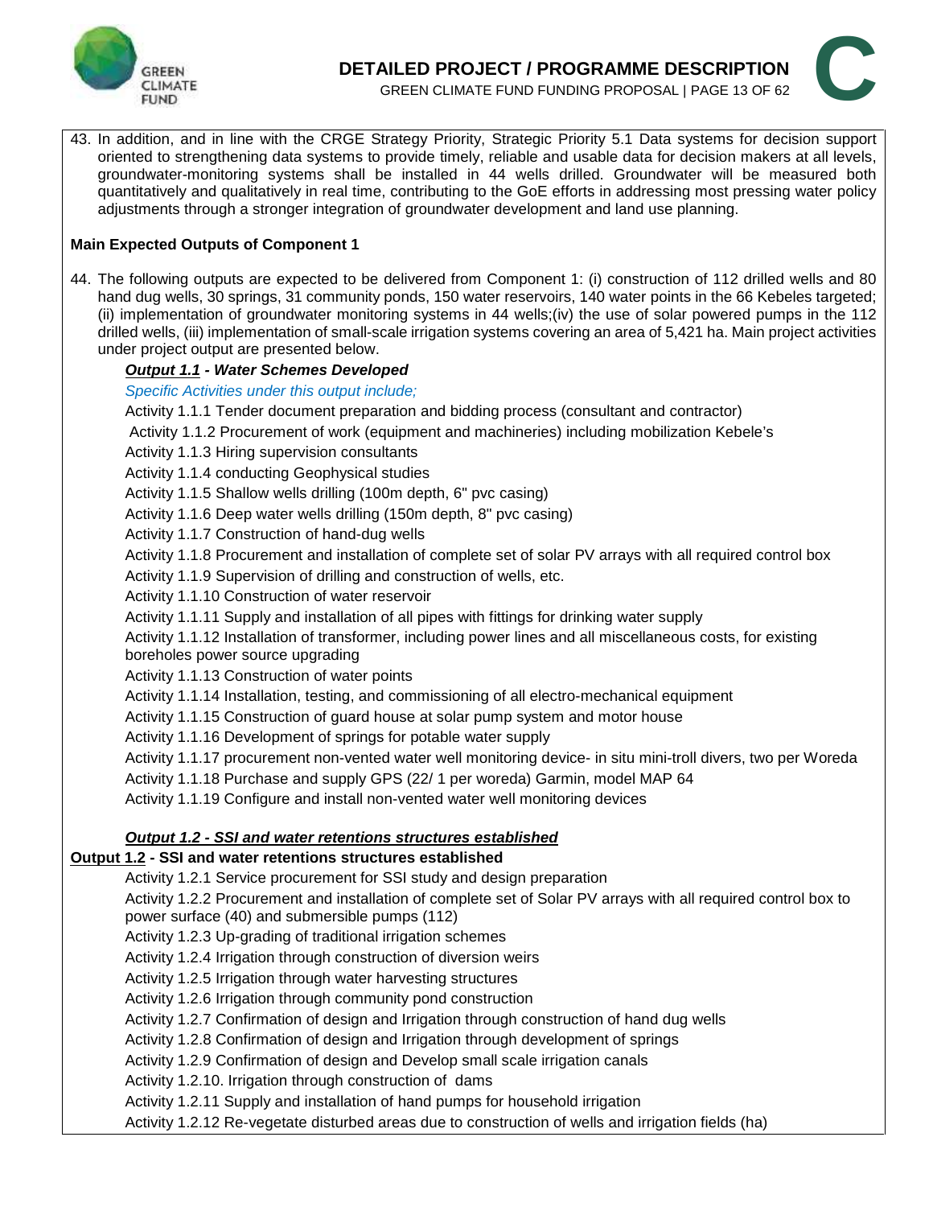43. In addition, and in line with the CRGE Strategy Priority, Strategic Priority 5.1 Data systems for decision support oriented to strengthening data systems to provide timely, reliable and usable data for decision makers at all levels, groundwater-monitoring systems shall be installed in 44 wells drilled. Groundwater will be measured both quantitatively and qualitatively in real time, contributing to the GoE efforts in addressing most pressing water policy adjustments through a stronger integration of groundwater development and land use planning.

**Main Expected Outputs of Component 1**

44. The following outputs are expected to be delivered from Component 1: (i) construction of 112 drilled wells and 80 hand dug wells, 30 springs, 31 community ponds, 150 water reservoirs, 140 water points in the 66 Kebeles targeted; (ii) implementation of groundwater monitoring systems in 44 wells;(iv) the use of solar powered pumps in the 112 drilled wells, (iii) implementation of small-scale irrigation systems covering an area of 5,421 ha. Main project activities under project output are presented below.

***Output 1.1* - Water Schemes Developed**

*Specific Activities under this output include;*

Activity 1.1.1 Tender document preparation and bidding process (consultant and contractor)

Activity 1.1.2 Procurement of work (equipment and machineries) including mobilization Kebele's

Activity 1.1.3 Hiring supervision consultants

Activity 1.1.4 conducting Geophysical studies

Activity 1.1.5 Shallow wells drilling (100m depth, 6" pvc casing)

Activity 1.1.6 Deep water wells drilling (150m depth, 8" pvc casing)

Activity 1.1.7 Construction of hand-dug wells

Activity 1.1.8 Procurement and installation of complete set of solar PV arrays with all required control box

Activity 1.1.9 Supervision of drilling and construction of wells, etc.

Activity 1.1.10 Construction of water reservoir

Activity 1.1.11 Supply and installation of all pipes with fittings for drinking water supply

Activity 1.1.12 Installation of transformer, including power lines and all miscellaneous costs, for existing boreholes power source upgrading

Activity 1.1.13 Construction of water points

Activity 1.1.14 Installation, testing, and commissioning of all electro-mechanical equipment

Activity 1.1.15 Construction of guard house at solar pump system and motor house

Activity 1.1.16 Development of springs for potable water supply

Activity 1.1.17 procurement non-vented water well monitoring device- in situ mini-troll divers, two per Woreda

Activity 1.1.18 Purchase and supply GPS (22/ 1 per woreda) Garmin, model MAP 64

Activity 1.1.19 Configure and install non-vented water well monitoring devices

***Output 1.2 - SSI and water retentions structures established***

**Output 1.2 - SSI and water retentions structures established**

Activity 1.2.1 Service procurement for SSI study and design preparation

Activity 1.2.2 Procurement and installation of complete set of Solar PV arrays with all required control box to power surface (40) and submersible pumps (112)

Activity 1.2.3 Up-grading of traditional irrigation schemes

Activity 1.2.4 Irrigation through construction of diversion weirs

Activity 1.2.5 Irrigation through water harvesting structures

Activity 1.2.6 Irrigation through community pond construction

Activity 1.2.7 Confirmation of design and Irrigation through construction of hand dug wells

Activity 1.2.8 Confirmation of design and Irrigation through development of springs

Activity 1.2.9 Confirmation of design and Develop small scale irrigation canals

Activity 1.2.10. Irrigation through construction of dams

Activity 1.2.11 Supply and installation of hand pumps for household irrigation

Activity 1.2.12 Re-vegetate disturbed areas due to construction of wells and irrigation fields (ha)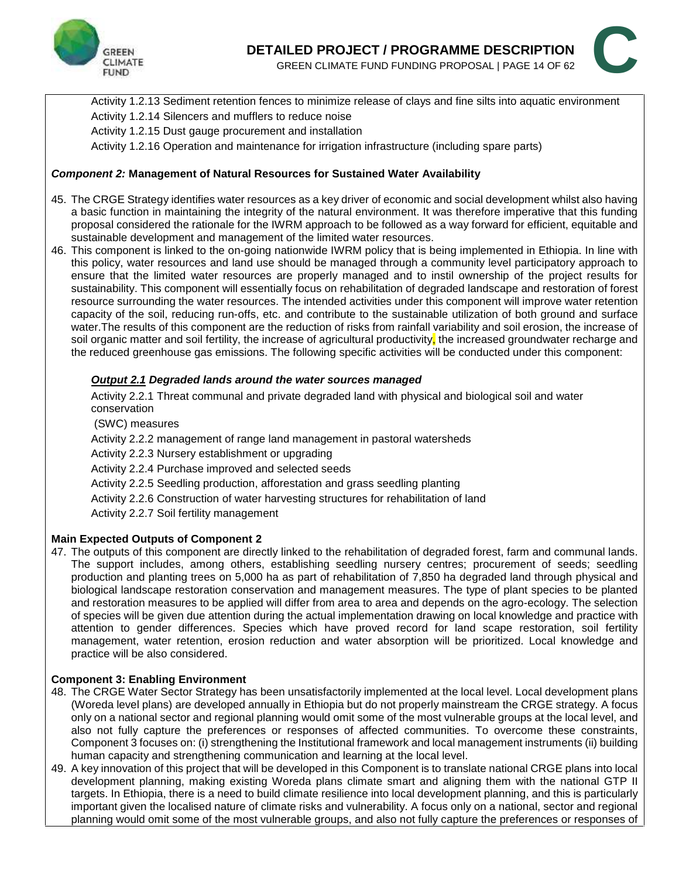Activity 1.2.13 Sediment retention fences to minimize release of clays and fine silts into aquatic environment

Activity 1.2.14 Silencers and mufflers to reduce noise

Activity 1.2.15 Dust gauge procurement and installation

Activity 1.2.16 Operation and maintenance for irrigation infrastructure (including spare parts)

***Component 2:* Management of Natural Resources for Sustained Water Availability**

45. The CRGE Strategy identifies water resources as a key driver of economic and social development whilst also having a basic function in maintaining the integrity of the natural environment. It was therefore imperative that this funding proposal considered the rationale for the IWRM approach to be followed as a way forward for efficient, equitable and sustainable development and management of the limited water resources.
46. This component is linked to the on-going nationwide IWRM policy that is being implemented in Ethiopia. In line with this policy, water resources and land use should be managed through a community level participatory approach to ensure that the limited water resources are properly managed and to instil ownership of the project results for sustainability. This component will essentially focus on rehabilitation of degraded landscape and restoration of forest resource surrounding the water resources. The intended activities under this component will improve water retention capacity of the soil, reducing run-offs, etc. and contribute to the sustainable utilization of both ground and surface water.The results of this component are the reduction of risks from rainfall variability and soil erosion, the increase of soil organic matter and soil fertility, the increase of agricultural productivity, the increased groundwater recharge and the reduced greenhouse gas emissions. The following specific activities will be conducted under this component:

***Output 2.1* *Degraded lands around the water sources managed***

Activity 2.2.1 Threat communal and private degraded land with physical and biological soil and water conservation

(SWC) measures

Activity 2.2.2 management of range land management in pastoral watersheds

Activity 2.2.3 Nursery establishment or upgrading

Activity 2.2.4 Purchase improved and selected seeds

Activity 2.2.5 Seedling production, afforestation and grass seedling planting

Activity 2.2.6 Construction of water harvesting structures for rehabilitation of land

Activity 2.2.7 Soil fertility management

**Main Expected Outputs of Component 2**

47. The outputs of this component are directly linked to the rehabilitation of degraded forest, farm and communal lands. The support includes, among others, establishing seedling nursery centres; procurement of seeds; seedling production and planting trees on 5,000 ha as part of rehabilitation of 7,850 ha degraded land through physical and biological landscape restoration conservation and management measures. The type of plant species to be planted and restoration measures to be applied will differ from area to area and depends on the agro-ecology. The selection of species will be given due attention during the actual implementation drawing on local knowledge and practice with attention to gender differences. Species which have proved record for land scape restoration, soil fertility management, water retention, erosion reduction and water absorption will be prioritized. Local knowledge and practice will be also considered.

**Component 3: Enabling Environment**

48. The CRGE Water Sector Strategy has been unsatisfactorily implemented at the local level. Local development plans (Woreda level plans) are developed annually in Ethiopia but do not properly mainstream the CRGE strategy. A focus only on a national sector and regional planning would omit some of the most vulnerable groups at the local level, and also not fully capture the preferences or responses of affected communities. To overcome these constraints, Component 3 focuses on: (i) strengthening the Institutional framework and local management instruments (ii) building human capacity and strengthening communication and learning at the local level.
49. A key innovation of this project that will be developed in this Component is to translate national CRGE plans into local development planning, making existing Woreda plans climate smart and aligning them with the national GTP II targets. In Ethiopia, there is a need to build climate resilience into local development planning, and this is particularly important given the localised nature of climate risks and vulnerability. A focus only on a national, sector and regional planning would omit some of the most vulnerable groups, and also not fully capture the preferences or responses of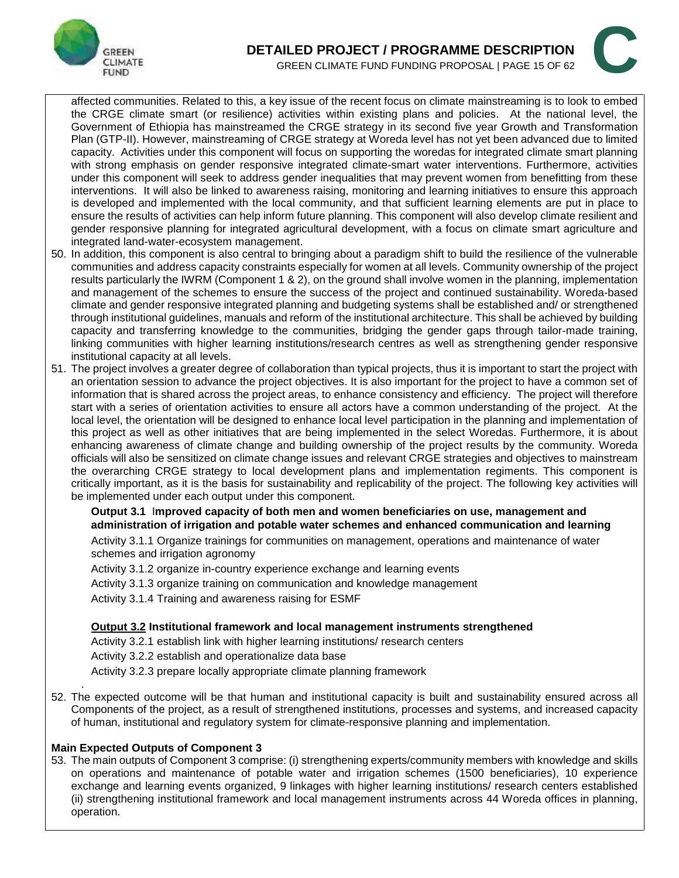affected communities. Related to this, a key issue of the recent focus on climate mainstreaming is to look to embed the CRGE climate smart (or resilience) activities within existing plans and policies. At the national level, the Government of Ethiopia has mainstreamed the CRGE strategy in its second five year Growth and Transformation Plan (GTP-II). However, mainstreaming of CRGE strategy at Woreda level has not yet been advanced due to limited capacity. Activities under this component will focus on supporting the woredas for integrated climate smart planning with strong emphasis on gender responsive integrated climate-smart water interventions. Furthermore, activities under this component will seek to address gender inequalities that may prevent women from benefitting from these interventions. It will also be linked to awareness raising, monitoring and learning initiatives to ensure this approach is developed and implemented with the local community, and that sufficient learning elements are put in place to ensure the results of activities can help inform future planning. This component will also develop climate resilient and gender responsive planning for integrated agricultural development, with a focus on climate smart agriculture and integrated land-water-ecosystem management.

50. In addition, this component is also central to bringing about a paradigm shift to build the resilience of the vulnerable communities and address capacity constraints especially for women at all levels. Community ownership of the project results particularly the IWRM (Component 1 & 2), on the ground shall involve women in the planning, implementation and management of the schemes to ensure the success of the project and continued sustainability. Woreda-based climate and gender responsive integrated planning and budgeting systems shall be established and/ or strengthened through institutional guidelines, manuals and reform of the institutional architecture. This shall be achieved by building capacity and transferring knowledge to the communities, bridging the gender gaps through tailor-made training, linking communities with higher learning institutions/research centres as well as strengthening gender responsive institutional capacity at all levels.

51. The project involves a greater degree of collaboration than typical projects, thus it is important to start the project with an orientation session to advance the project objectives. It is also important for the project to have a common set of information that is shared across the project areas, to enhance consistency and efficiency. The project will therefore start with a series of orientation activities to ensure all actors have a common understanding of the project. At the local level, the orientation will be designed to enhance local level participation in the planning and implementation of this project as well as other initiatives that are being implemented in the select Woredas. Furthermore, it is about enhancing awareness of climate change and building ownership of the project results by the community. Woreda officials will also be sensitized on climate change issues and relevant CRGE strategies and objectives to mainstream the overarching CRGE strategy to local development plans and implementation regiments. This component is critically important, as it is the basis for sustainability and replicability of the project. The following key activities will be implemented under each output under this component.

**Output 3.1 Improved capacity of both men and women beneficiaries on use, management and administration of irrigation and potable water schemes and enhanced communication and learning**

Activity 3.1.1 Organize trainings for communities on management, operations and maintenance of water schemes and irrigation agronomy

Activity 3.1.2 organize in-country experience exchange and learning events

Activity 3.1.3 organize training on communication and knowledge management

Activity 3.1.4 Training and awareness raising for ESMF

**<u>Output 3.2</u> Institutional framework and local management instruments strengthened**

Activity 3.2.1 establish link with higher learning institutions/ research centers

Activity 3.2.2 establish and operationalize data base

Activity 3.2.3 prepare locally appropriate climate planning framework

52. The expected outcome will be that human and institutional capacity is built and sustainability ensured across all Components of the project, as a result of strengthened institutions, processes and systems, and increased capacity of human, institutional and regulatory system for climate-responsive planning and implementation.

**Main Expected Outputs of Component 3**

53. The main outputs of Component 3 comprise: (i) strengthening experts/community members with knowledge and skills on operations and maintenance of potable water and irrigation schemes (1500 beneficiaries), 10 experience exchange and learning events organized, 9 linkages with higher learning institutions/ research centers established (ii) strengthening institutional framework and local management instruments across 44 Woreda offices in planning, operation.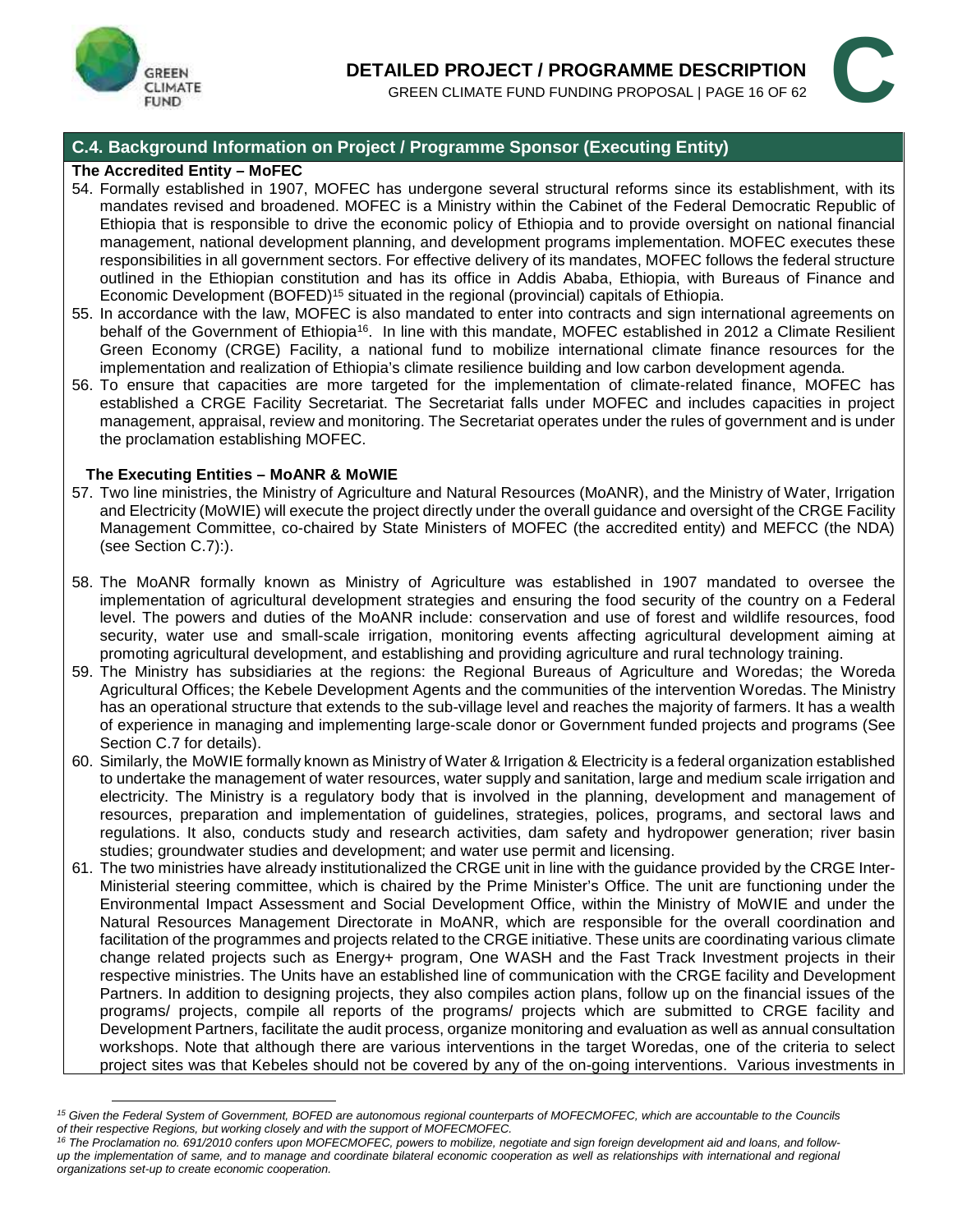## C.4. Background Information on Project / Programme Sponsor (Executing Entity)

**The Accredited Entity – MoFEC**

54. Formally established in 1907, MOFEC has undergone several structural reforms since its establishment, with its mandates revised and broadened. MOFEC is a Ministry within the Cabinet of the Federal Democratic Republic of Ethiopia that is responsible to drive the economic policy of Ethiopia and to provide oversight on national financial management, national development planning, and development programs implementation. MOFEC executes these responsibilities in all government sectors. For effective delivery of its mandates, MOFEC follows the federal structure outlined in the Ethiopian constitution and has its office in Addis Ababa, Ethiopia, with Bureaus of Finance and Economic Development (BOFED)[15] situated in the regional (provincial) capitals of Ethiopia.
55. In accordance with the law, MOFEC is also mandated to enter into contracts and sign international agreements on behalf of the Government of Ethiopia[16]. In line with this mandate, MOFEC established in 2012 a Climate Resilient Green Economy (CRGE) Facility, a national fund to mobilize international climate finance resources for the implementation and realization of Ethiopia's climate resilience building and low carbon development agenda.
56. To ensure that capacities are more targeted for the implementation of climate-related finance, MOFEC has established a CRGE Facility Secretariat. The Secretariat falls under MOFEC and includes capacities in project management, appraisal, review and monitoring. The Secretariat operates under the rules of government and is under the proclamation establishing MOFEC.

**The Executing Entities – MoANR & MoWIE**

57. Two line ministries, the Ministry of Agriculture and Natural Resources (MoANR), and the Ministry of Water, Irrigation and Electricity (MoWIE) will execute the project directly under the overall guidance and oversight of the CRGE Facility Management Committee, co-chaired by State Ministers of MOFEC (the accredited entity) and MEFCC (the NDA) (see Section C.7):).
58. The MoANR formally known as Ministry of Agriculture was established in 1907 mandated to oversee the implementation of agricultural development strategies and ensuring the food security of the country on a Federal level. The powers and duties of the MoANR include: conservation and use of forest and wildlife resources, food security, water use and small-scale irrigation, monitoring events affecting agricultural development aiming at promoting agricultural development, and establishing and providing agriculture and rural technology training.
59. The Ministry has subsidiaries at the regions: the Regional Bureaus of Agriculture and Woredas; the Woreda Agricultural Offices; the Kebele Development Agents and the communities of the intervention Woredas. The Ministry has an operational structure that extends to the sub-village level and reaches the majority of farmers. It has a wealth of experience in managing and implementing large-scale donor or Government funded projects and programs (See Section C.7 for details).
60. Similarly, the MoWIE formally known as Ministry of Water & Irrigation & Electricity is a federal organization established to undertake the management of water resources, water supply and sanitation, large and medium scale irrigation and electricity. The Ministry is a regulatory body that is involved in the planning, development and management of resources, preparation and implementation of guidelines, strategies, polices, programs, and sectoral laws and regulations. It also, conducts study and research activities, dam safety and hydropower generation; river basin studies; groundwater studies and development; and water use permit and licensing.
61. The two ministries have already institutionalized the CRGE unit in line with the guidance provided by the CRGE Inter-Ministerial steering committee, which is chaired by the Prime Minister's Office. The unit are functioning under the Environmental Impact Assessment and Social Development Office, within the Ministry of MoWIE and under the Natural Resources Management Directorate in MoANR, which are responsible for the overall coordination and facilitation of the programmes and projects related to the CRGE initiative. These units are coordinating various climate change related projects such as Energy+ program, One WASH and the Fast Track Investment projects in their respective ministries. The Units have an established line of communication with the CRGE facility and Development Partners. In addition to designing projects, they also compiles action plans, follow up on the financial issues of the programs/ projects, compile all reports of the programs/ projects which are submitted to CRGE facility and Development Partners, facilitate the audit process, organize monitoring and evaluation as well as annual consultation workshops. Note that although there are various interventions in the target Woredas, one of the criteria to select project sites was that Kebeles should not be covered by any of the on-going interventions. Various investments in

---

*[15] Given the Federal System of Government, BOFED are autonomous regional counterparts of MOFECMOFEC, which are accountable to the Councils of their respective Regions, but working closely and with the support of MOFECMOFEC.*

*[16] The Proclamation no. 691/2010 confers upon MOFECMOFEC, powers to mobilize, negotiate and sign foreign development aid and loans, and follow-up the implementation of same, and to manage and coordinate bilateral economic cooperation as well as relationships with international and regional organizations set-up to create economic cooperation.*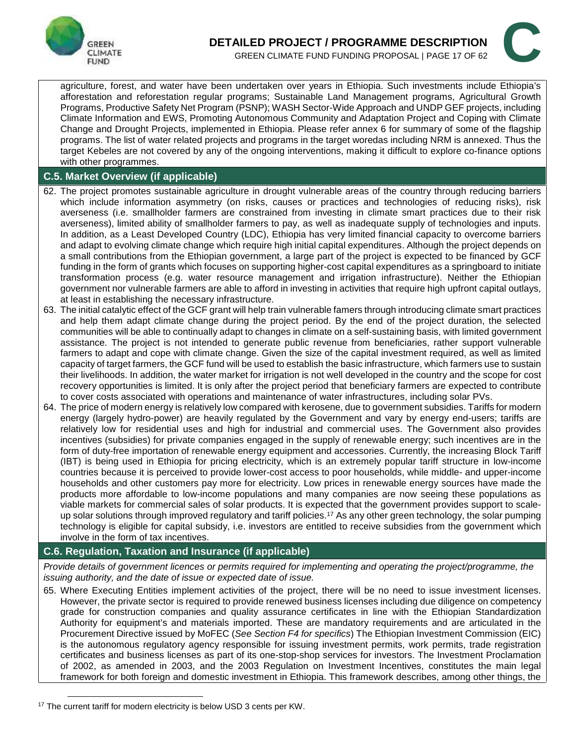agriculture, forest, and water have been undertaken over years in Ethiopia. Such investments include Ethiopia's afforestation and reforestation regular programs; Sustainable Land Management programs, Agricultural Growth Programs, Productive Safety Net Program (PSNP); WASH Sector-Wide Approach and UNDP GEF projects, including Climate Information and EWS, Promoting Autonomous Community and Adaptation Project and Coping with Climate Change and Drought Projects, implemented in Ethiopia. Please refer annex 6 for summary of some of the flagship programs. The list of water related projects and programs in the target woredas including NRM is annexed. Thus the target Kebeles are not covered by any of the ongoing interventions, making it difficult to explore co-finance options with other programmes.

## C.5. Market Overview (if applicable)

62. The project promotes sustainable agriculture in drought vulnerable areas of the country through reducing barriers which include information asymmetry (on risks, causes or practices and technologies of reducing risks), risk averseness (i.e. smallholder farmers are constrained from investing in climate smart practices due to their risk averseness), limited ability of smallholder farmers to pay, as well as inadequate supply of technologies and inputs. In addition, as a Least Developed Country (LDC), Ethiopia has very limited financial capacity to overcome barriers and adapt to evolving climate change which require high initial capital expenditures. Although the project depends on a small contributions from the Ethiopian government, a large part of the project is expected to be financed by GCF funding in the form of grants which focuses on supporting higher-cost capital expenditures as a springboard to initiate transformation process (e.g. water resource management and irrigation infrastructure). Neither the Ethiopian government nor vulnerable farmers are able to afford in investing in activities that require high upfront capital outlays, at least in establishing the necessary infrastructure.
63. The initial catalytic effect of the GCF grant will help train vulnerable famers through introducing climate smart practices and help them adapt climate change during the project period. By the end of the project duration, the selected communities will be able to continually adapt to changes in climate on a self-sustaining basis, with limited government assistance. The project is not intended to generate public revenue from beneficiaries, rather support vulnerable farmers to adapt and cope with climate change. Given the size of the capital investment required, as well as limited capacity of target farmers, the GCF fund will be used to establish the basic infrastructure, which farmers use to sustain their livelihoods. In addition, the water market for irrigation is not well developed in the country and the scope for cost recovery opportunities is limited. It is only after the project period that beneficiary farmers are expected to contribute to cover costs associated with operations and maintenance of water infrastructures, including solar PVs.
64. The price of modern energy is relatively low compared with kerosene, due to government subsidies. Tariffs for modern energy (largely hydro-power) are heavily regulated by the Government and vary by energy end-users; tariffs are relatively low for residential uses and high for industrial and commercial uses. The Government also provides incentives (subsidies) for private companies engaged in the supply of renewable energy; such incentives are in the form of duty-free importation of renewable energy equipment and accessories. Currently, the increasing Block Tariff (IBT) is being used in Ethiopia for pricing electricity, which is an extremely popular tariff structure in low-income countries because it is perceived to provide lower-cost access to poor households, while middle- and upper-income households and other customers pay more for electricity. Low prices in renewable energy sources have made the products more affordable to low-income populations and many companies are now seeing these populations as viable markets for commercial sales of solar products. It is expected that the government provides support to scale-up solar solutions through improved regulatory and tariff policies.[17] As any other green technology, the solar pumping technology is eligible for capital subsidy, i.e. investors are entitled to receive subsidies from the government which involve in the form of tax incentives.

## C.6. Regulation, Taxation and Insurance (if applicable)

*Provide details of government licences or permits required for implementing and operating the project/programme, the issuing authority, and the date of issue or expected date of issue.*

65. Where Executing Entities implement activities of the project, there will be no need to issue investment licenses. However, the private sector is required to provide renewed business licenses including due diligence on competency grade for construction companies and quality assurance certificates in line with the Ethiopian Standardization Authority for equipment's and materials imported. These are mandatory requirements and are articulated in the Procurement Directive issued by MoFEC (*See Section F4 for specifics*) The Ethiopian Investment Commission (EIC) is the autonomous regulatory agency responsible for issuing investment permits, work permits, trade registration certificates and business licenses as part of its one-stop-shop services for investors. The Investment Proclamation of 2002, as amended in 2003, and the 2003 Regulation on Investment Incentives, constitutes the main legal framework for both foreign and domestic investment in Ethiopia. This framework describes, among other things, the

[17] The current tariff for modern electricity is below USD 3 cents per KW.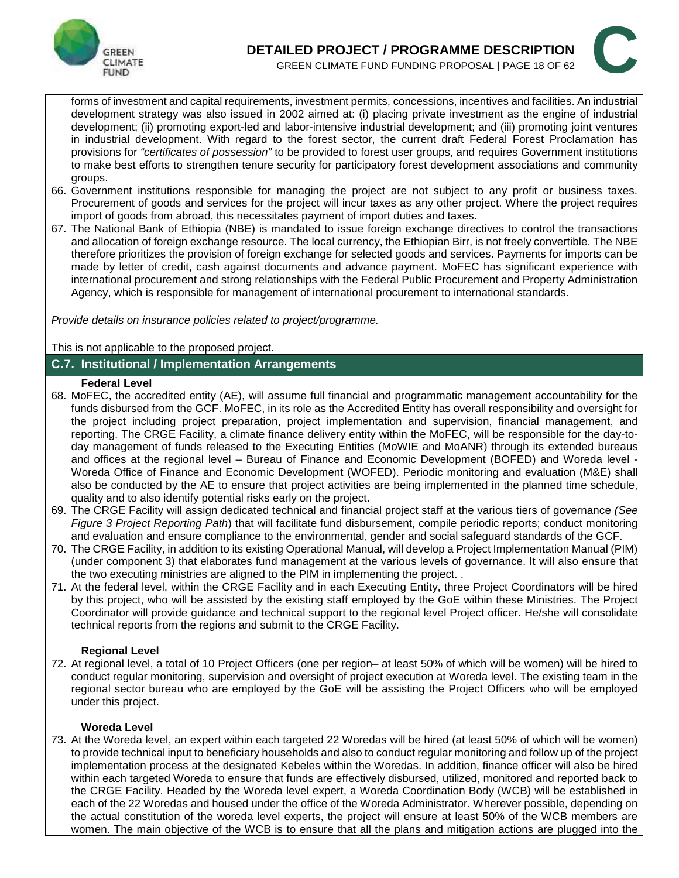forms of investment and capital requirements, investment permits, concessions, incentives and facilities. An industrial development strategy was also issued in 2002 aimed at: (i) placing private investment as the engine of industrial development; (ii) promoting export-led and labor-intensive industrial development; and (iii) promoting joint ventures in industrial development. With regard to the forest sector, the current draft Federal Forest Proclamation has provisions for *"certificates of possession"* to be provided to forest user groups, and requires Government institutions to make best efforts to strengthen tenure security for participatory forest development associations and community groups.

66. Government institutions responsible for managing the project are not subject to any profit or business taxes. Procurement of goods and services for the project will incur taxes as any other project. Where the project requires import of goods from abroad, this necessitates payment of import duties and taxes.
67. The National Bank of Ethiopia (NBE) is mandated to issue foreign exchange directives to control the transactions and allocation of foreign exchange resource. The local currency, the Ethiopian Birr, is not freely convertible. The NBE therefore prioritizes the provision of foreign exchange for selected goods and services. Payments for imports can be made by letter of credit, cash against documents and advance payment. MoFEC has significant experience with international procurement and strong relationships with the Federal Public Procurement and Property Administration Agency, which is responsible for management of international procurement to international standards.

*Provide details on insurance policies related to project/programme.*

This is not applicable to the proposed project.

## C.7. Institutional / Implementation Arrangements

**Federal Level**

68. MoFEC, the accredited entity (AE), will assume full financial and programmatic management accountability for the funds disbursed from the GCF. MoFEC, in its role as the Accredited Entity has overall responsibility and oversight for the project including project preparation, project implementation and supervision, financial management, and reporting. The CRGE Facility, a climate finance delivery entity within the MoFEC, will be responsible for the day-to-day management of funds released to the Executing Entities (MoWIE and MoANR) through its extended bureaus and offices at the regional level – Bureau of Finance and Economic Development (BOFED) and Woreda level - Woreda Office of Finance and Economic Development (WOFED). Periodic monitoring and evaluation (M&E) shall also be conducted by the AE to ensure that project activities are being implemented in the planned time schedule, quality and to also identify potential risks early on the project.
69. The CRGE Facility will assign dedicated technical and financial project staff at the various tiers of governance *(See Figure 3 Project Reporting Path*) that will facilitate fund disbursement, compile periodic reports; conduct monitoring and evaluation and ensure compliance to the environmental, gender and social safeguard standards of the GCF.
70. The CRGE Facility, in addition to its existing Operational Manual, will develop a Project Implementation Manual (PIM) (under component 3) that elaborates fund management at the various levels of governance. It will also ensure that the two executing ministries are aligned to the PIM in implementing the project. .
71. At the federal level, within the CRGE Facility and in each Executing Entity, three Project Coordinators will be hired by this project, who will be assisted by the existing staff employed by the GoE within these Ministries. The Project Coordinator will provide guidance and technical support to the regional level Project officer. He/she will consolidate technical reports from the regions and submit to the CRGE Facility.

**Regional Level**

72. At regional level, a total of 10 Project Officers (one per region– at least 50% of which will be women) will be hired to conduct regular monitoring, supervision and oversight of project execution at Woreda level. The existing team in the regional sector bureau who are employed by the GoE will be assisting the Project Officers who will be employed under this project.

**Woreda Level**

73. At the Woreda level, an expert within each targeted 22 Woredas will be hired (at least 50% of which will be women) to provide technical input to beneficiary households and also to conduct regular monitoring and follow up of the project implementation process at the designated Kebeles within the Woredas. In addition, finance officer will also be hired within each targeted Woreda to ensure that funds are effectively disbursed, utilized, monitored and reported back to the CRGE Facility. Headed by the Woreda level expert, a Woreda Coordination Body (WCB) will be established in each of the 22 Woredas and housed under the office of the Woreda Administrator. Wherever possible, depending on the actual constitution of the woreda level experts, the project will ensure at least 50% of the WCB members are women. The main objective of the WCB is to ensure that all the plans and mitigation actions are plugged into the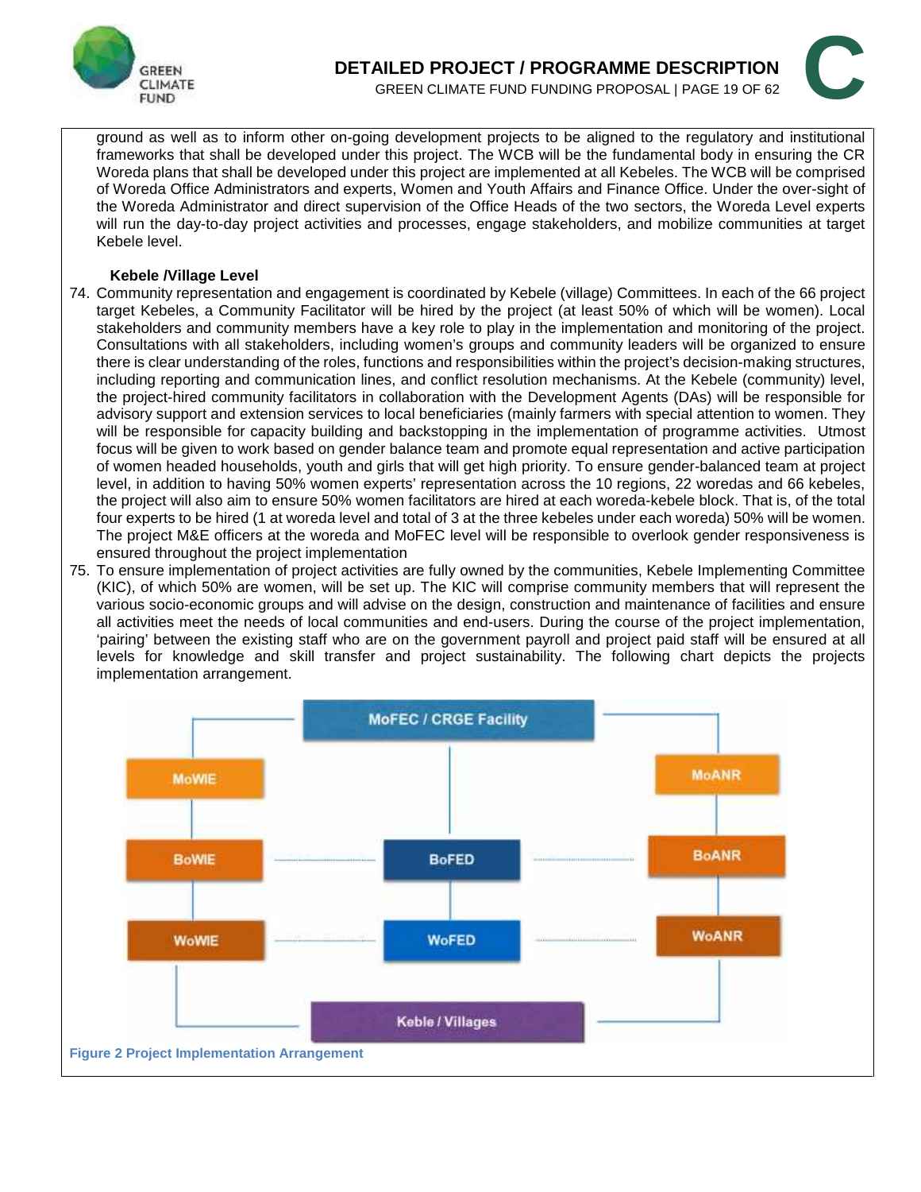ground as well as to inform other on-going development projects to be aligned to the regulatory and institutional frameworks that shall be developed under this project. The WCB will be the fundamental body in ensuring the CR Woreda plans that shall be developed under this project are implemented at all Kebeles. The WCB will be comprised of Woreda Office Administrators and experts, Women and Youth Affairs and Finance Office. Under the over-sight of the Woreda Administrator and direct supervision of the Office Heads of the two sectors, the Woreda Level experts will run the day-to-day project activities and processes, engage stakeholders, and mobilize communities at target Kebele level.

**Kebele /Village Level**

74. Community representation and engagement is coordinated by Kebele (village) Committees. In each of the 66 project target Kebeles, a Community Facilitator will be hired by the project (at least 50% of which will be women). Local stakeholders and community members have a key role to play in the implementation and monitoring of the project. Consultations with all stakeholders, including women's groups and community leaders will be organized to ensure there is clear understanding of the roles, functions and responsibilities within the project's decision-making structures, including reporting and communication lines, and conflict resolution mechanisms. At the Kebele (community) level, the project-hired community facilitators in collaboration with the Development Agents (DAs) will be responsible for advisory support and extension services to local beneficiaries (mainly farmers with special attention to women. They will be responsible for capacity building and backstopping in the implementation of programme activities. Utmost focus will be given to work based on gender balance team and promote equal representation and active participation of women headed households, youth and girls that will get high priority. To ensure gender-balanced team at project level, in addition to having 50% women experts' representation across the 10 regions, 22 woredas and 66 kebeles, the project will also aim to ensure 50% women facilitators are hired at each woreda-kebele block. That is, of the total four experts to be hired (1 at woreda level and total of 3 at the three kebeles under each woreda) 50% will be women. The project M&E officers at the woreda and MoFEC level will be responsible to overlook gender responsiveness is ensured throughout the project implementation
75. To ensure implementation of project activities are fully owned by the communities, Kebele Implementing Committee (KIC), of which 50% are women, will be set up. The KIC will comprise community members that will represent the various socio-economic groups and will advise on the design, construction and maintenance of facilities and ensure all activities meet the needs of local communities and end-users. During the course of the project implementation, 'pairing' between the existing staff who are on the government payroll and project paid staff will be ensured at all levels for knowledge and skill transfer and project sustainability. The following chart depicts the projects implementation arrangement.

MoFEC / CRGE Facility

MoWIE | BoWIE | WoWIE

BoFED | WoFED

MoANR | BoANR | WoANR

Keble / Villages

**Figure 2 Project Implementation Arrangement**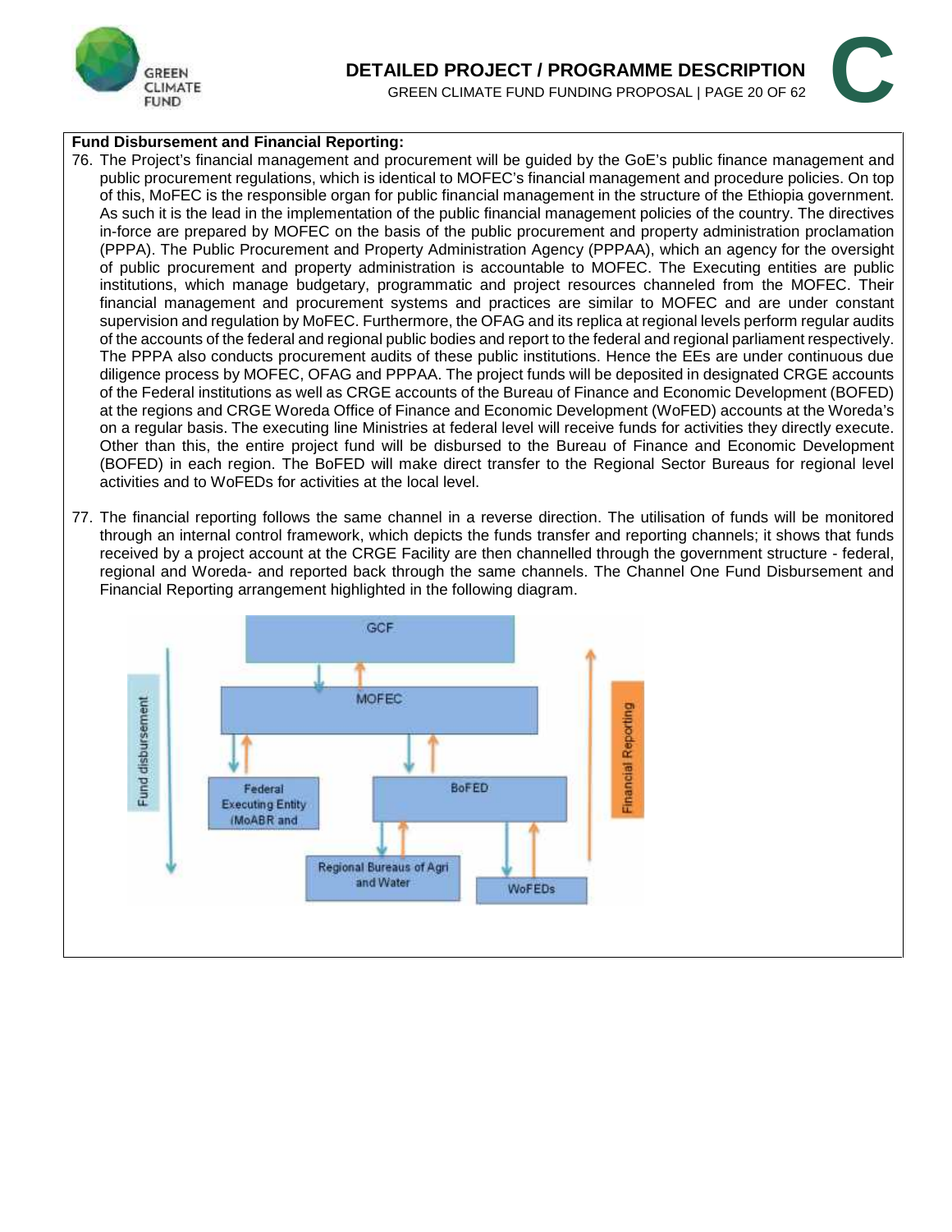**Fund Disbursement and Financial Reporting:**

76. The Project's financial management and procurement will be guided by the GoE's public finance management and public procurement regulations, which is identical to MOFEC's financial management and procedure policies. On top of this, MoFEC is the responsible organ for public financial management in the structure of the Ethiopia government. As such it is the lead in the implementation of the public financial management policies of the country. The directives in-force are prepared by MOFEC on the basis of the public procurement and property administration proclamation (PPPA). The Public Procurement and Property Administration Agency (PPPAA), which an agency for the oversight of public procurement and property administration is accountable to MOFEC. The Executing entities are public institutions, which manage budgetary, programmatic and project resources channeled from the MOFEC. Their financial management and procurement systems and practices are similar to MOFEC and are under constant supervision and regulation by MoFEC. Furthermore, the OFAG and its replica at regional levels perform regular audits of the accounts of the federal and regional public bodies and report to the federal and regional parliament respectively. The PPPA also conducts procurement audits of these public institutions. Hence the EEs are under continuous due diligence process by MOFEC, OFAG and PPPAA. The project funds will be deposited in designated CRGE accounts of the Federal institutions as well as CRGE accounts of the Bureau of Finance and Economic Development (BOFED) at the regions and CRGE Woreda Office of Finance and Economic Development (WoFED) accounts at the Woreda's on a regular basis. The executing line Ministries at federal level will receive funds for activities they directly execute. Other than this, the entire project fund will be disbursed to the Bureau of Finance and Economic Development (BOFED) in each region. The BoFED will make direct transfer to the Regional Sector Bureaus for regional level activities and to WoFEDs for activities at the local level.

77. The financial reporting follows the same channel in a reverse direction. The utilisation of funds will be monitored through an internal control framework, which depicts the funds transfer and reporting channels; it shows that funds received by a project account at the CRGE Facility are then channelled through the government structure - federal, regional and Woreda- and reported back through the same channels. The Channel One Fund Disbursement and Financial Reporting arrangement highlighted in the following diagram.

Fund disbursement

GCF

MOFEC

Federal Executing Entity (MoABR and

BoFED

Regional Bureaus of Agri and Water

WoFEDs

Financial Reporting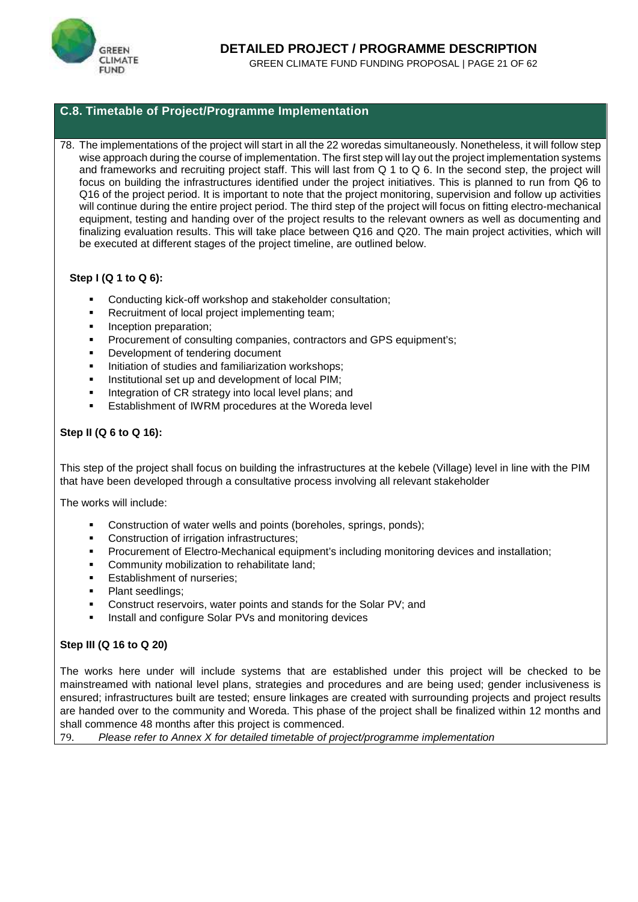## C.8. Timetable of Project/Programme Implementation

78. The implementations of the project will start in all the 22 woredas simultaneously. Nonetheless, it will follow step wise approach during the course of implementation. The first step will lay out the project implementation systems and frameworks and recruiting project staff. This will last from Q 1 to Q 6. In the second step, the project will focus on building the infrastructures identified under the project initiatives. This is planned to run from Q6 to Q16 of the project period. It is important to note that the project monitoring, supervision and follow up activities will continue during the entire project period. The third step of the project will focus on fitting electro-mechanical equipment, testing and handing over of the project results to the relevant owners as well as documenting and finalizing evaluation results. This will take place between Q16 and Q20. The main project activities, which will be executed at different stages of the project timeline, are outlined below.

**Step I (Q 1 to Q 6):**

- Conducting kick-off workshop and stakeholder consultation;
- Recruitment of local project implementing team;
- Inception preparation;
- Procurement of consulting companies, contractors and GPS equipment's;
- Development of tendering document
- Initiation of studies and familiarization workshops;
- Institutional set up and development of local PIM;
- Integration of CR strategy into local level plans; and
- Establishment of IWRM procedures at the Woreda level

**Step II (Q 6 to Q 16):**

This step of the project shall focus on building the infrastructures at the kebele (Village) level in line with the PIM that have been developed through a consultative process involving all relevant stakeholder

The works will include:

- Construction of water wells and points (boreholes, springs, ponds);
- Construction of irrigation infrastructures;
- Procurement of Electro-Mechanical equipment's including monitoring devices and installation;
- Community mobilization to rehabilitate land;
- Establishment of nurseries;
- Plant seedlings;
- Construct reservoirs, water points and stands for the Solar PV; and
- Install and configure Solar PVs and monitoring devices

**Step III (Q 16 to Q 20)**

The works here under will include systems that are established under this project will be checked to be mainstreamed with national level plans, strategies and procedures and are being used; gender inclusiveness is ensured; infrastructures built are tested; ensure linkages are created with surrounding projects and project results are handed over to the community and Woreda. This phase of the project shall be finalized within 12 months and shall commence 48 months after this project is commenced.

79. *Please refer to Annex X for detailed timetable of project/programme implementation*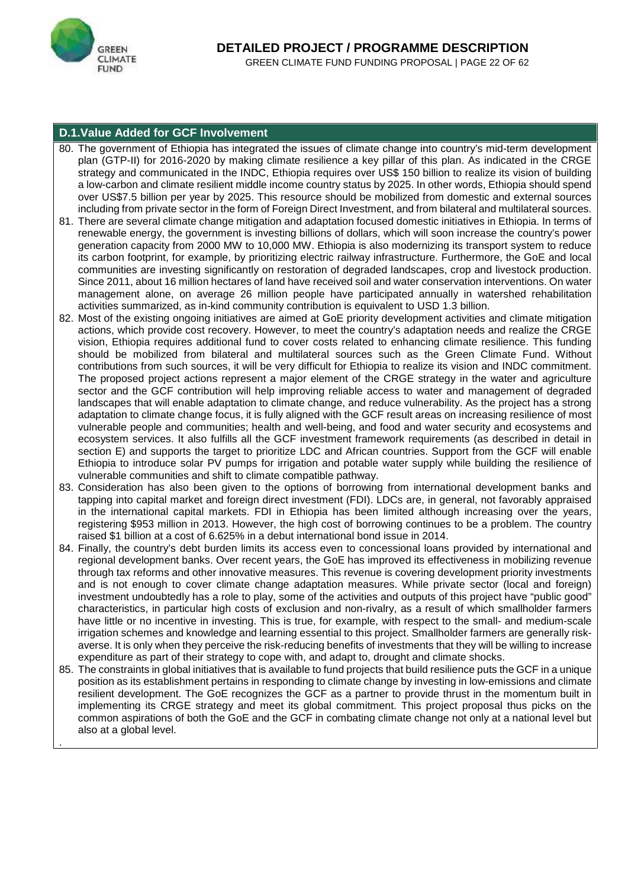## D.1. Value Added for GCF Involvement

80. The government of Ethiopia has integrated the issues of climate change into country's mid-term development plan (GTP-II) for 2016-2020 by making climate resilience a key pillar of this plan. As indicated in the CRGE strategy and communicated in the INDC, Ethiopia requires over US$ 150 billion to realize its vision of building a low-carbon and climate resilient middle income country status by 2025. In other words, Ethiopia should spend over US$7.5 billion per year by 2025. This resource should be mobilized from domestic and external sources including from private sector in the form of Foreign Direct Investment, and from bilateral and multilateral sources.
81. There are several climate change mitigation and adaptation focused domestic initiatives in Ethiopia. In terms of renewable energy, the government is investing billions of dollars, which will soon increase the country's power generation capacity from 2000 MW to 10,000 MW. Ethiopia is also modernizing its transport system to reduce its carbon footprint, for example, by prioritizing electric railway infrastructure. Furthermore, the GoE and local communities are investing significantly on restoration of degraded landscapes, crop and livestock production. Since 2011, about 16 million hectares of land have received soil and water conservation interventions. On water management alone, on average 26 million people have participated annually in watershed rehabilitation activities summarized, as in-kind community contribution is equivalent to USD 1.3 billion.
82. Most of the existing ongoing initiatives are aimed at GoE priority development activities and climate mitigation actions, which provide cost recovery. However, to meet the country's adaptation needs and realize the CRGE vision, Ethiopia requires additional fund to cover costs related to enhancing climate resilience. This funding should be mobilized from bilateral and multilateral sources such as the Green Climate Fund. Without contributions from such sources, it will be very difficult for Ethiopia to realize its vision and INDC commitment. The proposed project actions represent a major element of the CRGE strategy in the water and agriculture sector and the GCF contribution will help improving reliable access to water and management of degraded landscapes that will enable adaptation to climate change, and reduce vulnerability. As the project has a strong adaptation to climate change focus, it is fully aligned with the GCF result areas on increasing resilience of most vulnerable people and communities; health and well-being, and food and water security and ecosystems and ecosystem services. It also fulfills all the GCF investment framework requirements (as described in detail in section E) and supports the target to prioritize LDC and African countries. Support from the GCF will enable Ethiopia to introduce solar PV pumps for irrigation and potable water supply while building the resilience of vulnerable communities and shift to climate compatible pathway.
83. Consideration has also been given to the options of borrowing from international development banks and tapping into capital market and foreign direct investment (FDI). LDCs are, in general, not favorably appraised in the international capital markets. FDI in Ethiopia has been limited although increasing over the years, registering $953 million in 2013. However, the high cost of borrowing continues to be a problem. The country raised $1 billion at a cost of 6.625% in a debut international bond issue in 2014.
84. Finally, the country's debt burden limits its access even to concessional loans provided by international and regional development banks. Over recent years, the GoE has improved its effectiveness in mobilizing revenue through tax reforms and other innovative measures. This revenue is covering development priority investments and is not enough to cover climate change adaptation measures. While private sector (local and foreign) investment undoubtedly has a role to play, some of the activities and outputs of this project have "public good" characteristics, in particular high costs of exclusion and non-rivalry, as a result of which smallholder farmers have little or no incentive in investing. This is true, for example, with respect to the small- and medium-scale irrigation schemes and knowledge and learning essential to this project. Smallholder farmers are generally risk-averse. It is only when they perceive the risk-reducing benefits of investments that they will be willing to increase expenditure as part of their strategy to cope with, and adapt to, drought and climate shocks.
85. The constraints in global initiatives that is available to fund projects that build resilience puts the GCF in a unique position as its establishment pertains in responding to climate change by investing in low-emissions and climate resilient development. The GoE recognizes the GCF as a partner to provide thrust in the momentum built in implementing its CRGE strategy and meet its global commitment. This project proposal thus picks on the common aspirations of both the GoE and the GCF in combating climate change not only at a national level but also at a global level.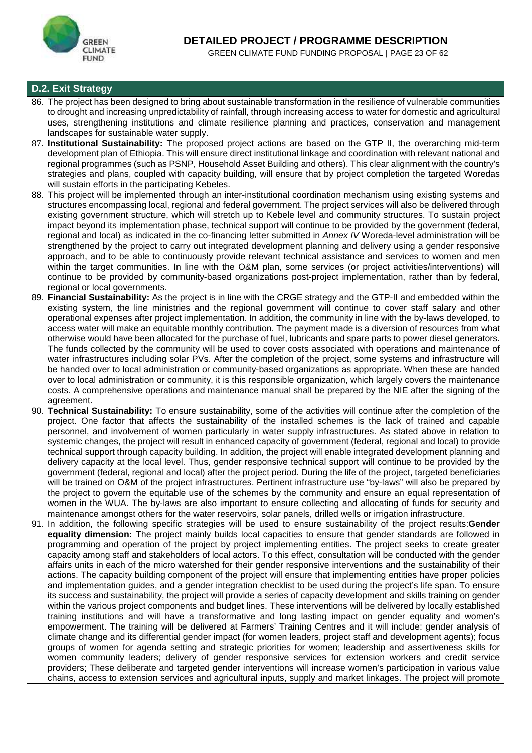## D.2. Exit Strategy

86. The project has been designed to bring about sustainable transformation in the resilience of vulnerable communities to drought and increasing unpredictability of rainfall, through increasing access to water for domestic and agricultural uses, strengthening institutions and climate resilience planning and practices, conservation and management landscapes for sustainable water supply.
87. **Institutional Sustainability:** The proposed project actions are based on the GTP II, the overarching mid-term development plan of Ethiopia. This will ensure direct institutional linkage and coordination with relevant national and regional programmes (such as PSNP, Household Asset Building and others). This clear alignment with the country's strategies and plans, coupled with capacity building, will ensure that by project completion the targeted Woredas will sustain efforts in the participating Kebeles.
88. This project will be implemented through an inter-institutional coordination mechanism using existing systems and structures encompassing local, regional and federal government. The project services will also be delivered through existing government structure, which will stretch up to Kebele level and community structures. To sustain project impact beyond its implementation phase, technical support will continue to be provided by the government (federal, regional and local) as indicated in the co-financing letter submitted in *Annex IV* Woreda-level administration will be strengthened by the project to carry out integrated development planning and delivery using a gender responsive approach, and to be able to continuously provide relevant technical assistance and services to women and men within the target communities. In line with the O&M plan, some services (or project activities/interventions) will continue to be provided by community-based organizations post-project implementation, rather than by federal, regional or local governments.
89. **Financial Sustainability:** As the project is in line with the CRGE strategy and the GTP-II and embedded within the existing system, the line ministries and the regional government will continue to cover staff salary and other operational expenses after project implementation. In addition, the community in line with the by-laws developed, to access water will make an equitable monthly contribution. The payment made is a diversion of resources from what otherwise would have been allocated for the purchase of fuel, lubricants and spare parts to power diesel generators. The funds collected by the community will be used to cover costs associated with operations and maintenance of water infrastructures including solar PVs. After the completion of the project, some systems and infrastructure will be handed over to local administration or community-based organizations as appropriate. When these are handed over to local administration or community, it is this responsible organization, which largely covers the maintenance costs. A comprehensive operations and maintenance manual shall be prepared by the NIE after the signing of the agreement.
90. **Technical Sustainability:** To ensure sustainability, some of the activities will continue after the completion of the project. One factor that affects the sustainability of the installed schemes is the lack of trained and capable personnel, and involvement of women particularly in water supply infrastructures. As stated above in relation to systemic changes, the project will result in enhanced capacity of government (federal, regional and local) to provide technical support through capacity building. In addition, the project will enable integrated development planning and delivery capacity at the local level. Thus, gender responsive technical support will continue to be provided by the government (federal, regional and local) after the project period. During the life of the project, targeted beneficiaries will be trained on O&M of the project infrastructures. Pertinent infrastructure use "by-laws" will also be prepared by the project to govern the equitable use of the schemes by the community and ensure an equal representation of women in the WUA. The by-laws are also important to ensure collecting and allocating of funds for security and maintenance amongst others for the water reservoirs, solar panels, drilled wells or irrigation infrastructure.
91. In addition, the following specific strategies will be used to ensure sustainability of the project results:**Gender equality dimension:** The project mainly builds local capacities to ensure that gender standards are followed in programming and operation of the project by project implementing entities. The project seeks to create greater capacity among staff and stakeholders of local actors. To this effect, consultation will be conducted with the gender affairs units in each of the micro watershed for their gender responsive interventions and the sustainability of their actions. The capacity building component of the project will ensure that implementing entities have proper policies and implementation guides, and a gender integration checklist to be used during the project's life span. To ensure its success and sustainability, the project will provide a series of capacity development and skills training on gender within the various project components and budget lines. These interventions will be delivered by locally established training institutions and will have a transformative and long lasting impact on gender equality and women's empowerment. The training will be delivered at Farmers' Training Centres and it will include: gender analysis of climate change and its differential gender impact (for women leaders, project staff and development agents); focus groups of women for agenda setting and strategic priorities for women; leadership and assertiveness skills for women community leaders; delivery of gender responsive services for extension workers and credit service providers; These deliberate and targeted gender interventions will increase women's participation in various value chains, access to extension services and agricultural inputs, supply and market linkages. The project will promote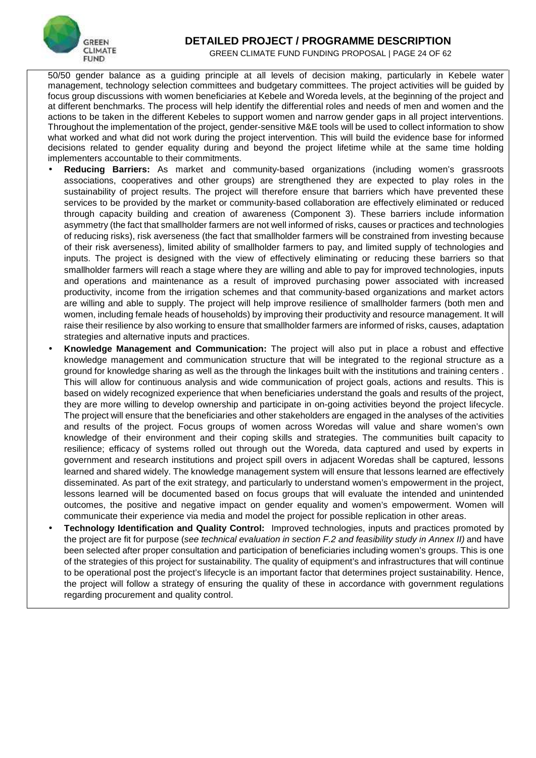50/50 gender balance as a guiding principle at all levels of decision making, particularly in Kebele water management, technology selection committees and budgetary committees. The project activities will be guided by focus group discussions with women beneficiaries at Kebele and Woreda levels, at the beginning of the project and at different benchmarks. The process will help identify the differential roles and needs of men and women and the actions to be taken in the different Kebeles to support women and narrow gender gaps in all project interventions. Throughout the implementation of the project, gender-sensitive M&E tools will be used to collect information to show what worked and what did not work during the project intervention. This will build the evidence base for informed decisions related to gender equality during and beyond the project lifetime while at the same time holding implementers accountable to their commitments.

- **Reducing Barriers:** As market and community-based organizations (including women's grassroots associations, cooperatives and other groups) are strengthened they are expected to play roles in the sustainability of project results. The project will therefore ensure that barriers which have prevented these services to be provided by the market or community-based collaboration are effectively eliminated or reduced through capacity building and creation of awareness (Component 3). These barriers include information asymmetry (the fact that smallholder farmers are not well informed of risks, causes or practices and technologies of reducing risks), risk averseness (the fact that smallholder farmers will be constrained from investing because of their risk averseness), limited ability of smallholder farmers to pay, and limited supply of technologies and inputs. The project is designed with the view of effectively eliminating or reducing these barriers so that smallholder farmers will reach a stage where they are willing and able to pay for improved technologies, inputs and operations and maintenance as a result of improved purchasing power associated with increased productivity, income from the irrigation schemes and that community-based organizations and market actors are willing and able to supply. The project will help improve resilience of smallholder farmers (both men and women, including female heads of households) by improving their productivity and resource management. It will raise their resilience by also working to ensure that smallholder farmers are informed of risks, causes, adaptation strategies and alternative inputs and practices.
- **Knowledge Management and Communication:** The project will also put in place a robust and effective knowledge management and communication structure that will be integrated to the regional structure as a ground for knowledge sharing as well as the through the linkages built with the institutions and training centers . This will allow for continuous analysis and wide communication of project goals, actions and results. This is based on widely recognized experience that when beneficiaries understand the goals and results of the project, they are more willing to develop ownership and participate in on-going activities beyond the project lifecycle. The project will ensure that the beneficiaries and other stakeholders are engaged in the analyses of the activities and results of the project. Focus groups of women across Woredas will value and share women's own knowledge of their environment and their coping skills and strategies. The communities built capacity to resilience; efficacy of systems rolled out through out the Woreda, data captured and used by experts in government and research institutions and project spill overs in adjacent Woredas shall be captured, lessons learned and shared widely. The knowledge management system will ensure that lessons learned are effectively disseminated. As part of the exit strategy, and particularly to understand women's empowerment in the project, lessons learned will be documented based on focus groups that will evaluate the intended and unintended outcomes, the positive and negative impact on gender equality and women's empowerment. Women will communicate their experience via media and model the project for possible replication in other areas.
- **Technology Identification and Quality Control:** Improved technologies, inputs and practices promoted by the project are fit for purpose (*see technical evaluation in section F.2 and feasibility study in Annex II)* and have been selected after proper consultation and participation of beneficiaries including women's groups. This is one of the strategies of this project for sustainability. The quality of equipment's and infrastructures that will continue to be operational post the project's lifecycle is an important factor that determines project sustainability. Hence, the project will follow a strategy of ensuring the quality of these in accordance with government regulations regarding procurement and quality control.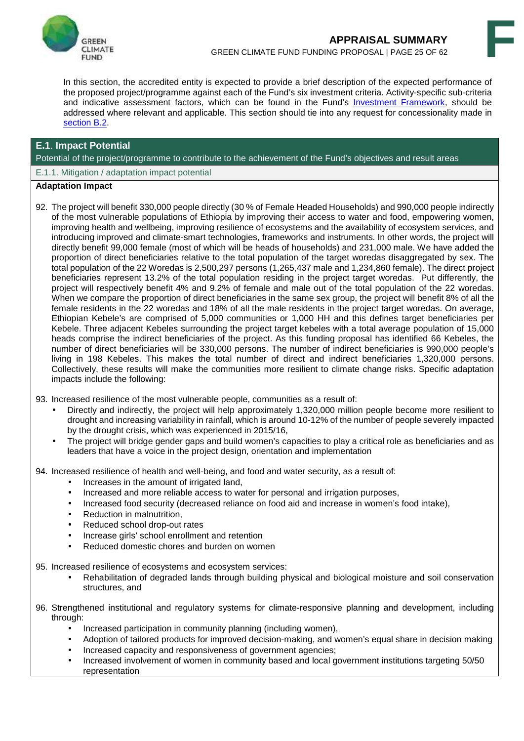In this section, the accredited entity is expected to provide a brief description of the expected performance of the proposed project/programme against each of the Fund's six investment criteria. Activity-specific sub-criteria and indicative assessment factors, which can be found in the Fund's Investment Framework, should be addressed where relevant and applicable. This section should tie into any request for concessionality made in section B.2.

## E.1. Impact Potential

Potential of the project/programme to contribute to the achievement of the Fund's objectives and result areas

### E.1.1. Mitigation / adaptation impact potential

**Adaptation Impact**

92. The project will benefit 330,000 people directly (30 % of Female Headed Households) and 990,000 people indirectly of the most vulnerable populations of Ethiopia by improving their access to water and food, empowering women, improving health and wellbeing, improving resilience of ecosystems and the availability of ecosystem services, and introducing improved and climate-smart technologies, frameworks and instruments. In other words, the project will directly benefit 99,000 female (most of which will be heads of households) and 231,000 male. We have added the proportion of direct beneficiaries relative to the total population of the target woredas disaggregated by sex. The total population of the 22 Woredas is 2,500,297 persons (1,265,437 male and 1,234,860 female). The direct project beneficiaries represent 13.2% of the total population residing in the project target woredas. Put differently, the project will respectively benefit 4% and 9.2% of female and male out of the total population of the 22 woredas. When we compare the proportion of direct beneficiaries in the same sex group, the project will benefit 8% of all the female residents in the 22 woredas and 18% of all the male residents in the project target woredas. On average, Ethiopian Kebele's are comprised of 5,000 communities or 1,000 HH and this defines target beneficiaries per Kebele. Three adjacent Kebeles surrounding the project target kebeles with a total average population of 15,000 heads comprise the indirect beneficiaries of the project. As this funding proposal has identified 66 Kebeles, the number of direct beneficiaries will be 330,000 persons. The number of indirect beneficiaries is 990,000 people's living in 198 Kebeles. This makes the total number of direct and indirect beneficiaries 1,320,000 persons. Collectively, these results will make the communities more resilient to climate change risks. Specific adaptation impacts include the following:

93. Increased resilience of the most vulnerable people, communities as a result of:
    - Directly and indirectly, the project will help approximately 1,320,000 million people become more resilient to drought and increasing variability in rainfall, which is around 10-12% of the number of people severely impacted by the drought crisis, which was experienced in 2015/16,
    - The project will bridge gender gaps and build women's capacities to play a critical role as beneficiaries and as leaders that have a voice in the project design, orientation and implementation

94. Increased resilience of health and well-being, and food and water security, as a result of:
    - Increases in the amount of irrigated land,
    - Increased and more reliable access to water for personal and irrigation purposes,
    - Increased food security (decreased reliance on food aid and increase in women's food intake),
    - Reduction in malnutrition,
    - Reduced school drop-out rates
    - Increase girls' school enrollment and retention
    - Reduced domestic chores and burden on women

95. Increased resilience of ecosystems and ecosystem services:
    - Rehabilitation of degraded lands through building physical and biological moisture and soil conservation structures, and

96. Strengthened institutional and regulatory systems for climate-responsive planning and development, including through:
    - Increased participation in community planning (including women),
    - Adoption of tailored products for improved decision-making, and women's equal share in decision making
    - Increased capacity and responsiveness of government agencies;
    - Increased involvement of women in community based and local government institutions targeting 50/50 representation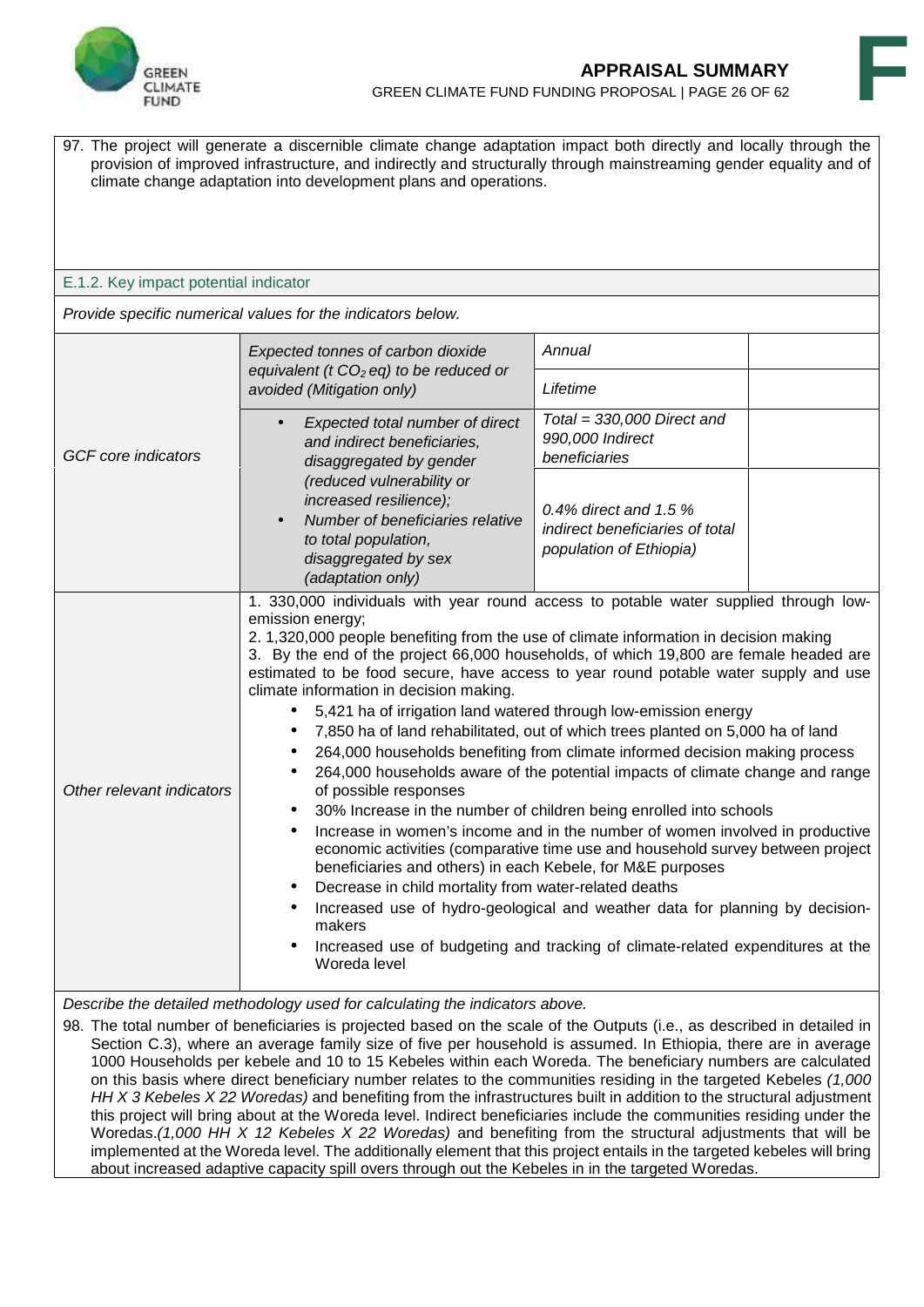97. The project will generate a discernible climate change adaptation impact both directly and locally through the provision of improved infrastructure, and indirectly and structurally through mainstreaming gender equality and of climate change adaptation into development plans and operations.

### E.1.2. Key impact potential indicator

*Provide specific numerical values for the indicators below.*

| | | | |
|---|---|---|---|
| *GCF core indicators* | *Expected tonnes of carbon dioxide equivalent (t $CO_2$ eq) to be reduced or avoided (Mitigation only)* | *Annual* | |
| | | *Lifetime* | |
| | • *Expected total number of direct and indirect beneficiaries, disaggregated by gender (reduced vulnerability or increased resilience);* • *Number of beneficiaries relative to total population, disaggregated by sex (adaptation only)* | *Total = 330,000 Direct and 990,000 Indirect beneficiaries* | |
| | | *0.4% direct and 1.5 % indirect beneficiaries of total population of Ethiopia)* | |
| *Other relevant indicators* | 1. 330,000 individuals with year round access to potable water supplied through low-emission energy; 2. 1,320,000 people benefiting from the use of climate information in decision making 3. By the end of the project 66,000 households, of which 19,800 are female headed are estimated to be food secure, have access to year round potable water supply and use climate information in decision making. • 5,421 ha of irrigation land watered through low-emission energy • 7,850 ha of land rehabilitated, out of which trees planted on 5,000 ha of land • 264,000 households benefiting from climate informed decision making process • 264,000 households aware of the potential impacts of climate change and range of possible responses • 30% Increase in the number of children being enrolled into schools • Increase in women's income and in the number of women involved in productive economic activities (comparative time use and household survey between project beneficiaries and others) in each Kebele, for M&E purposes • Decrease in child mortality from water-related deaths • Increased use of hydro-geological and weather data for planning by decision-makers • Increased use of budgeting and tracking of climate-related expenditures at the Woreda level | | |

*Describe the detailed methodology used for calculating the indicators above.*

98. The total number of beneficiaries is projected based on the scale of the Outputs (i.e., as described in detailed in Section C.3), where an average family size of five per household is assumed. In Ethiopia, there are in average 1000 Households per kebele and 10 to 15 Kebeles within each Woreda. The beneficiary numbers are calculated on this basis where direct beneficiary number relates to the communities residing in the targeted Kebeles *(1,000 HH X 3 Kebeles X 22 Woredas)* and benefiting from the infrastructures built in addition to the structural adjustment this project will bring about at the Woreda level. Indirect beneficiaries include the communities residing under the Woredas.*(1,000 HH X 12 Kebeles X 22 Woredas)* and benefiting from the structural adjustments that will be implemented at the Woreda level. The additionally element that this project entails in the targeted kebeles will bring about increased adaptive capacity spill overs through out the Kebeles in in the targeted Woredas.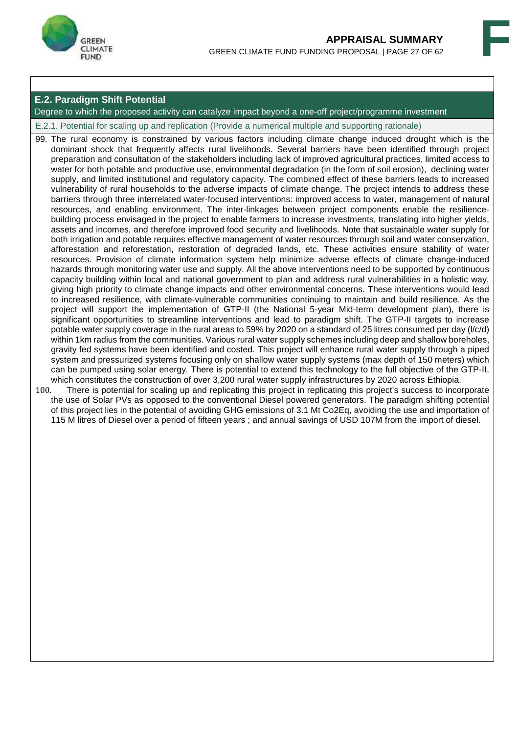## E.2. Paradigm Shift Potential

Degree to which the proposed activity can catalyze impact beyond a one-off project/programme investment

### E.2.1. Potential for scaling up and replication (Provide a numerical multiple and supporting rationale)

99. The rural economy is constrained by various factors including climate change induced drought which is the dominant shock that frequently affects rural livelihoods. Several barriers have been identified through project preparation and consultation of the stakeholders including lack of improved agricultural practices, limited access to water for both potable and productive use, environmental degradation (in the form of soil erosion), declining water supply, and limited institutional and regulatory capacity. The combined effect of these barriers leads to increased vulnerability of rural households to the adverse impacts of climate change. The project intends to address these barriers through three interrelated water-focused interventions: improved access to water, management of natural resources, and enabling environment. The inter-linkages between project components enable the resilience-building process envisaged in the project to enable farmers to increase investments, translating into higher yields, assets and incomes, and therefore improved food security and livelihoods. Note that sustainable water supply for both irrigation and potable requires effective management of water resources through soil and water conservation, afforestation and reforestation, restoration of degraded lands, etc. These activities ensure stability of water resources. Provision of climate information system help minimize adverse effects of climate change-induced hazards through monitoring water use and supply. All the above interventions need to be supported by continuous capacity building within local and national government to plan and address rural vulnerabilities in a holistic way, giving high priority to climate change impacts and other environmental concerns. These interventions would lead to increased resilience, with climate-vulnerable communities continuing to maintain and build resilience. As the project will support the implementation of GTP-II (the National 5-year Mid-term development plan), there is significant opportunities to streamline interventions and lead to paradigm shift. The GTP-II targets to increase potable water supply coverage in the rural areas to 59% by 2020 on a standard of 25 litres consumed per day (l/c/d) within 1km radius from the communities. Various rural water supply schemes including deep and shallow boreholes, gravity fed systems have been identified and costed. This project will enhance rural water supply through a piped system and pressurized systems focusing only on shallow water supply systems (max depth of 150 meters) which can be pumped using solar energy. There is potential to extend this technology to the full objective of the GTP-II, which constitutes the construction of over 3,200 rural water supply infrastructures by 2020 across Ethiopia.
100. There is potential for scaling up and replicating this project in replicating this project's success to incorporate the use of Solar PVs as opposed to the conventional Diesel powered generators. The paradigm shifting potential of this project lies in the potential of avoiding GHG emissions of 3.1 Mt $CO_2Eq$, avoiding the use and importation of 115 M litres of Diesel over a period of fifteen years ; and annual savings of USD 107M from the import of diesel.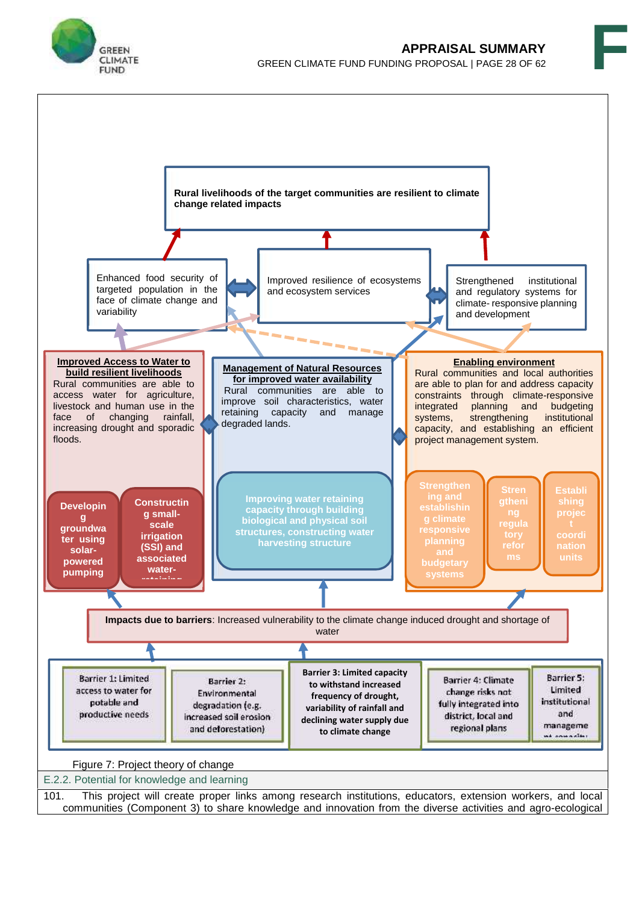Rural livelihoods of the target communities are resilient to climate change related impacts

Enhanced food security of targeted population in the face of climate change and variability

Improved resilience of ecosystems and ecosystem services

Strengthened institutional and regulatory systems for climate- responsive planning and development

**Improved Access to Water to build resilient livelihoods**
Rural communities are able to access water for agriculture, livestock and human use in the face of changing rainfall, increasing drought and sporadic floods.

**Management of Natural Resources for improved water availability**
Rural communities are able to improve soil characteristics, water retaining capacity and manage degraded lands.

**Enabling environment**
Rural communities and local authorities are able to plan for and address capacity constraints through climate-responsive integrated planning and budgeting systems, strengthening institutional capacity, and establishing an efficient project management system.

Developing groundwater using solar-powered pumping

Constructing small-scale irrigation (SSI) and associated water-retaining

Improving water retaining capacity through building biological and physical soil structures, constructing water harvesting structure

Strengthening and establishing climate responsive planning and budgetary systems

Strengthening regulatory reforms

Establishing project coordination units

**Impacts due to barriers**: Increased vulnerability to the climate change induced drought and shortage of water

Barrier 1: Limited access to water for potable and productive needs

Barrier 2: Environmental degradation (e.g. increased soil erosion and deforestation)

**Barrier 3: Limited capacity to withstand increased frequency of drought, variability of rainfall and declining water supply due to climate change**

Barrier 4: Climate change risks not fully integrated into district, local and regional plans

Barrier 5: Limited institutional and management capacity

Figure 7: Project theory of change

E.2.2. Potential for knowledge and learning

101. This project will create proper links among research institutions, educators, extension workers, and local communities (Component 3) to share knowledge and innovation from the diverse activities and agro-ecological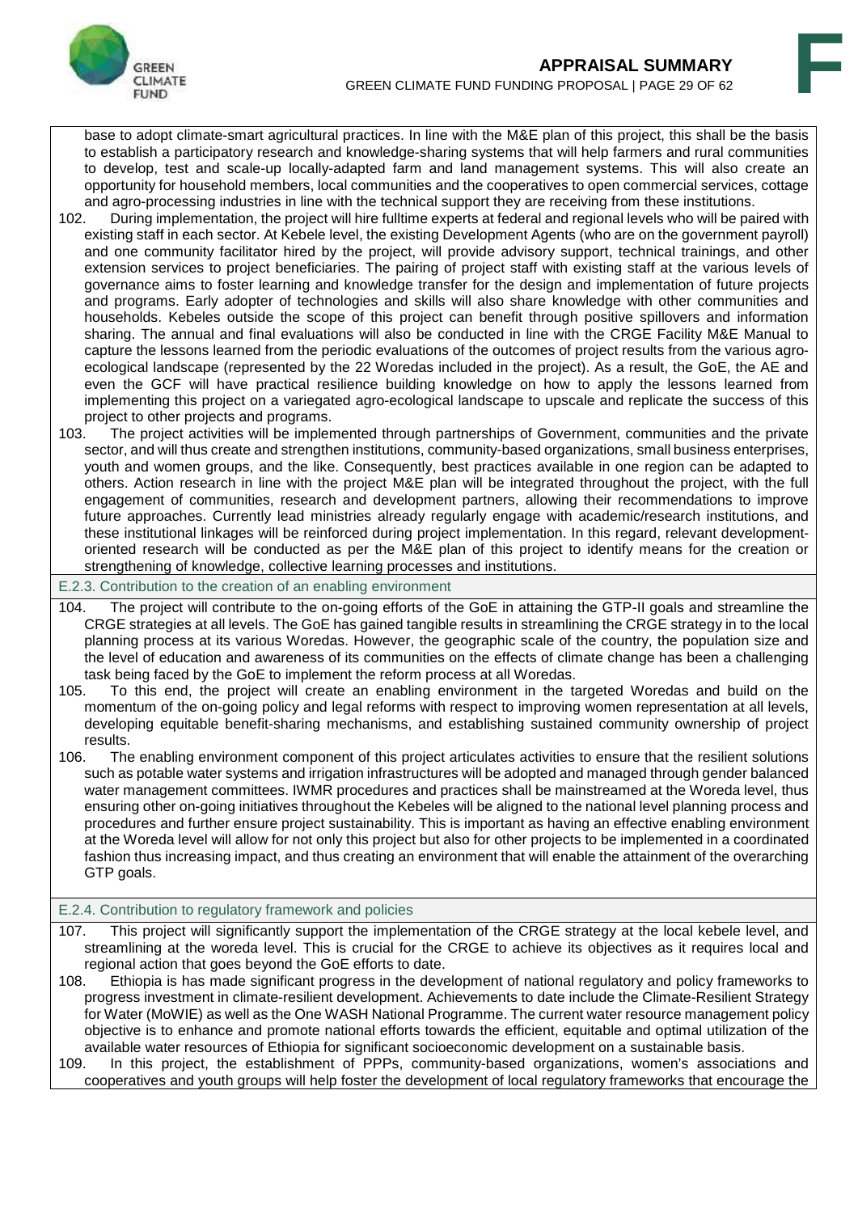base to adopt climate-smart agricultural practices. In line with the M&E plan of this project, this shall be the basis to establish a participatory research and knowledge-sharing systems that will help farmers and rural communities to develop, test and scale-up locally-adapted farm and land management systems. This will also create an opportunity for household members, local communities and the cooperatives to open commercial services, cottage and agro-processing industries in line with the technical support they are receiving from these institutions.

102. During implementation, the project will hire fulltime experts at federal and regional levels who will be paired with existing staff in each sector. At Kebele level, the existing Development Agents (who are on the government payroll) and one community facilitator hired by the project, will provide advisory support, technical trainings, and other extension services to project beneficiaries. The pairing of project staff with existing staff at the various levels of governance aims to foster learning and knowledge transfer for the design and implementation of future projects and programs. Early adopter of technologies and skills will also share knowledge with other communities and households. Kebeles outside the scope of this project can benefit through positive spillovers and information sharing. The annual and final evaluations will also be conducted in line with the CRGE Facility M&E Manual to capture the lessons learned from the periodic evaluations of the outcomes of project results from the various agro-ecological landscape (represented by the 22 Woredas included in the project). As a result, the GoE, the AE and even the GCF will have practical resilience building knowledge on how to apply the lessons learned from implementing this project on a variegated agro-ecological landscape to upscale and replicate the success of this project to other projects and programs.

103. The project activities will be implemented through partnerships of Government, communities and the private sector, and will thus create and strengthen institutions, community-based organizations, small business enterprises, youth and women groups, and the like. Consequently, best practices available in one region can be adapted to others. Action research in line with the project M&E plan will be integrated throughout the project, with the full engagement of communities, research and development partners, allowing their recommendations to improve future approaches. Currently lead ministries already regularly engage with academic/research institutions, and these institutional linkages will be reinforced during project implementation. In this regard, relevant development-oriented research will be conducted as per the M&E plan of this project to identify means for the creation or strengthening of knowledge, collective learning processes and institutions.

### E.2.3. Contribution to the creation of an enabling environment

104. The project will contribute to the on-going efforts of the GoE in attaining the GTP-II goals and streamline the CRGE strategies at all levels. The GoE has gained tangible results in streamlining the CRGE strategy in to the local planning process at its various Woredas. However, the geographic scale of the country, the population size and the level of education and awareness of its communities on the effects of climate change has been a challenging task being faced by the GoE to implement the reform process at all Woredas.

105. To this end, the project will create an enabling environment in the targeted Woredas and build on the momentum of the on-going policy and legal reforms with respect to improving women representation at all levels, developing equitable benefit-sharing mechanisms, and establishing sustained community ownership of project results.

106. The enabling environment component of this project articulates activities to ensure that the resilient solutions such as potable water systems and irrigation infrastructures will be adopted and managed through gender balanced water management committees. IWMR procedures and practices shall be mainstreamed at the Woreda level, thus ensuring other on-going initiatives throughout the Kebeles will be aligned to the national level planning process and procedures and further ensure project sustainability. This is important as having an effective enabling environment at the Woreda level will allow for not only this project but also for other projects to be implemented in a coordinated fashion thus increasing impact, and thus creating an environment that will enable the attainment of the overarching GTP goals.

### E.2.4. Contribution to regulatory framework and policies

107. This project will significantly support the implementation of the CRGE strategy at the local kebele level, and streamlining at the woreda level. This is crucial for the CRGE to achieve its objectives as it requires local and regional action that goes beyond the GoE efforts to date.

108. Ethiopia is has made significant progress in the development of national regulatory and policy frameworks to progress investment in climate-resilient development. Achievements to date include the Climate-Resilient Strategy for Water (MoWIE) as well as the One WASH National Programme. The current water resource management policy objective is to enhance and promote national efforts towards the efficient, equitable and optimal utilization of the available water resources of Ethiopia for significant socioeconomic development on a sustainable basis.

109. In this project, the establishment of PPPs, community-based organizations, women's associations and cooperatives and youth groups will help foster the development of local regulatory frameworks that encourage the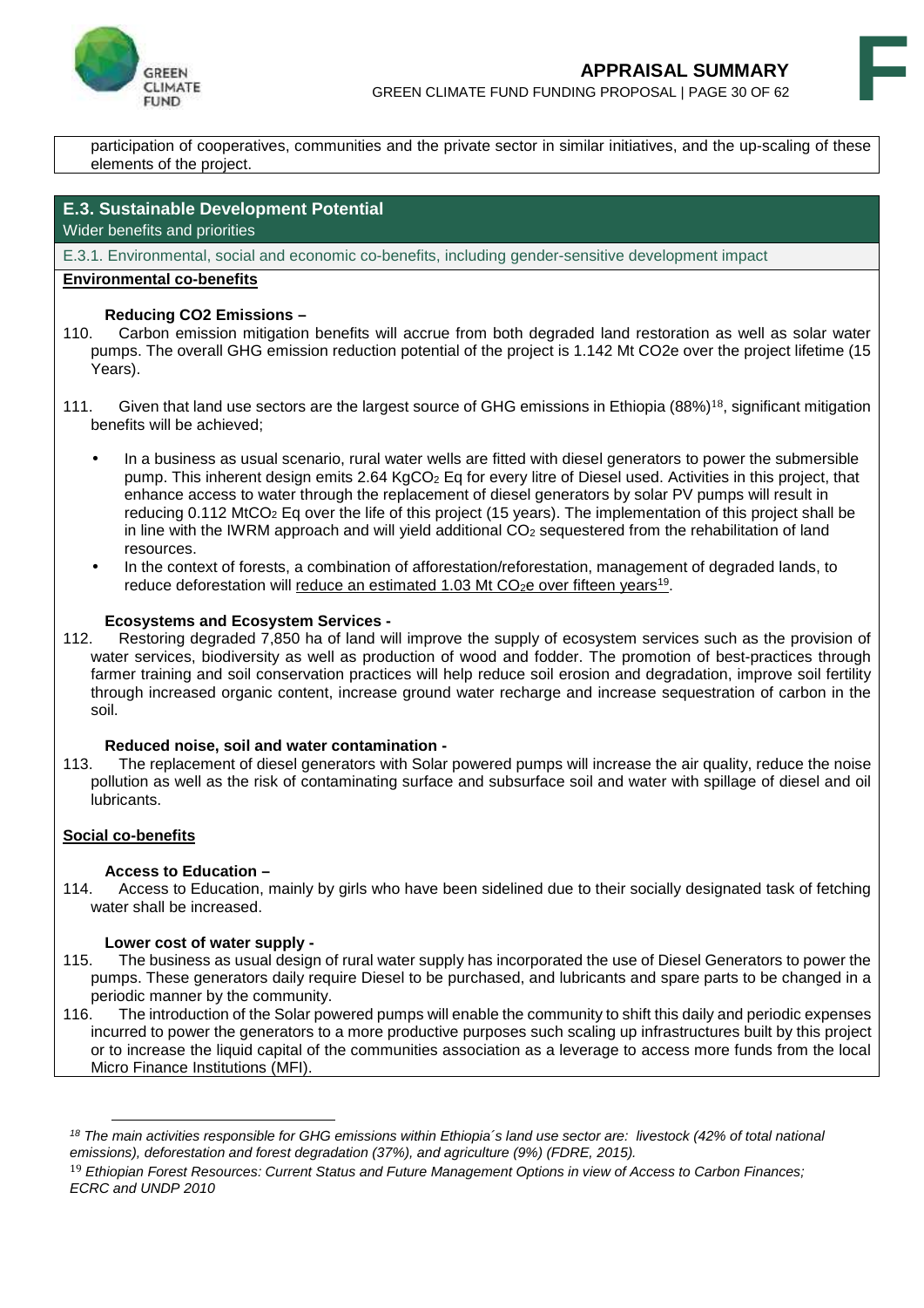participation of cooperatives, communities and the private sector in similar initiatives, and the up-scaling of these elements of the project.

## E.3. Sustainable Development Potential

Wider benefits and priorities

E.3.1. Environmental, social and economic co-benefits, including gender-sensitive development impact

**Environmental co-benefits**

**Reducing CO2 Emissions –**

110. Carbon emission mitigation benefits will accrue from both degraded land restoration as well as solar water pumps. The overall GHG emission reduction potential of the project is 1.142 Mt CO2e over the project lifetime (15 Years).

111. Given that land use sectors are the largest source of GHG emissions in Ethiopia (88%)[18], significant mitigation benefits will be achieved;

- In a business as usual scenario, rural water wells are fitted with diesel generators to power the submersible pump. This inherent design emits 2.64 $KgCO_2$ Eq for every litre of Diesel used. Activities in this project, that enhance access to water through the replacement of diesel generators by solar PV pumps will result in reducing 0.112 $MtCO_2$ Eq over the life of this project (15 years). The implementation of this project shall be in line with the IWRM approach and will yield additional $CO_2$ sequestered from the rehabilitation of land resources.
- In the context of forests, a combination of afforestation/reforestation, management of degraded lands, to reduce deforestation will reduce an estimated 1.03 Mt $CO_2e$ over fifteen years[19].

**Ecosystems and Ecosystem Services -**

112. Restoring degraded 7,850 ha of land will improve the supply of ecosystem services such as the provision of water services, biodiversity as well as production of wood and fodder. The promotion of best-practices through farmer training and soil conservation practices will help reduce soil erosion and degradation, improve soil fertility through increased organic content, increase ground water recharge and increase sequestration of carbon in the soil.

**Reduced noise, soil and water contamination -**

113. The replacement of diesel generators with Solar powered pumps will increase the air quality, reduce the noise pollution as well as the risk of contaminating surface and subsurface soil and water with spillage of diesel and oil lubricants.

**Social co-benefits**

**Access to Education –**

114. Access to Education, mainly by girls who have been sidelined due to their socially designated task of fetching water shall be increased.

**Lower cost of water supply -**

115. The business as usual design of rural water supply has incorporated the use of Diesel Generators to power the pumps. These generators daily require Diesel to be purchased, and lubricants and spare parts to be changed in a periodic manner by the community.

116. The introduction of the Solar powered pumps will enable the community to shift this daily and periodic expenses incurred to power the generators to a more productive purposes such scaling up infrastructures built by this project or to increase the liquid capital of the communities association as a leverage to access more funds from the local Micro Finance Institutions (MFI).

---

[18] *The main activities responsible for GHG emissions within Ethiopia´s land use sector are: livestock (42% of total national emissions), deforestation and forest degradation (37%), and agriculture (9%) (FDRE, 2015).*

[19] *Ethiopian Forest Resources: Current Status and Future Management Options in view of Access to Carbon Finances; ECRC and UNDP 2010*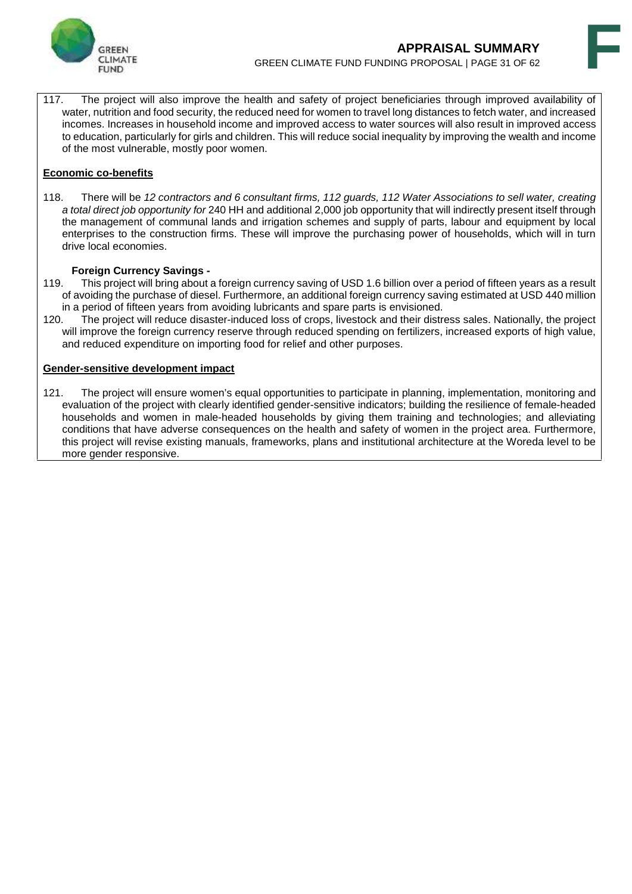117. The project will also improve the health and safety of project beneficiaries through improved availability of water, nutrition and food security, the reduced need for women to travel long distances to fetch water, and increased incomes. Increases in household income and improved access to water sources will also result in improved access to education, particularly for girls and children. This will reduce social inequality by improving the wealth and income of the most vulnerable, mostly poor women.

**Economic co-benefits**

118. There will be *12 contractors and 6 consultant firms, 112 guards, 112 Water Associations to sell water, creating a total direct job opportunity for* 240 HH and additional 2,000 job opportunity that will indirectly present itself through the management of communal lands and irrigation schemes and supply of parts, labour and equipment by local enterprises to the construction firms. These will improve the purchasing power of households, which will in turn drive local economies.

**Foreign Currency Savings -**

119. This project will bring about a foreign currency saving of USD 1.6 billion over a period of fifteen years as a result of avoiding the purchase of diesel. Furthermore, an additional foreign currency saving estimated at USD 440 million in a period of fifteen years from avoiding lubricants and spare parts is envisioned.

120. The project will reduce disaster-induced loss of crops, livestock and their distress sales. Nationally, the project will improve the foreign currency reserve through reduced spending on fertilizers, increased exports of high value, and reduced expenditure on importing food for relief and other purposes.

**Gender-sensitive development impact**

121. The project will ensure women's equal opportunities to participate in planning, implementation, monitoring and evaluation of the project with clearly identified gender-sensitive indicators; building the resilience of female-headed households and women in male-headed households by giving them training and technologies; and alleviating conditions that have adverse consequences on the health and safety of women in the project area. Furthermore, this project will revise existing manuals, frameworks, plans and institutional architecture at the Woreda level to be more gender responsive.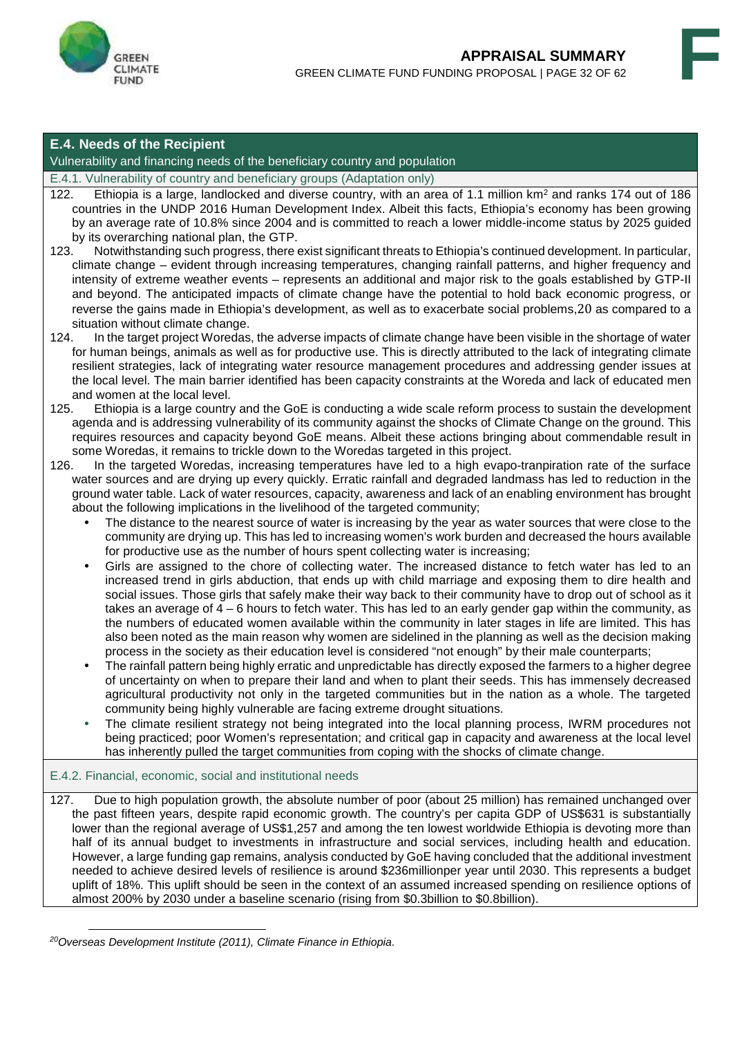## E.4. Needs of the Recipient

Vulnerability and financing needs of the beneficiary country and population

### E.4.1. Vulnerability of country and beneficiary groups (Adaptation only)

122. Ethiopia is a large, landlocked and diverse country, with an area of 1.1 million km² and ranks 174 out of 186 countries in the UNDP 2016 Human Development Index. Albeit this facts, Ethiopia's economy has been growing by an average rate of 10.8% since 2004 and is committed to reach a lower middle-income status by 2025 guided by its overarching national plan, the GTP.

123. Notwithstanding such progress, there exist significant threats to Ethiopia's continued development. In particular, climate change – evident through increasing temperatures, changing rainfall patterns, and higher frequency and intensity of extreme weather events – represents an additional and major risk to the goals established by GTP-II and beyond. The anticipated impacts of climate change have the potential to hold back economic progress, or reverse the gains made in Ethiopia's development, as well as to exacerbate social problems,[20] as compared to a situation without climate change.

124. In the target project Woredas, the adverse impacts of climate change have been visible in the shortage of water for human beings, animals as well as for productive use. This is directly attributed to the lack of integrating climate resilient strategies, lack of integrating water resource management procedures and addressing gender issues at the local level. The main barrier identified has been capacity constraints at the Woreda and lack of educated men and women at the local level.

125. Ethiopia is a large country and the GoE is conducting a wide scale reform process to sustain the development agenda and is addressing vulnerability of its community against the shocks of Climate Change on the ground. This requires resources and capacity beyond GoE means. Albeit these actions bringing about commendable result in some Woredas, it remains to trickle down to the Woredas targeted in this project.

126. In the targeted Woredas, increasing temperatures have led to a high evapo-tranpiration rate of the surface water sources and are drying up every quickly. Erratic rainfall and degraded landmass has led to reduction in the ground water table. Lack of water resources, capacity, awareness and lack of an enabling environment has brought about the following implications in the livelihood of the targeted community;

- The distance to the nearest source of water is increasing by the year as water sources that were close to the community are drying up. This has led to increasing women's work burden and decreased the hours available for productive use as the number of hours spent collecting water is increasing;
- Girls are assigned to the chore of collecting water. The increased distance to fetch water has led to an increased trend in girls abduction, that ends up with child marriage and exposing them to dire health and social issues. Those girls that safely make their way back to their community have to drop out of school as it takes an average of 4 – 6 hours to fetch water. This has led to an early gender gap within the community, as the numbers of educated women available within the community in later stages in life are limited. This has also been noted as the main reason why women are sidelined in the planning as well as the decision making process in the society as their education level is considered "not enough" by their male counterparts;
- The rainfall pattern being highly erratic and unpredictable has directly exposed the farmers to a higher degree of uncertainty on when to prepare their land and when to plant their seeds. This has immensely decreased agricultural productivity not only in the targeted communities but in the nation as a whole. The targeted community being highly vulnerable are facing extreme drought situations.
- The climate resilient strategy not being integrated into the local planning process, IWRM procedures not being practiced; poor Women's representation; and critical gap in capacity and awareness at the local level has inherently pulled the target communities from coping with the shocks of climate change.

### E.4.2. Financial, economic, social and institutional needs

127. Due to high population growth, the absolute number of poor (about 25 million) has remained unchanged over the past fifteen years, despite rapid economic growth. The country's per capita GDP of US$631 is substantially lower than the regional average of US$1,257 and among the ten lowest worldwide Ethiopia is devoting more than half of its annual budget to investments in infrastructure and social services, including health and education. However, a large funding gap remains, analysis conducted by GoE having concluded that the additional investment needed to achieve desired levels of resilience is around $236millionper year until 2030. This represents a budget uplift of 18%. This uplift should be seen in the context of an assumed increased spending on resilience options of almost 200% by 2030 under a baseline scenario (rising from $0.3billion to $0.8billion).

---

[20] *Overseas Development Institute (2011), Climate Finance in Ethiopia.*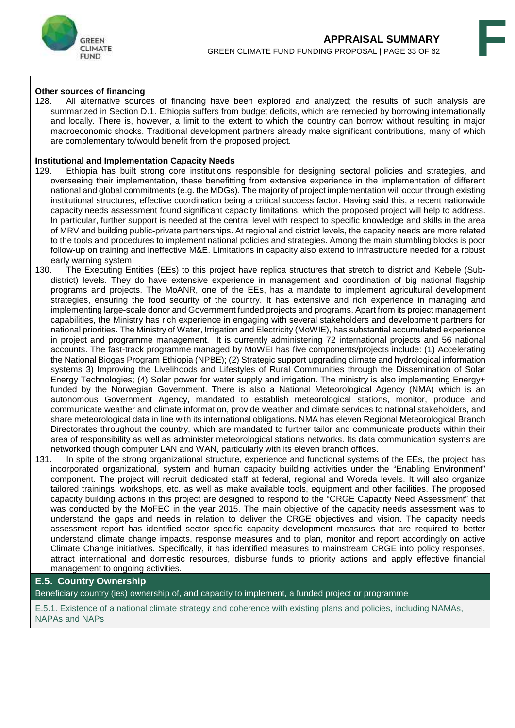**Other sources of financing**

128. All alternative sources of financing have been explored and analyzed; the results of such analysis are summarized in Section D.1. Ethiopia suffers from budget deficits, which are remedied by borrowing internationally and locally. There is, however, a limit to the extent to which the country can borrow without resulting in major macroeconomic shocks. Traditional development partners already make significant contributions, many of which are complementary to/would benefit from the proposed project.

**Institutional and Implementation Capacity Needs**

129. Ethiopia has built strong core institutions responsible for designing sectoral policies and strategies, and overseeing their implementation, these benefitting from extensive experience in the implementation of different national and global commitments (e.g. the MDGs). The majority of project implementation will occur through existing institutional structures, effective coordination being a critical success factor. Having said this, a recent nationwide capacity needs assessment found significant capacity limitations, which the proposed project will help to address. In particular, further support is needed at the central level with respect to specific knowledge and skills in the area of MRV and building public-private partnerships. At regional and district levels, the capacity needs are more related to the tools and procedures to implement national policies and strategies. Among the main stumbling blocks is poor follow-up on training and ineffective M&E. Limitations in capacity also extend to infrastructure needed for a robust early warning system.

130. The Executing Entities (EEs) to this project have replica structures that stretch to district and Kebele (Sub-district) levels. They do have extensive experience in management and coordination of big national flagship programs and projects. The MoANR, one of the EEs, has a mandate to implement agricultural development strategies, ensuring the food security of the country. It has extensive and rich experience in managing and implementing large-scale donor and Government funded projects and programs. Apart from its project management capabilities, the Ministry has rich experience in engaging with several stakeholders and development partners for national priorities. The Ministry of Water, Irrigation and Electricity (MoWIE), has substantial accumulated experience in project and programme management. It is currently administering 72 international projects and 56 national accounts. The fast-track programme managed by MoWEI has five components/projects include: (1) Accelerating the National Biogas Program Ethiopia (NPBE); (2) Strategic support upgrading climate and hydrological information systems 3) Improving the Livelihoods and Lifestyles of Rural Communities through the Dissemination of Solar Energy Technologies; (4) Solar power for water supply and irrigation. The ministry is also implementing Energy+ funded by the Norwegian Government. There is also a National Meteorological Agency (NMA) which is an autonomous Government Agency, mandated to establish meteorological stations, monitor, produce and communicate weather and climate information, provide weather and climate services to national stakeholders, and share meteorological data in line with its international obligations. NMA has eleven Regional Meteorological Branch Directorates throughout the country, which are mandated to further tailor and communicate products within their area of responsibility as well as administer meteorological stations networks. Its data communication systems are networked though computer LAN and WAN, particularly with its eleven branch offices.

131. In spite of the strong organizational structure, experience and functional systems of the EEs, the project has incorporated organizational, system and human capacity building activities under the "Enabling Environment" component. The project will recruit dedicated staff at federal, regional and Woreda levels. It will also organize tailored trainings, workshops, etc. as well as make available tools, equipment and other facilities. The proposed capacity building actions in this project are designed to respond to the "CRGE Capacity Need Assessment" that was conducted by the MoFEC in the year 2015. The main objective of the capacity needs assessment was to understand the gaps and needs in relation to deliver the CRGE objectives and vision. The capacity needs assessment report has identified sector specific capacity development measures that are required to better understand climate change impacts, response measures and to plan, monitor and report accordingly on active Climate Change initiatives. Specifically, it has identified measures to mainstream CRGE into policy responses, attract international and domestic resources, disburse funds to priority actions and apply effective financial management to ongoing activities.

## E.5. Country Ownership

Beneficiary country (ies) ownership of, and capacity to implement, a funded project or programme

E.5.1. Existence of a national climate strategy and coherence with existing plans and policies, including NAMAs, NAPAs and NAPs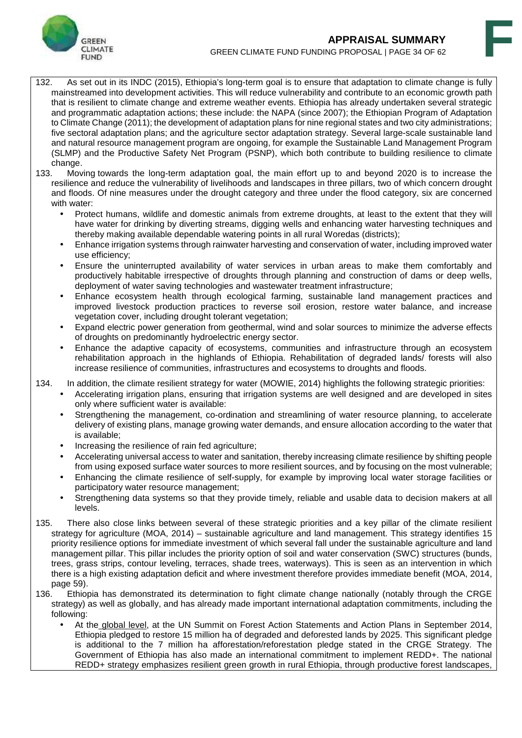132. As set out in its INDC (2015), Ethiopia's long-term goal is to ensure that adaptation to climate change is fully mainstreamed into development activities. This will reduce vulnerability and contribute to an economic growth path that is resilient to climate change and extreme weather events. Ethiopia has already undertaken several strategic and programmatic adaptation actions; these include: the NAPA (since 2007); the Ethiopian Program of Adaptation to Climate Change (2011); the development of adaptation plans for nine regional states and two city administrations; five sectoral adaptation plans; and the agriculture sector adaptation strategy. Several large-scale sustainable land and natural resource management program are ongoing, for example the Sustainable Land Management Program (SLMP) and the Productive Safety Net Program (PSNP), which both contribute to building resilience to climate change.

133. Moving towards the long-term adaptation goal, the main effort up to and beyond 2020 is to increase the resilience and reduce the vulnerability of livelihoods and landscapes in three pillars, two of which concern drought and floods. Of nine measures under the drought category and three under the flood category, six are concerned with water:

- Protect humans, wildlife and domestic animals from extreme droughts, at least to the extent that they will have water for drinking by diverting streams, digging wells and enhancing water harvesting techniques and thereby making available dependable watering points in all rural Woredas (districts);
- Enhance irrigation systems through rainwater harvesting and conservation of water, including improved water use efficiency;
- Ensure the uninterrupted availability of water services in urban areas to make them comfortably and productively habitable irrespective of droughts through planning and construction of dams or deep wells, deployment of water saving technologies and wastewater treatment infrastructure;
- Enhance ecosystem health through ecological farming, sustainable land management practices and improved livestock production practices to reverse soil erosion, restore water balance, and increase vegetation cover, including drought tolerant vegetation;
- Expand electric power generation from geothermal, wind and solar sources to minimize the adverse effects of droughts on predominantly hydroelectric energy sector.
- Enhance the adaptive capacity of ecosystems, communities and infrastructure through an ecosystem rehabilitation approach in the highlands of Ethiopia. Rehabilitation of degraded lands/ forests will also increase resilience of communities, infrastructures and ecosystems to droughts and floods.

134. In addition, the climate resilient strategy for water (MOWIE, 2014) highlights the following strategic priorities:

- Accelerating irrigation plans, ensuring that irrigation systems are well designed and are developed in sites only where sufficient water is available:
- Strengthening the management, co-ordination and streamlining of water resource planning, to accelerate delivery of existing plans, manage growing water demands, and ensure allocation according to the water that is available;
- Increasing the resilience of rain fed agriculture;
- Accelerating universal access to water and sanitation, thereby increasing climate resilience by shifting people from using exposed surface water sources to more resilient sources, and by focusing on the most vulnerable;
- Enhancing the climate resilience of self-supply, for example by improving local water storage facilities or participatory water resource management;
- Strengthening data systems so that they provide timely, reliable and usable data to decision makers at all levels.

135. There also close links between several of these strategic priorities and a key pillar of the climate resilient strategy for agriculture (MOA, 2014) – sustainable agriculture and land management. This strategy identifies 15 priority resilience options for immediate investment of which several fall under the sustainable agriculture and land management pillar. This pillar includes the priority option of soil and water conservation (SWC) structures (bunds, trees, grass strips, contour leveling, terraces, shade trees, waterways). This is seen as an intervention in which there is a high existing adaptation deficit and where investment therefore provides immediate benefit (MOA, 2014, page 59).

136. Ethiopia has demonstrated its determination to fight climate change nationally (notably through the CRGE strategy) as well as globally, and has already made important international adaptation commitments, including the following:

- At the global level, at the UN Summit on Forest Action Statements and Action Plans in September 2014, Ethiopia pledged to restore 15 million ha of degraded and deforested lands by 2025. This significant pledge is additional to the 7 million ha afforestation/reforestation pledge stated in the CRGE Strategy. The Government of Ethiopia has also made an international commitment to implement REDD+. The national REDD+ strategy emphasizes resilient green growth in rural Ethiopia, through productive forest landscapes,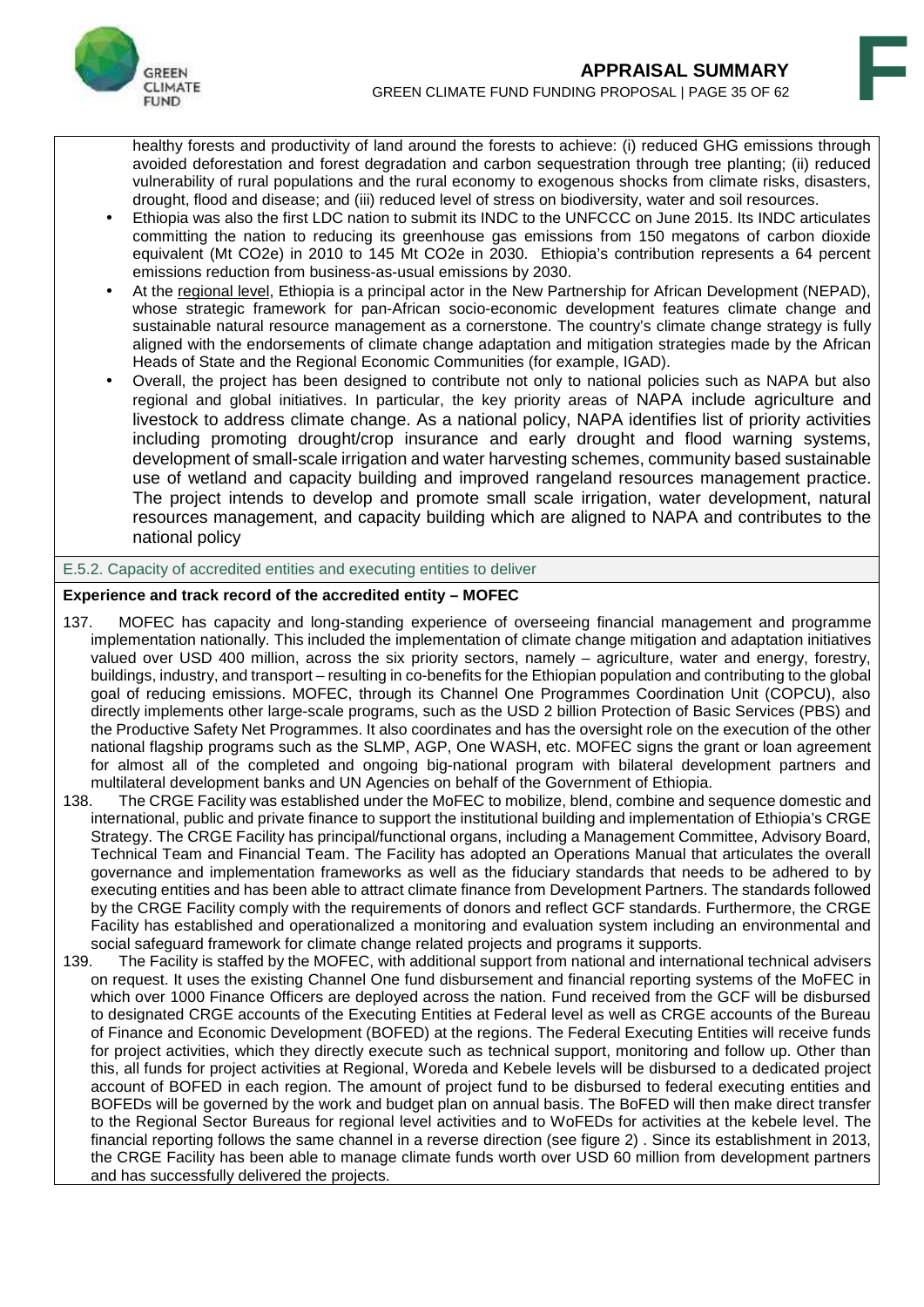healthy forests and productivity of land around the forests to achieve: (i) reduced GHG emissions through avoided deforestation and forest degradation and carbon sequestration through tree planting; (ii) reduced vulnerability of rural populations and the rural economy to exogenous shocks from climate risks, disasters, drought, flood and disease; and (iii) reduced level of stress on biodiversity, water and soil resources.

- Ethiopia was also the first LDC nation to submit its INDC to the UNFCCC on June 2015. Its INDC articulates committing the nation to reducing its greenhouse gas emissions from 150 megatons of carbon dioxide equivalent (Mt CO2e) in 2010 to 145 Mt CO2e in 2030. Ethiopia's contribution represents a 64 percent emissions reduction from business-as-usual emissions by 2030.
- At the regional level, Ethiopia is a principal actor in the New Partnership for African Development (NEPAD), whose strategic framework for pan-African socio-economic development features climate change and sustainable natural resource management as a cornerstone. The country's climate change strategy is fully aligned with the endorsements of climate change adaptation and mitigation strategies made by the African Heads of State and the Regional Economic Communities (for example, IGAD).
- Overall, the project has been designed to contribute not only to national policies such as NAPA but also regional and global initiatives. In particular, the key priority areas of NAPA include agriculture and livestock to address climate change. As a national policy, NAPA identifies list of priority activities including promoting drought/crop insurance and early drought and flood warning systems, development of small-scale irrigation and water harvesting schemes, community based sustainable use of wetland and capacity building and improved rangeland resources management practice. The project intends to develop and promote small scale irrigation, water development, natural resources management, and capacity building which are aligned to NAPA and contributes to the national policy

### E.5.2. Capacity of accredited entities and executing entities to deliver

**Experience and track record of the accredited entity – MOFEC**

137. MOFEC has capacity and long-standing experience of overseeing financial management and programme implementation nationally. This included the implementation of climate change mitigation and adaptation initiatives valued over USD 400 million, across the six priority sectors, namely – agriculture, water and energy, forestry, buildings, industry, and transport – resulting in co-benefits for the Ethiopian population and contributing to the global goal of reducing emissions. MOFEC, through its Channel One Programmes Coordination Unit (COPCU), also directly implements other large-scale programs, such as the USD 2 billion Protection of Basic Services (PBS) and the Productive Safety Net Programmes. It also coordinates and has the oversight role on the execution of the other national flagship programs such as the SLMP, AGP, One WASH, etc. MOFEC signs the grant or loan agreement for almost all of the completed and ongoing big-national program with bilateral development partners and multilateral development banks and UN Agencies on behalf of the Government of Ethiopia.

138. The CRGE Facility was established under the MoFEC to mobilize, blend, combine and sequence domestic and international, public and private finance to support the institutional building and implementation of Ethiopia's CRGE Strategy. The CRGE Facility has principal/functional organs, including a Management Committee, Advisory Board, Technical Team and Financial Team. The Facility has adopted an Operations Manual that articulates the overall governance and implementation frameworks as well as the fiduciary standards that needs to be adhered to by executing entities and has been able to attract climate finance from Development Partners. The standards followed by the CRGE Facility comply with the requirements of donors and reflect GCF standards. Furthermore, the CRGE Facility has established and operationalized a monitoring and evaluation system including an environmental and social safeguard framework for climate change related projects and programs it supports.

139. The Facility is staffed by the MOFEC, with additional support from national and international technical advisers on request. It uses the existing Channel One fund disbursement and financial reporting systems of the MoFEC in which over 1000 Finance Officers are deployed across the nation. Fund received from the GCF will be disbursed to designated CRGE accounts of the Executing Entities at Federal level as well as CRGE accounts of the Bureau of Finance and Economic Development (BOFED) at the regions. The Federal Executing Entities will receive funds for project activities, which they directly execute such as technical support, monitoring and follow up. Other than this, all funds for project activities at Regional, Woreda and Kebele levels will be disbursed to a dedicated project account of BOFED in each region. The amount of project fund to be disbursed to federal executing entities and BOFEDs will be governed by the work and budget plan on annual basis. The BoFED will then make direct transfer to the Regional Sector Bureaus for regional level activities and to WoFEDs for activities at the kebele level. The financial reporting follows the same channel in a reverse direction (see figure 2) . Since its establishment in 2013, the CRGE Facility has been able to manage climate funds worth over USD 60 million from development partners and has successfully delivered the projects.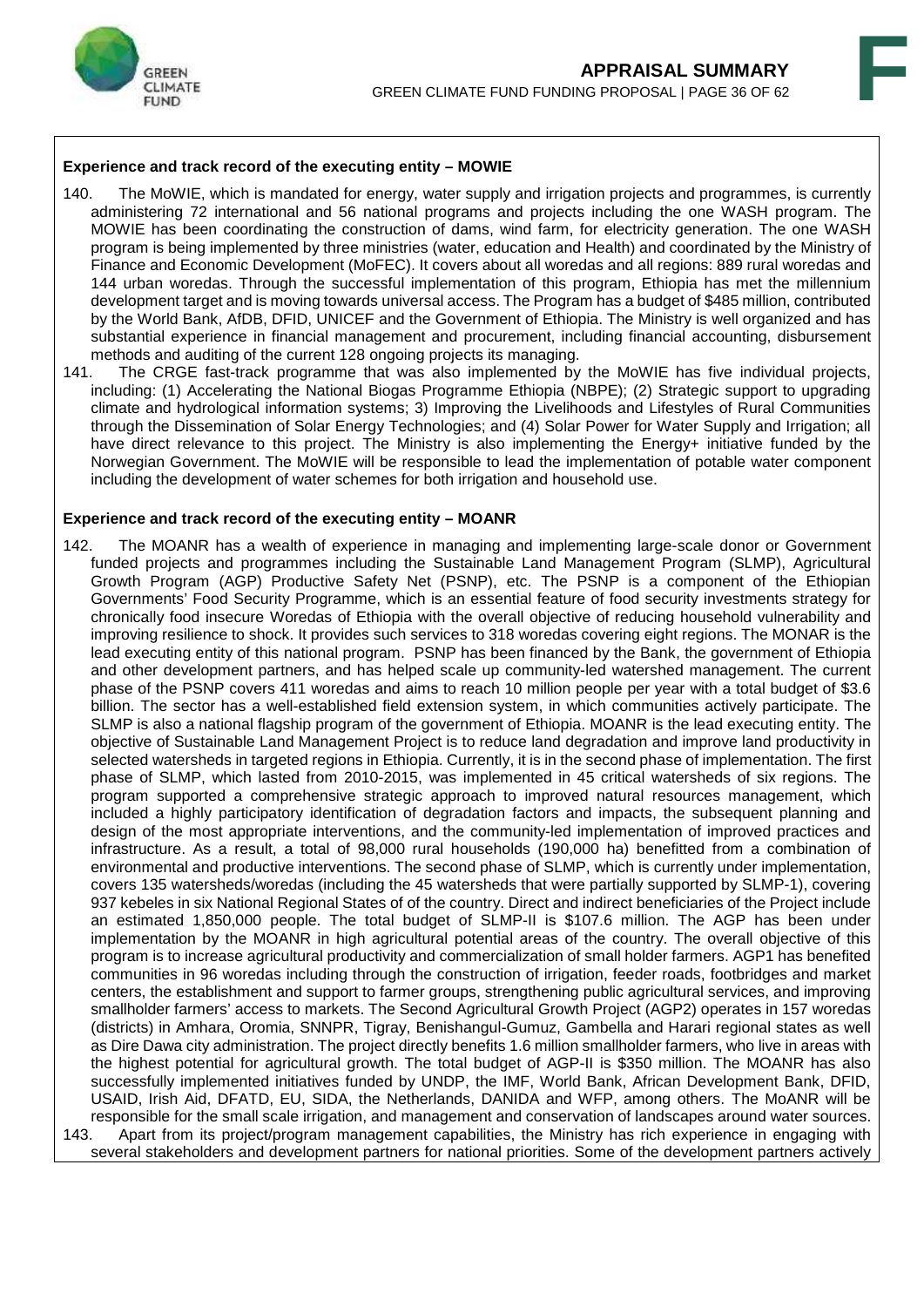**Experience and track record of the executing entity – MOWIE**

140. The MoWIE, which is mandated for energy, water supply and irrigation projects and programmes, is currently administering 72 international and 56 national programs and projects including the one WASH program. The MOWIE has been coordinating the construction of dams, wind farm, for electricity generation. The one WASH program is being implemented by three ministries (water, education and Health) and coordinated by the Ministry of Finance and Economic Development (MoFEC). It covers about all woredas and all regions: 889 rural woredas and 144 urban woredas. Through the successful implementation of this program, Ethiopia has met the millennium development target and is moving towards universal access. The Program has a budget of $485 million, contributed by the World Bank, AfDB, DFID, UNICEF and the Government of Ethiopia. The Ministry is well organized and has substantial experience in financial management and procurement, including financial accounting, disbursement methods and auditing of the current 128 ongoing projects its managing.

141. The CRGE fast-track programme that was also implemented by the MoWIE has five individual projects, including: (1) Accelerating the National Biogas Programme Ethiopia (NBPE); (2) Strategic support to upgrading climate and hydrological information systems; 3) Improving the Livelihoods and Lifestyles of Rural Communities through the Dissemination of Solar Energy Technologies; and (4) Solar Power for Water Supply and Irrigation; all have direct relevance to this project. The Ministry is also implementing the Energy+ initiative funded by the Norwegian Government. The MoWIE will be responsible to lead the implementation of potable water component including the development of water schemes for both irrigation and household use.

**Experience and track record of the executing entity – MOANR**

142. The MOANR has a wealth of experience in managing and implementing large-scale donor or Government funded projects and programmes including the Sustainable Land Management Program (SLMP), Agricultural Growth Program (AGP) Productive Safety Net (PSNP), etc. The PSNP is a component of the Ethiopian Governments' Food Security Programme, which is an essential feature of food security investments strategy for chronically food insecure Woredas of Ethiopia with the overall objective of reducing household vulnerability and improving resilience to shock. It provides such services to 318 woredas covering eight regions. The MONAR is the lead executing entity of this national program. PSNP has been financed by the Bank, the government of Ethiopia and other development partners, and has helped scale up community-led watershed management. The current phase of the PSNP covers 411 woredas and aims to reach 10 million people per year with a total budget of $3.6 billion. The sector has a well-established field extension system, in which communities actively participate. The SLMP is also a national flagship program of the government of Ethiopia. MOANR is the lead executing entity. The objective of Sustainable Land Management Project is to reduce land degradation and improve land productivity in selected watersheds in targeted regions in Ethiopia. Currently, it is in the second phase of implementation. The first phase of SLMP, which lasted from 2010-2015, was implemented in 45 critical watersheds of six regions. The program supported a comprehensive strategic approach to improved natural resources management, which included a highly participatory identification of degradation factors and impacts, the subsequent planning and design of the most appropriate interventions, and the community-led implementation of improved practices and infrastructure. As a result, a total of 98,000 rural households (190,000 ha) benefitted from a combination of environmental and productive interventions. The second phase of SLMP, which is currently under implementation, covers 135 watersheds/woredas (including the 45 watersheds that were partially supported by SLMP-1), covering 937 kebeles in six National Regional States of of the country. Direct and indirect beneficiaries of the Project include an estimated 1,850,000 people. The total budget of SLMP-II is $107.6 million. The AGP has been under implementation by the MOANR in high agricultural potential areas of the country. The overall objective of this program is to increase agricultural productivity and commercialization of small holder farmers. AGP1 has benefited communities in 96 woredas including through the construction of irrigation, feeder roads, footbridges and market centers, the establishment and support to farmer groups, strengthening public agricultural services, and improving smallholder farmers' access to markets. The Second Agricultural Growth Project (AGP2) operates in 157 woredas (districts) in Amhara, Oromia, SNNPR, Tigray, Benishangul-Gumuz, Gambella and Harari regional states as well as Dire Dawa city administration. The project directly benefits 1.6 million smallholder farmers, who live in areas with the highest potential for agricultural growth. The total budget of AGP-II is $350 million. The MOANR has also successfully implemented initiatives funded by UNDP, the IMF, World Bank, African Development Bank, DFID, USAID, Irish Aid, DFATD, EU, SIDA, the Netherlands, DANIDA and WFP, among others. The MoANR will be responsible for the small scale irrigation, and management and conservation of landscapes around water sources.

143. Apart from its project/program management capabilities, the Ministry has rich experience in engaging with several stakeholders and development partners for national priorities. Some of the development partners actively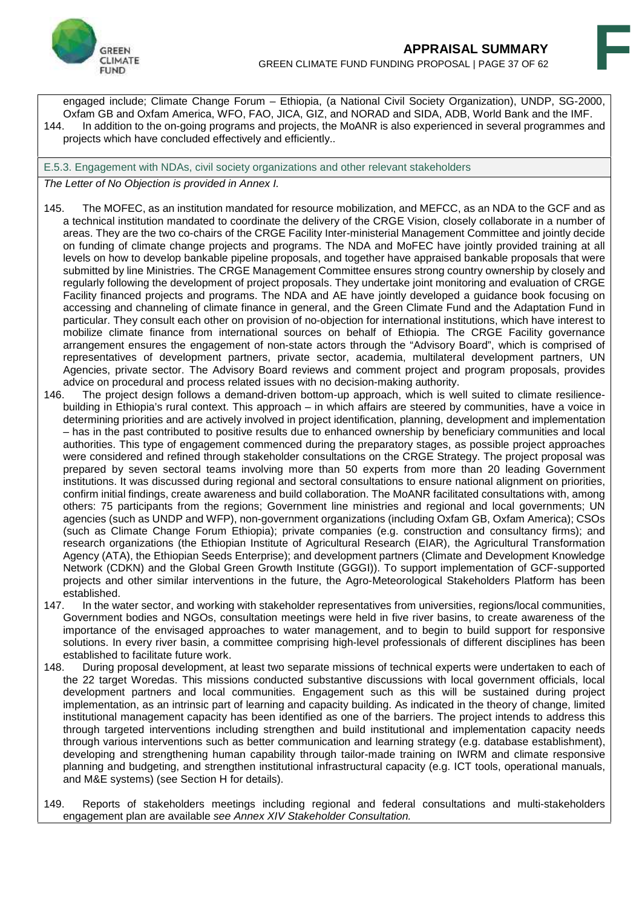engaged include; Climate Change Forum – Ethiopia, (a National Civil Society Organization), UNDP, SG-2000, Oxfam GB and Oxfam America, WFO, FAO, JICA, GIZ, and NORAD and SIDA, ADB, World Bank and the IMF.

144. In addition to the on-going programs and projects, the MoANR is also experienced in several programmes and projects which have concluded effectively and efficiently..

### E.5.3. Engagement with NDAs, civil society organizations and other relevant stakeholders

*The Letter of No Objection is provided in Annex I.*

145. The MOFEC, as an institution mandated for resource mobilization, and MEFCC, as an NDA to the GCF and as a technical institution mandated to coordinate the delivery of the CRGE Vision, closely collaborate in a number of areas. They are the two co-chairs of the CRGE Facility Inter-ministerial Management Committee and jointly decide on funding of climate change projects and programs. The NDA and MoFEC have jointly provided training at all levels on how to develop bankable pipeline proposals, and together have appraised bankable proposals that were submitted by line Ministries. The CRGE Management Committee ensures strong country ownership by closely and regularly following the development of project proposals. They undertake joint monitoring and evaluation of CRGE Facility financed projects and programs. The NDA and AE have jointly developed a guidance book focusing on accessing and channeling of climate finance in general, and the Green Climate Fund and the Adaptation Fund in particular. They consult each other on provision of no-objection for international institutions, which have interest to mobilize climate finance from international sources on behalf of Ethiopia. The CRGE Facility governance arrangement ensures the engagement of non-state actors through the "Advisory Board", which is comprised of representatives of development partners, private sector, academia, multilateral development partners, UN Agencies, private sector. The Advisory Board reviews and comment project and program proposals, provides advice on procedural and process related issues with no decision-making authority.

146. The project design follows a demand-driven bottom-up approach, which is well suited to climate resilience-building in Ethiopia's rural context. This approach – in which affairs are steered by communities, have a voice in determining priorities and are actively involved in project identification, planning, development and implementation – has in the past contributed to positive results due to enhanced ownership by beneficiary communities and local authorities. This type of engagement commenced during the preparatory stages, as possible project approaches were considered and refined through stakeholder consultations on the CRGE Strategy. The project proposal was prepared by seven sectoral teams involving more than 50 experts from more than 20 leading Government institutions. It was discussed during regional and sectoral consultations to ensure national alignment on priorities, confirm initial findings, create awareness and build collaboration. The MoANR facilitated consultations with, among others: 75 participants from the regions; Government line ministries and regional and local governments; UN agencies (such as UNDP and WFP), non-government organizations (including Oxfam GB, Oxfam America); CSOs (such as Climate Change Forum Ethiopia); private companies (e.g. construction and consultancy firms); and research organizations (the Ethiopian Institute of Agricultural Research (EIAR), the Agricultural Transformation Agency (ATA), the Ethiopian Seeds Enterprise); and development partners (Climate and Development Knowledge Network (CDKN) and the Global Green Growth Institute (GGGI)). To support implementation of GCF-supported projects and other similar interventions in the future, the Agro-Meteorological Stakeholders Platform has been established.

147. In the water sector, and working with stakeholder representatives from universities, regions/local communities, Government bodies and NGOs, consultation meetings were held in five river basins, to create awareness of the importance of the envisaged approaches to water management, and to begin to build support for responsive solutions. In every river basin, a committee comprising high-level professionals of different disciplines has been established to facilitate future work.

148. During proposal development, at least two separate missions of technical experts were undertaken to each of the 22 target Woredas. This missions conducted substantive discussions with local government officials, local development partners and local communities. Engagement such as this will be sustained during project implementation, as an intrinsic part of learning and capacity building. As indicated in the theory of change, limited institutional management capacity has been identified as one of the barriers. The project intends to address this through targeted interventions including strengthen and build institutional and implementation capacity needs through various interventions such as better communication and learning strategy (e.g. database establishment), developing and strengthening human capability through tailor-made training on IWRM and climate responsive planning and budgeting, and strengthen institutional infrastructural capacity (e.g. ICT tools, operational manuals, and M&E systems) (see Section H for details).

149. Reports of stakeholders meetings including regional and federal consultations and multi-stakeholders engagement plan are available *see Annex XIV Stakeholder Consultation.*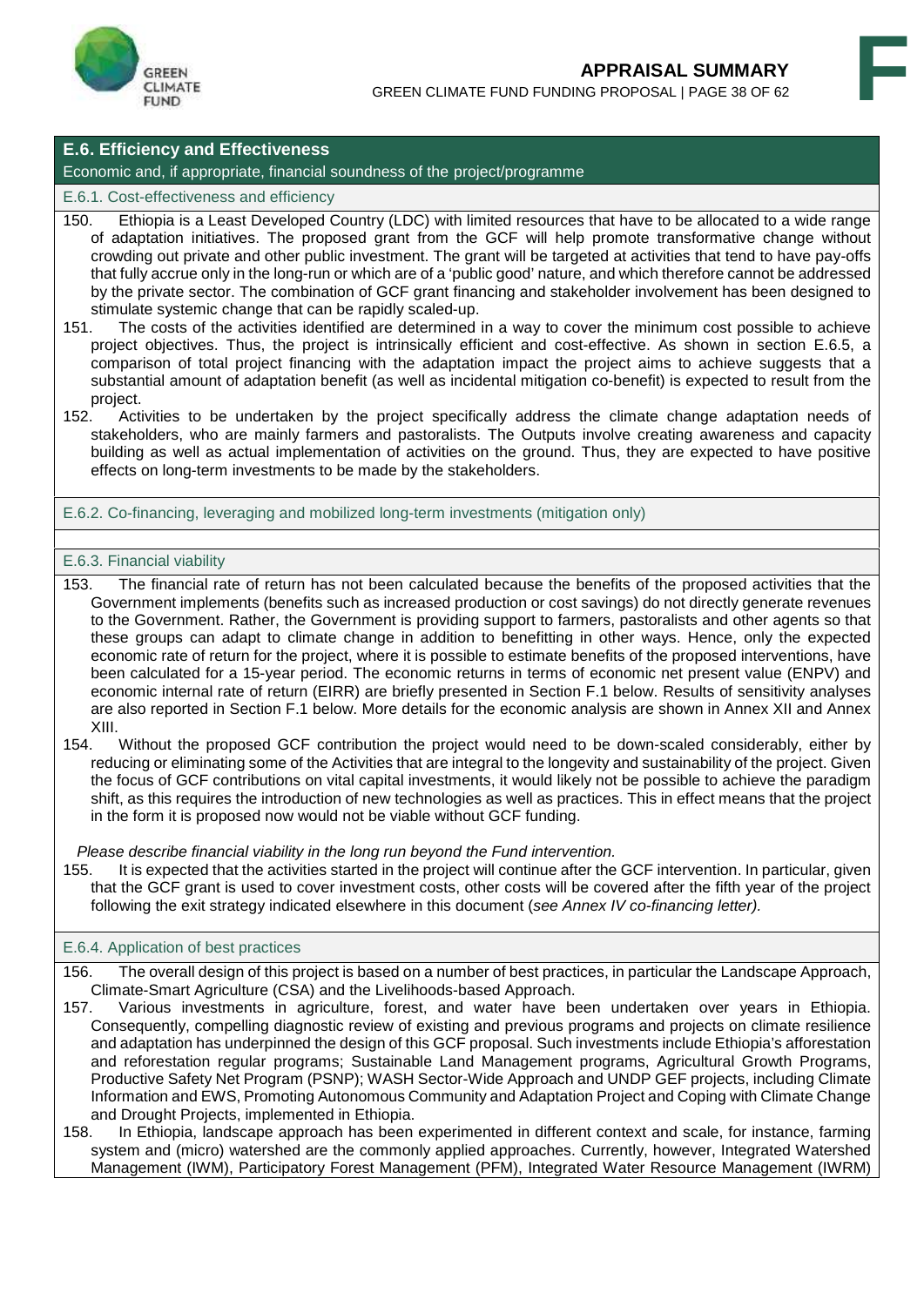## E.6. Efficiency and Effectiveness

Economic and, if appropriate, financial soundness of the project/programme

### E.6.1. Cost-effectiveness and efficiency

150. Ethiopia is a Least Developed Country (LDC) with limited resources that have to be allocated to a wide range of adaptation initiatives. The proposed grant from the GCF will help promote transformative change without crowding out private and other public investment. The grant will be targeted at activities that tend to have pay-offs that fully accrue only in the long-run or which are of a 'public good' nature, and which therefore cannot be addressed by the private sector. The combination of GCF grant financing and stakeholder involvement has been designed to stimulate systemic change that can be rapidly scaled-up.
151. The costs of the activities identified are determined in a way to cover the minimum cost possible to achieve project objectives. Thus, the project is intrinsically efficient and cost-effective. As shown in section E.6.5, a comparison of total project financing with the adaptation impact the project aims to achieve suggests that a substantial amount of adaptation benefit (as well as incidental mitigation co-benefit) is expected to result from the project.
152. Activities to be undertaken by the project specifically address the climate change adaptation needs of stakeholders, who are mainly farmers and pastoralists. The Outputs involve creating awareness and capacity building as well as actual implementation of activities on the ground. Thus, they are expected to have positive effects on long-term investments to be made by the stakeholders.

### E.6.2. Co-financing, leveraging and mobilized long-term investments (mitigation only)

### E.6.3. Financial viability

153. The financial rate of return has not been calculated because the benefits of the proposed activities that the Government implements (benefits such as increased production or cost savings) do not directly generate revenues to the Government. Rather, the Government is providing support to farmers, pastoralists and other agents so that these groups can adapt to climate change in addition to benefitting in other ways. Hence, only the expected economic rate of return for the project, where it is possible to estimate benefits of the proposed interventions, have been calculated for a 15-year period. The economic returns in terms of economic net present value (ENPV) and economic internal rate of return (EIRR) are briefly presented in Section F.1 below. Results of sensitivity analyses are also reported in Section F.1 below. More details for the economic analysis are shown in Annex XII and Annex XIII.
154. Without the proposed GCF contribution the project would need to be down-scaled considerably, either by reducing or eliminating some of the Activities that are integral to the longevity and sustainability of the project. Given the focus of GCF contributions on vital capital investments, it would likely not be possible to achieve the paradigm shift, as this requires the introduction of new technologies as well as practices. This in effect means that the project in the form it is proposed now would not be viable without GCF funding.

*Please describe financial viability in the long run beyond the Fund intervention.*

155. It is expected that the activities started in the project will continue after the GCF intervention. In particular, given that the GCF grant is used to cover investment costs, other costs will be covered after the fifth year of the project following the exit strategy indicated elsewhere in this document (*see Annex IV co-financing letter).*

### E.6.4. Application of best practices

156. The overall design of this project is based on a number of best practices, in particular the Landscape Approach, Climate-Smart Agriculture (CSA) and the Livelihoods-based Approach.
157. Various investments in agriculture, forest, and water have been undertaken over years in Ethiopia. Consequently, compelling diagnostic review of existing and previous programs and projects on climate resilience and adaptation has underpinned the design of this GCF proposal. Such investments include Ethiopia's afforestation and reforestation regular programs; Sustainable Land Management programs, Agricultural Growth Programs, Productive Safety Net Program (PSNP); WASH Sector-Wide Approach and UNDP GEF projects, including Climate Information and EWS, Promoting Autonomous Community and Adaptation Project and Coping with Climate Change and Drought Projects, implemented in Ethiopia.
158. In Ethiopia, landscape approach has been experimented in different context and scale, for instance, farming system and (micro) watershed are the commonly applied approaches. Currently, however, Integrated Watershed Management (IWM), Participatory Forest Management (PFM), Integrated Water Resource Management (IWRM)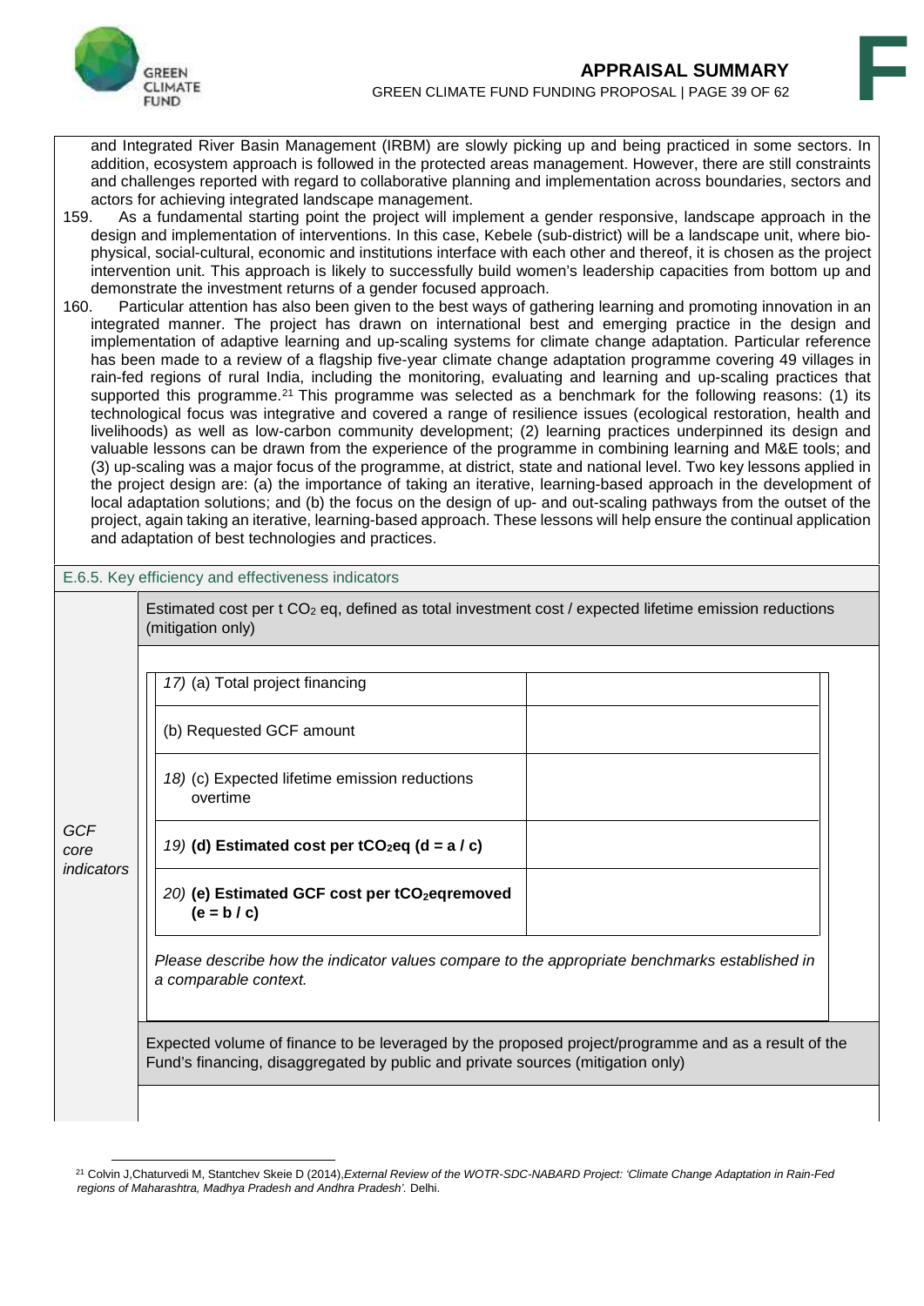and Integrated River Basin Management (IRBM) are slowly picking up and being practiced in some sectors. In addition, ecosystem approach is followed in the protected areas management. However, there are still constraints and challenges reported with regard to collaborative planning and implementation across boundaries, sectors and actors for achieving integrated landscape management.

159. As a fundamental starting point the project will implement a gender responsive, landscape approach in the design and implementation of interventions. In this case, Kebele (sub-district) will be a landscape unit, where bio-physical, social-cultural, economic and institutions interface with each other and thereof, it is chosen as the project intervention unit. This approach is likely to successfully build women's leadership capacities from bottom up and demonstrate the investment returns of a gender focused approach.

160. Particular attention has also been given to the best ways of gathering learning and promoting innovation in an integrated manner. The project has drawn on international best and emerging practice in the design and implementation of adaptive learning and up-scaling systems for climate change adaptation. Particular reference has been made to a review of a flagship five-year climate change adaptation programme covering 49 villages in rain-fed regions of rural India, including the monitoring, evaluating and learning and up-scaling practices that supported this programme.[21] This programme was selected as a benchmark for the following reasons: (1) its technological focus was integrative and covered a range of resilience issues (ecological restoration, health and livelihoods) as well as low-carbon community development; (2) learning practices underpinned its design and valuable lessons can be drawn from the experience of the programme in combining learning and M&E tools; and (3) up-scaling was a major focus of the programme, at district, state and national level. Two key lessons applied in the project design are: (a) the importance of taking an iterative, learning-based approach in the development of local adaptation solutions; and (b) the focus on the design of up- and out-scaling pathways from the outset of the project, again taking an iterative, learning-based approach. These lessons will help ensure the continual application and adaptation of best technologies and practices.

### E.6.5. Key efficiency and effectiveness indicators

*GCF core indicators*

Estimated cost per t $CO_2$ eq, defined as total investment cost / expected lifetime emission reductions (mitigation only)

| | |
|---|---|
| *17)* (a) Total project financing | |
| (b) Requested GCF amount | |
| *18)* (c) Expected lifetime emission reductions overtime | |
| *19)* **(d) Estimated cost per t$CO_2$eq (d = a / c)** | |
| *20)* **(e) Estimated GCF cost per t$CO_2$eqremoved (e = b / c)** | |

*Please describe how the indicator values compare to the appropriate benchmarks established in a comparable context.*

Expected volume of finance to be leveraged by the proposed project/programme and as a result of the Fund's financing, disaggregated by public and private sources (mitigation only)

[21] Colvin J,Chaturvedi M, Stantchev Skeie D (2014),*External Review of the WOTR-SDC-NABARD Project: 'Climate Change Adaptation in Rain-Fed regions of Maharashtra, Madhya Pradesh and Andhra Pradesh'.* Delhi.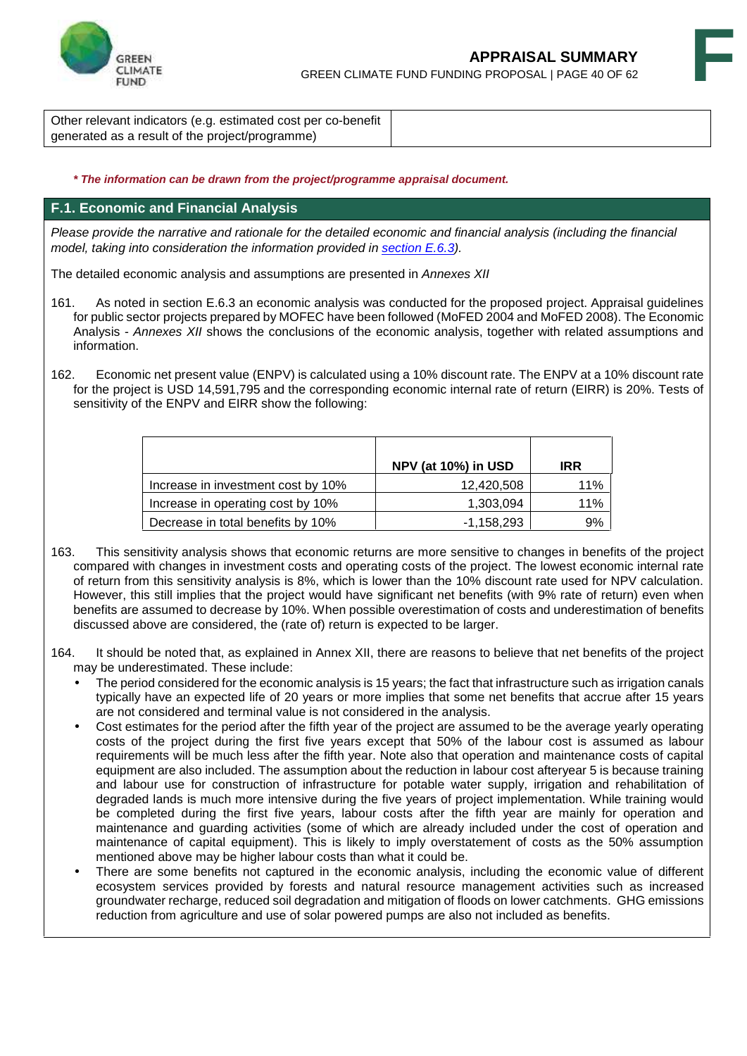| Other relevant indicators (e.g. estimated cost per co-benefit generated as a result of the project/programme) | |
|---|---|

***\* The information can be drawn from the project/programme appraisal document.***

## F.1. Economic and Financial Analysis

*Please provide the narrative and rationale for the detailed economic and financial analysis (including the financial model, taking into consideration the information provided in section E.6.3).*

The detailed economic analysis and assumptions are presented in *Annexes XII*

161. As noted in section E.6.3 an economic analysis was conducted for the proposed project. Appraisal guidelines for public sector projects prepared by MOFEC have been followed (MoFED 2004 and MoFED 2008). The Economic Analysis - *Annexes XII* shows the conclusions of the economic analysis, together with related assumptions and information.

162. Economic net present value (ENPV) is calculated using a 10% discount rate. The ENPV at a 10% discount rate for the project is USD 14,591,795 and the corresponding economic internal rate of return (EIRR) is 20%. Tests of sensitivity of the ENPV and EIRR show the following:

| | NPV (at 10%) in USD | IRR |
|---|---|---|
| Increase in investment cost by 10% | 12,420,508 | 11% |
| Increase in operating cost by 10% | 1,303,094 | 11% |
| Decrease in total benefits by 10% | -1,158,293 | 9% |

163. This sensitivity analysis shows that economic returns are more sensitive to changes in benefits of the project compared with changes in investment costs and operating costs of the project. The lowest economic internal rate of return from this sensitivity analysis is 8%, which is lower than the 10% discount rate used for NPV calculation. However, this still implies that the project would have significant net benefits (with 9% rate of return) even when benefits are assumed to decrease by 10%. When possible overestimation of costs and underestimation of benefits discussed above are considered, the (rate of) return is expected to be larger.

164. It should be noted that, as explained in Annex XII, there are reasons to believe that net benefits of the project may be underestimated. These include:

- The period considered for the economic analysis is 15 years; the fact that infrastructure such as irrigation canals typically have an expected life of 20 years or more implies that some net benefits that accrue after 15 years are not considered and terminal value is not considered in the analysis.
- Cost estimates for the period after the fifth year of the project are assumed to be the average yearly operating costs of the project during the first five years except that 50% of the labour cost is assumed as labour requirements will be much less after the fifth year. Note also that operation and maintenance costs of capital equipment are also included. The assumption about the reduction in labour cost afteryear 5 is because training and labour use for construction of infrastructure for potable water supply, irrigation and rehabilitation of degraded lands is much more intensive during the five years of project implementation. While training would be completed during the first five years, labour costs after the fifth year are mainly for operation and maintenance and guarding activities (some of which are already included under the cost of operation and maintenance of capital equipment). This is likely to imply overstatement of costs as the 50% assumption mentioned above may be higher labour costs than what it could be.
- There are some benefits not captured in the economic analysis, including the economic value of different ecosystem services provided by forests and natural resource management activities such as increased groundwater recharge, reduced soil degradation and mitigation of floods on lower catchments. GHG emissions reduction from agriculture and use of solar powered pumps are also not included as benefits.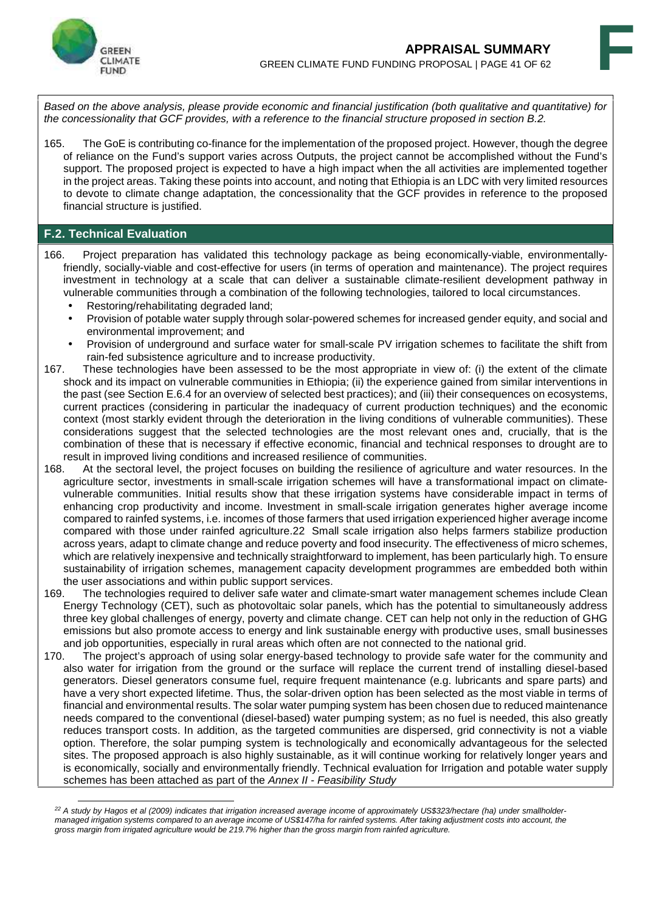*Based on the above analysis, please provide economic and financial justification (both qualitative and quantitative) for the concessionality that GCF provides, with a reference to the financial structure proposed in section B.2.*

165. The GoE is contributing co-finance for the implementation of the proposed project. However, though the degree of reliance on the Fund's support varies across Outputs, the project cannot be accomplished without the Fund's support. The proposed project is expected to have a high impact when the all activities are implemented together in the project areas. Taking these points into account, and noting that Ethiopia is an LDC with very limited resources to devote to climate change adaptation, the concessionality that the GCF provides in reference to the proposed financial structure is justified.

## F.2. Technical Evaluation

166. Project preparation has validated this technology package as being economically-viable, environmentally-friendly, socially-viable and cost-effective for users (in terms of operation and maintenance). The project requires investment in technology at a scale that can deliver a sustainable climate-resilient development pathway in vulnerable communities through a combination of the following technologies, tailored to local circumstances.
    - Restoring/rehabilitating degraded land;
    - Provision of potable water supply through solar-powered schemes for increased gender equity, and social and environmental improvement; and
    - Provision of underground and surface water for small-scale PV irrigation schemes to facilitate the shift from rain-fed subsistence agriculture and to increase productivity.

167. These technologies have been assessed to be the most appropriate in view of: (i) the extent of the climate shock and its impact on vulnerable communities in Ethiopia; (ii) the experience gained from similar interventions in the past (see Section E.6.4 for an overview of selected best practices); and (iii) their consequences on ecosystems, current practices (considering in particular the inadequacy of current production techniques) and the economic context (most starkly evident through the deterioration in the living conditions of vulnerable communities). These considerations suggest that the selected technologies are the most relevant ones and, crucially, that is the combination of these that is necessary if effective economic, financial and technical responses to drought are to result in improved living conditions and increased resilience of communities.

168. At the sectoral level, the project focuses on building the resilience of agriculture and water resources. In the agriculture sector, investments in small-scale irrigation schemes will have a transformational impact on climate-vulnerable communities. Initial results show that these irrigation systems have considerable impact in terms of enhancing crop productivity and income. Investment in small-scale irrigation generates higher average income compared to rainfed systems, i.e. incomes of those farmers that used irrigation experienced higher average income compared with those under rainfed agriculture.[22] Small scale irrigation also helps farmers stabilize production across years, adapt to climate change and reduce poverty and food insecurity. The effectiveness of micro schemes, which are relatively inexpensive and technically straightforward to implement, has been particularly high. To ensure sustainability of irrigation schemes, management capacity development programmes are embedded both within the user associations and within public support services.

169. The technologies required to deliver safe water and climate-smart water management schemes include Clean Energy Technology (CET), such as photovoltaic solar panels, which has the potential to simultaneously address three key global challenges of energy, poverty and climate change. CET can help not only in the reduction of GHG emissions but also promote access to energy and link sustainable energy with productive uses, small businesses and job opportunities, especially in rural areas which often are not connected to the national grid.

170. The project's approach of using solar energy-based technology to provide safe water for the community and also water for irrigation from the ground or the surface will replace the current trend of installing diesel-based generators. Diesel generators consume fuel, require frequent maintenance (e.g. lubricants and spare parts) and have a very short expected lifetime. Thus, the solar-driven option has been selected as the most viable in terms of financial and environmental results. The solar water pumping system has been chosen due to reduced maintenance needs compared to the conventional (diesel-based) water pumping system; as no fuel is needed, this also greatly reduces transport costs. In addition, as the targeted communities are dispersed, grid connectivity is not a viable option. Therefore, the solar pumping system is technologically and economically advantageous for the selected sites. The proposed approach is also highly sustainable, as it will continue working for relatively longer years and is economically, socially and environmentally friendly. Technical evaluation for Irrigation and potable water supply schemes has been attached as part of the *Annex II - Feasibility Study*

---

*[22] A study by Hagos et al (2009) indicates that irrigation increased average income of approximately US$323/hectare (ha) under smallholder-managed irrigation systems compared to an average income of US$147/ha for rainfed systems. After taking adjustment costs into account, the gross margin from irrigated agriculture would be 219.7% higher than the gross margin from rainfed agriculture.*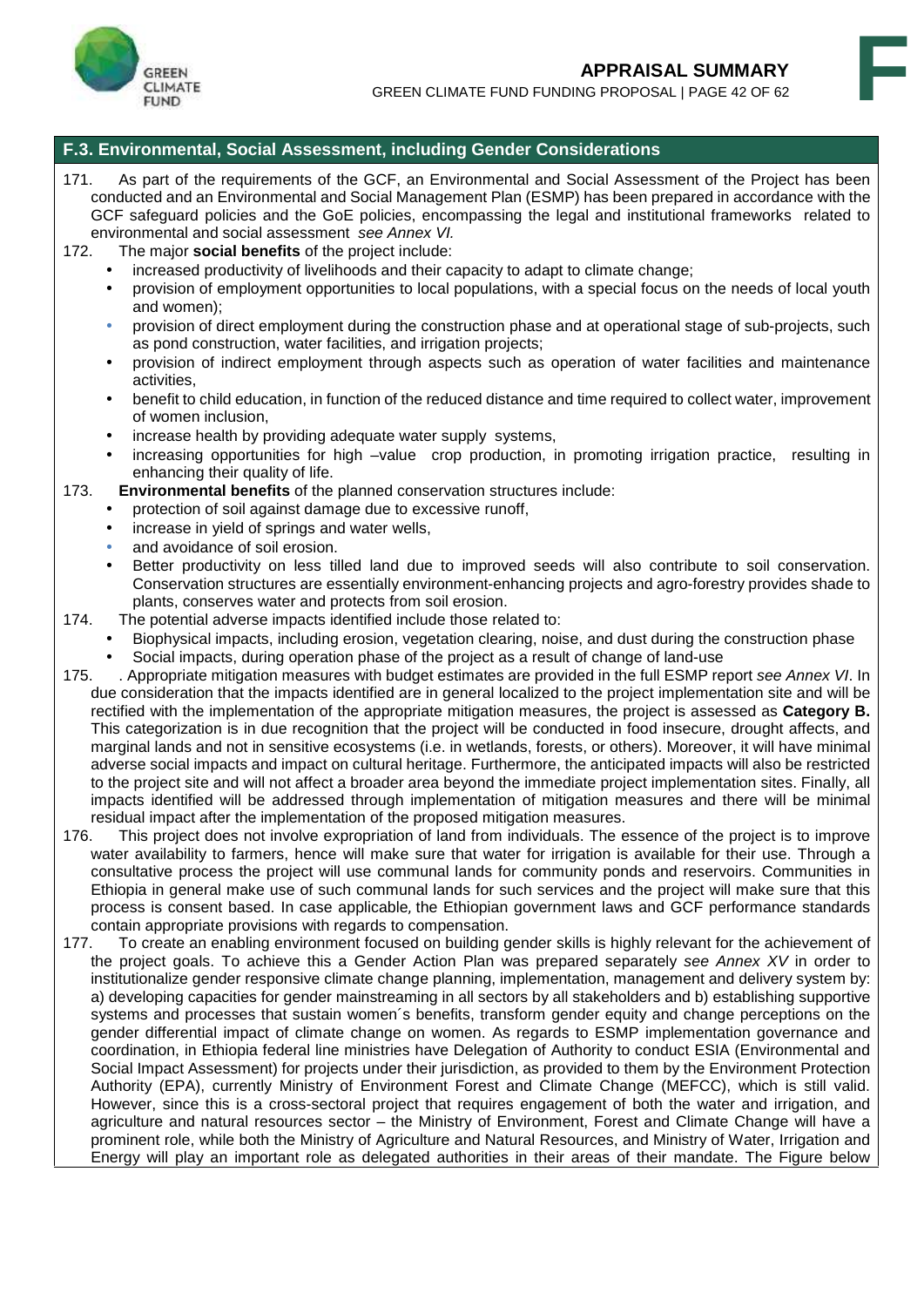## F.3. Environmental, Social Assessment, including Gender Considerations

171. As part of the requirements of the GCF, an Environmental and Social Assessment of the Project has been conducted and an Environmental and Social Management Plan (ESMP) has been prepared in accordance with the GCF safeguard policies and the GoE policies, encompassing the legal and institutional frameworks related to environmental and social assessment *see Annex VI.*

172. The major **social benefits** of the project include:
   - increased productivity of livelihoods and their capacity to adapt to climate change;
   - provision of employment opportunities to local populations, with a special focus on the needs of local youth and women);
   - provision of direct employment during the construction phase and at operational stage of sub-projects, such as pond construction, water facilities, and irrigation projects;
   - provision of indirect employment through aspects such as operation of water facilities and maintenance activities,
   - benefit to child education, in function of the reduced distance and time required to collect water, improvement of women inclusion,
   - increase health by providing adequate water supply systems,
   - increasing opportunities for high –value crop production, in promoting irrigation practice, resulting in enhancing their quality of life.

173. **Environmental benefits** of the planned conservation structures include:
   - protection of soil against damage due to excessive runoff,
   - increase in yield of springs and water wells,
   - and avoidance of soil erosion.
   - Better productivity on less tilled land due to improved seeds will also contribute to soil conservation. Conservation structures are essentially environment-enhancing projects and agro-forestry provides shade to plants, conserves water and protects from soil erosion.

174. The potential adverse impacts identified include those related to:
   - Biophysical impacts, including erosion, vegetation clearing, noise, and dust during the construction phase
   - Social impacts, during operation phase of the project as a result of change of land-use

175. . Appropriate mitigation measures with budget estimates are provided in the full ESMP report *see Annex VI*. In due consideration that the impacts identified are in general localized to the project implementation site and will be rectified with the implementation of the appropriate mitigation measures, the project is assessed as **Category B.** This categorization is in due recognition that the project will be conducted in food insecure, drought affects, and marginal lands and not in sensitive ecosystems (i.e. in wetlands, forests, or others). Moreover, it will have minimal adverse social impacts and impact on cultural heritage. Furthermore, the anticipated impacts will also be restricted to the project site and will not affect a broader area beyond the immediate project implementation sites. Finally, all impacts identified will be addressed through implementation of mitigation measures and there will be minimal residual impact after the implementation of the proposed mitigation measures.

176. This project does not involve expropriation of land from individuals. The essence of the project is to improve water availability to farmers, hence will make sure that water for irrigation is available for their use. Through a consultative process the project will use communal lands for community ponds and reservoirs. Communities in Ethiopia in general make use of such communal lands for such services and the project will make sure that this process is consent based. In case applicable, the Ethiopian government laws and GCF performance standards contain appropriate provisions with regards to compensation.

177. To create an enabling environment focused on building gender skills is highly relevant for the achievement of the project goals. To achieve this a Gender Action Plan was prepared separately *see Annex XV* in order to institutionalize gender responsive climate change planning, implementation, management and delivery system by: a) developing capacities for gender mainstreaming in all sectors by all stakeholders and b) establishing supportive systems and processes that sustain women´s benefits, transform gender equity and change perceptions on the gender differential impact of climate change on women. As regards to ESMP implementation governance and coordination, in Ethiopia federal line ministries have Delegation of Authority to conduct ESIA (Environmental and Social Impact Assessment) for projects under their jurisdiction, as provided to them by the Environment Protection Authority (EPA), currently Ministry of Environment Forest and Climate Change (MEFCC), which is still valid. However, since this is a cross-sectoral project that requires engagement of both the water and irrigation, and agriculture and natural resources sector – the Ministry of Environment, Forest and Climate Change will have a prominent role, while both the Ministry of Agriculture and Natural Resources, and Ministry of Water, Irrigation and Energy will play an important role as delegated authorities in their areas of their mandate. The Figure below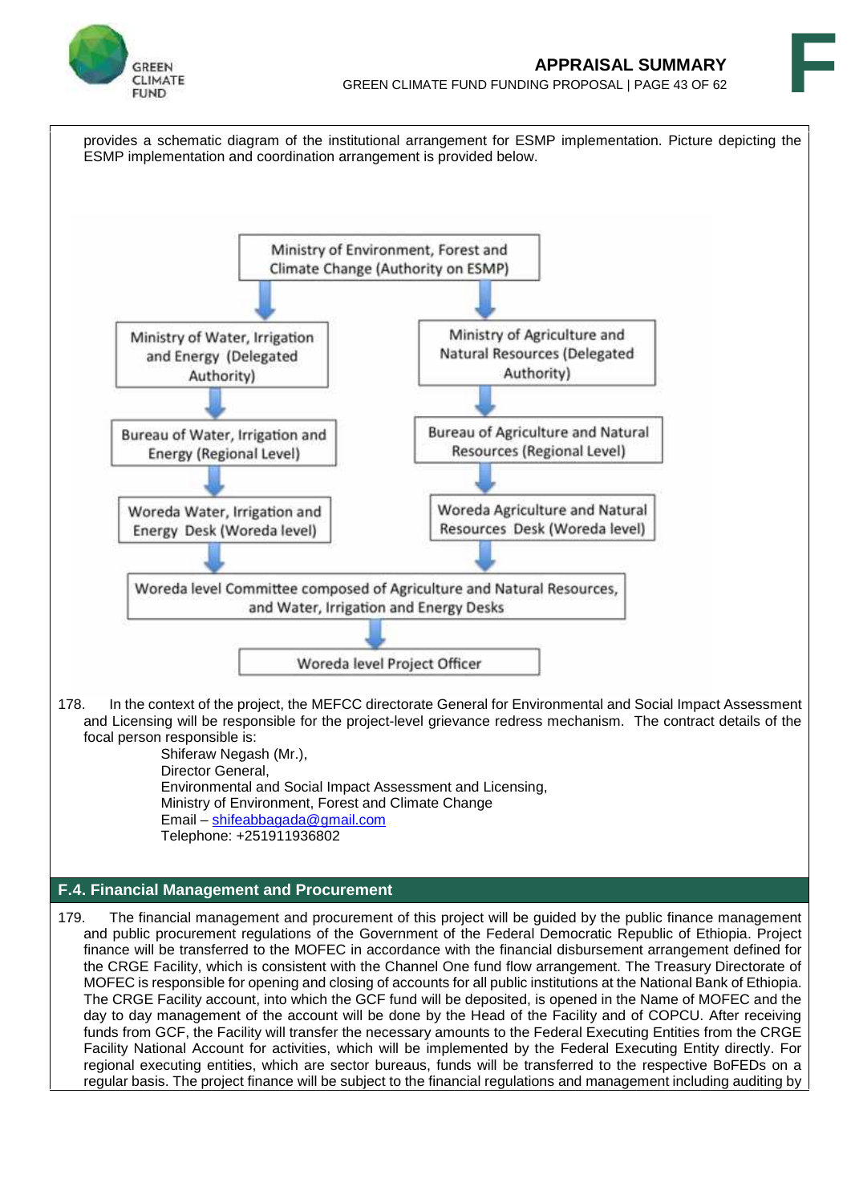provides a schematic diagram of the institutional arrangement for ESMP implementation. Picture depicting the ESMP implementation and coordination arrangement is provided below.

- Ministry of Environment, Forest and Climate Change (Authority on ESMP)
  - Ministry of Water, Irrigation and Energy (Delegated Authority)
    - Bureau of Water, Irrigation and Energy (Regional Level)
      - Woreda Water, Irrigation and Energy Desk (Woreda level)
  - Ministry of Agriculture and Natural Resources (Delegated Authority)
    - Bureau of Agriculture and Natural Resources (Regional Level)
      - Woreda Agriculture and Natural Resources Desk (Woreda level)
- Woreda level Committee composed of Agriculture and Natural Resources, and Water, Irrigation and Energy Desks
  - Woreda level Project Officer

178. In the context of the project, the MEFCC directorate General for Environmental and Social Impact Assessment and Licensing will be responsible for the project-level grievance redress mechanism. The contract details of the focal person responsible is:

Shiferaw Negash (Mr.),
Director General,
Environmental and Social Impact Assessment and Licensing,
Ministry of Environment, Forest and Climate Change
Email – shifeabbagada@gmail.com
Telephone: +251911936802

## F.4. Financial Management and Procurement

179. The financial management and procurement of this project will be guided by the public finance management and public procurement regulations of the Government of the Federal Democratic Republic of Ethiopia. Project finance will be transferred to the MOFEC in accordance with the financial disbursement arrangement defined for the CRGE Facility, which is consistent with the Channel One fund flow arrangement. The Treasury Directorate of MOFEC is responsible for opening and closing of accounts for all public institutions at the National Bank of Ethiopia. The CRGE Facility account, into which the GCF fund will be deposited, is opened in the Name of MOFEC and the day to day management of the account will be done by the Head of the Facility and of COPCU. After receiving funds from GCF, the Facility will transfer the necessary amounts to the Federal Executing Entities from the CRGE Facility National Account for activities, which will be implemented by the Federal Executing Entity directly. For regional executing entities, which are sector bureaus, funds will be transferred to the respective BoFEDs on a regular basis. The project finance will be subject to the financial regulations and management including auditing by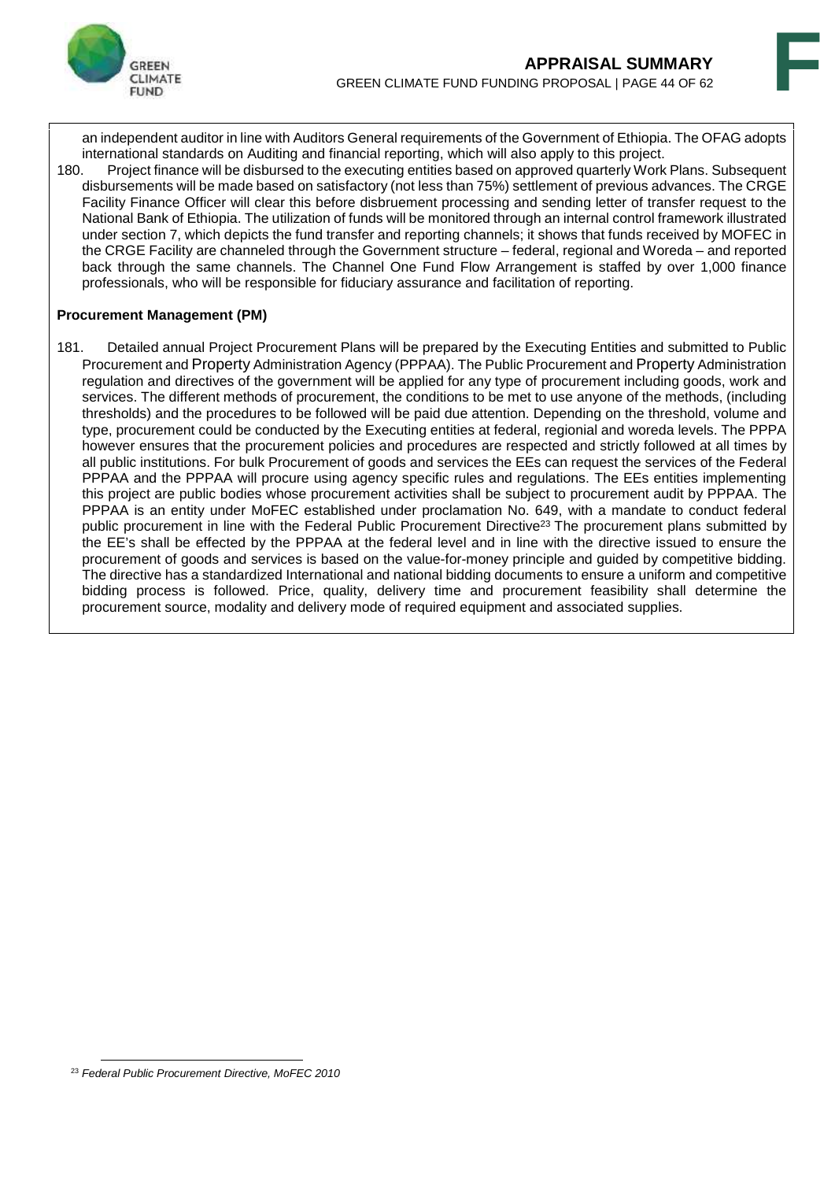an independent auditor in line with Auditors General requirements of the Government of Ethiopia. The OFAG adopts international standards on Auditing and financial reporting, which will also apply to this project.

180. Project finance will be disbursed to the executing entities based on approved quarterly Work Plans. Subsequent disbursements will be made based on satisfactory (not less than 75%) settlement of previous advances. The CRGE Facility Finance Officer will clear this before disbruement processing and sending letter of transfer request to the National Bank of Ethiopia. The utilization of funds will be monitored through an internal control framework illustrated under section 7, which depicts the fund transfer and reporting channels; it shows that funds received by MOFEC in the CRGE Facility are channeled through the Government structure – federal, regional and Woreda – and reported back through the same channels. The Channel One Fund Flow Arrangement is staffed by over 1,000 finance professionals, who will be responsible for fiduciary assurance and facilitation of reporting.

**Procurement Management (PM)**

181. Detailed annual Project Procurement Plans will be prepared by the Executing Entities and submitted to Public Procurement and Property Administration Agency (PPPAA). The Public Procurement and Property Administration regulation and directives of the government will be applied for any type of procurement including goods, work and services. The different methods of procurement, the conditions to be met to use anyone of the methods, (including thresholds) and the procedures to be followed will be paid due attention. Depending on the threshold, volume and type, procurement could be conducted by the Executing entities at federal, regionial and woreda levels. The PPPA however ensures that the procurement policies and procedures are respected and strictly followed at all times by all public institutions. For bulk Procurement of goods and services the EEs can request the services of the Federal PPPAA and the PPPAA will procure using agency specific rules and regulations. The EEs entities implementing this project are public bodies whose procurement activities shall be subject to procurement audit by PPPAA. The PPPAA is an entity under MoFEC established under proclamation No. 649, with a mandate to conduct federal public procurement in line with the Federal Public Procurement Directive[23] The procurement plans submitted by the EE's shall be effected by the PPPAA at the federal level and in line with the directive issued to ensure the procurement of goods and services is based on the value-for-money principle and guided by competitive bidding. The directive has a standardized International and national bidding documents to ensure a uniform and competitive bidding process is followed. Price, quality, delivery time and procurement feasibility shall determine the procurement source, modality and delivery mode of required equipment and associated supplies.

[23] *Federal Public Procurement Directive, MoFEC 2010*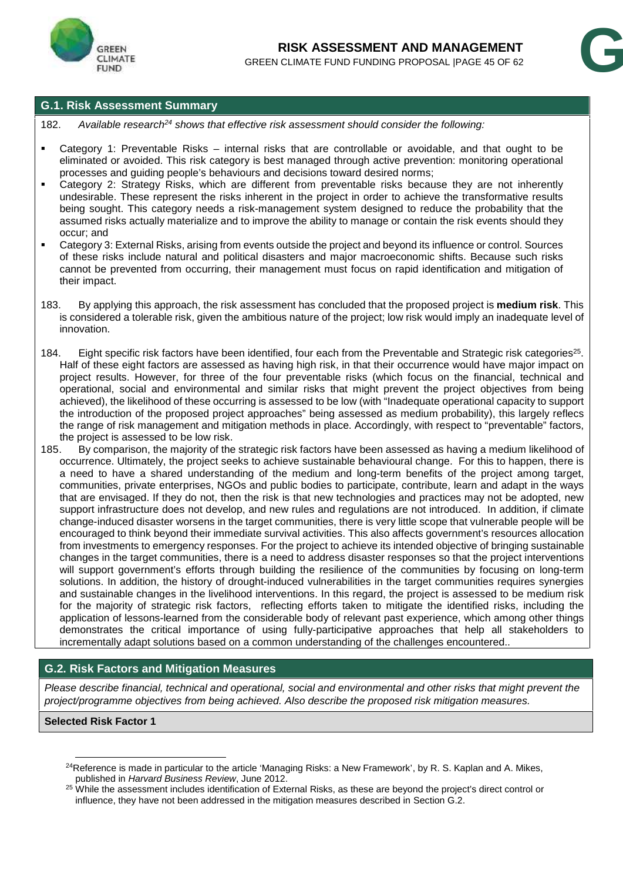## G.1. Risk Assessment Summary

182. *Available research[24] shows that effective risk assessment should consider the following:*

- Category 1: Preventable Risks – internal risks that are controllable or avoidable, and that ought to be eliminated or avoided. This risk category is best managed through active prevention: monitoring operational processes and guiding people's behaviours and decisions toward desired norms;
- Category 2: Strategy Risks, which are different from preventable risks because they are not inherently undesirable. These represent the risks inherent in the project in order to achieve the transformative results being sought. This category needs a risk-management system designed to reduce the probability that the assumed risks actually materialize and to improve the ability to manage or contain the risk events should they occur; and
- Category 3: External Risks, arising from events outside the project and beyond its influence or control. Sources of these risks include natural and political disasters and major macroeconomic shifts. Because such risks cannot be prevented from occurring, their management must focus on rapid identification and mitigation of their impact.

183. By applying this approach, the risk assessment has concluded that the proposed project is **medium risk**. This is considered a tolerable risk, given the ambitious nature of the project; low risk would imply an inadequate level of innovation.

184. Eight specific risk factors have been identified, four each from the Preventable and Strategic risk categories[25]. Half of these eight factors are assessed as having high risk, in that their occurrence would have major impact on project results. However, for three of the four preventable risks (which focus on the financial, technical and operational, social and environmental and similar risks that might prevent the project objectives from being achieved), the likelihood of these occurring is assessed to be low (with "Inadequate operational capacity to support the introduction of the proposed project approaches" being assessed as medium probability), this largely reflecs the range of risk management and mitigation methods in place. Accordingly, with respect to "preventable" factors, the project is assessed to be low risk.

185. By comparison, the majority of the strategic risk factors have been assessed as having a medium likelihood of occurrence. Ultimately, the project seeks to achieve sustainable behavioural change. For this to happen, there is a need to have a shared understanding of the medium and long-term benefits of the project among target, communities, private enterprises, NGOs and public bodies to participate, contribute, learn and adapt in the ways that are envisaged. If they do not, then the risk is that new technologies and practices may not be adopted, new support infrastructure does not develop, and new rules and regulations are not introduced. In addition, if climate change-induced disaster worsens in the target communities, there is very little scope that vulnerable people will be encouraged to think beyond their immediate survival activities. This also affects government's resources allocation from investments to emergency responses. For the project to achieve its intended objective of bringing sustainable changes in the target communities, there is a need to address disaster responses so that the project interventions will support government's efforts through building the resilience of the communities by focusing on long-term solutions. In addition, the history of drought-induced vulnerabilities in the target communities requires synergies and sustainable changes in the livelihood interventions. In this regard, the project is assessed to be medium risk for the majority of strategic risk factors, reflecting efforts taken to mitigate the identified risks, including the application of lessons-learned from the considerable body of relevant past experience, which among other things demonstrates the critical importance of using fully-participative approaches that help all stakeholders to incrementally adapt solutions based on a common understanding of the challenges encountered..

## G.2. Risk Factors and Mitigation Measures

*Please describe financial, technical and operational, social and environmental and other risks that might prevent the project/programme objectives from being achieved. Also describe the proposed risk mitigation measures.*

**Selected Risk Factor 1**

---

[24] Reference is made in particular to the article 'Managing Risks: a New Framework', by R. S. Kaplan and A. Mikes, published in *Harvard Business Review*, June 2012.

[25] While the assessment includes identification of External Risks, as these are beyond the project's direct control or influence, they have not been addressed in the mitigation measures described in Section G.2.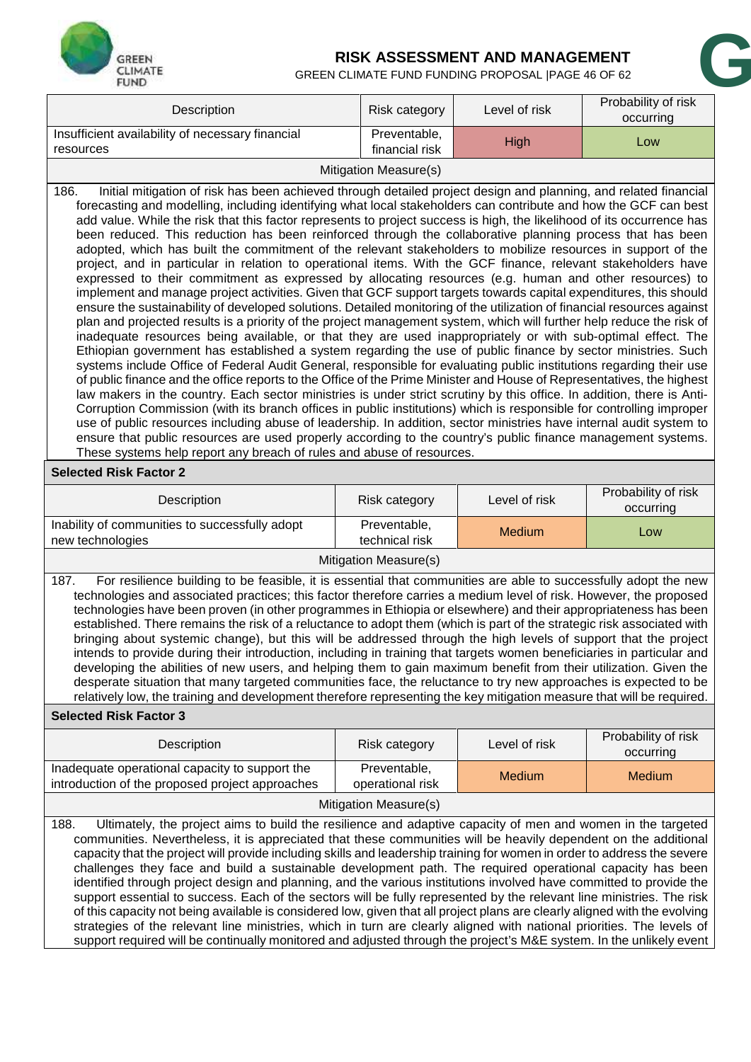| Description | Risk category | Level of risk | Probability of risk occurring |
|---|---|---|---|
| Insufficient availability of necessary financial resources | Preventable, financial risk | High | Low |

Mitigation Measure(s)

186. Initial mitigation of risk has been achieved through detailed project design and planning, and related financial forecasting and modelling, including identifying what local stakeholders can contribute and how the GCF can best add value. While the risk that this factor represents to project success is high, the likelihood of its occurrence has been reduced. This reduction has been reinforced through the collaborative planning process that has been adopted, which has built the commitment of the relevant stakeholders to mobilize resources in support of the project, and in particular in relation to operational items. With the GCF finance, relevant stakeholders have expressed to their commitment as expressed by allocating resources (e.g. human and other resources) to implement and manage project activities. Given that GCF support targets towards capital expenditures, this should ensure the sustainability of developed solutions. Detailed monitoring of the utilization of financial resources against plan and projected results is a priority of the project management system, which will further help reduce the risk of inadequate resources being available, or that they are used inappropriately or with sub-optimal effect. The Ethiopian government has established a system regarding the use of public finance by sector ministries. Such systems include Office of Federal Audit General, responsible for evaluating public institutions regarding their use of public finance and the office reports to the Office of the Prime Minister and House of Representatives, the highest law makers in the country. Each sector ministries is under strict scrutiny by this office. In addition, there is Anti-Corruption Commission (with its branch offices in public institutions) which is responsible for controlling improper use of public resources including abuse of leadership. In addition, sector ministries have internal audit system to ensure that public resources are used properly according to the country's public finance management systems. These systems help report any breach of rules and abuse of resources.

**Selected Risk Factor 2**

| Description | Risk category | Level of risk | Probability of risk occurring |
|---|---|---|---|
| Inability of communities to successfully adopt new technologies | Preventable, technical risk | Medium | Low |

Mitigation Measure(s)

187. For resilience building to be feasible, it is essential that communities are able to successfully adopt the new technologies and associated practices; this factor therefore carries a medium level of risk. However, the proposed technologies have been proven (in other programmes in Ethiopia or elsewhere) and their appropriateness has been established. There remains the risk of a reluctance to adopt them (which is part of the strategic risk associated with bringing about systemic change), but this will be addressed through the high levels of support that the project intends to provide during their introduction, including in training that targets women beneficiaries in particular and developing the abilities of new users, and helping them to gain maximum benefit from their utilization. Given the desperate situation that many targeted communities face, the reluctance to try new approaches is expected to be relatively low, the training and development therefore representing the key mitigation measure that will be required.

**Selected Risk Factor 3**

| Description | Risk category | Level of risk | Probability of risk occurring |
|---|---|---|---|
| Inadequate operational capacity to support the introduction of the proposed project approaches | Preventable, operational risk | Medium | Medium |

Mitigation Measure(s)

188. Ultimately, the project aims to build the resilience and adaptive capacity of men and women in the targeted communities. Nevertheless, it is appreciated that these communities will be heavily dependent on the additional capacity that the project will provide including skills and leadership training for women in order to address the severe challenges they face and build a sustainable development path. The required operational capacity has been identified through project design and planning, and the various institutions involved have committed to provide the support essential to success. Each of the sectors will be fully represented by the relevant line ministries. The risk of this capacity not being available is considered low, given that all project plans are clearly aligned with the evolving strategies of the relevant line ministries, which in turn are clearly aligned with national priorities. The levels of support required will be continually monitored and adjusted through the project's M&E system. In the unlikely event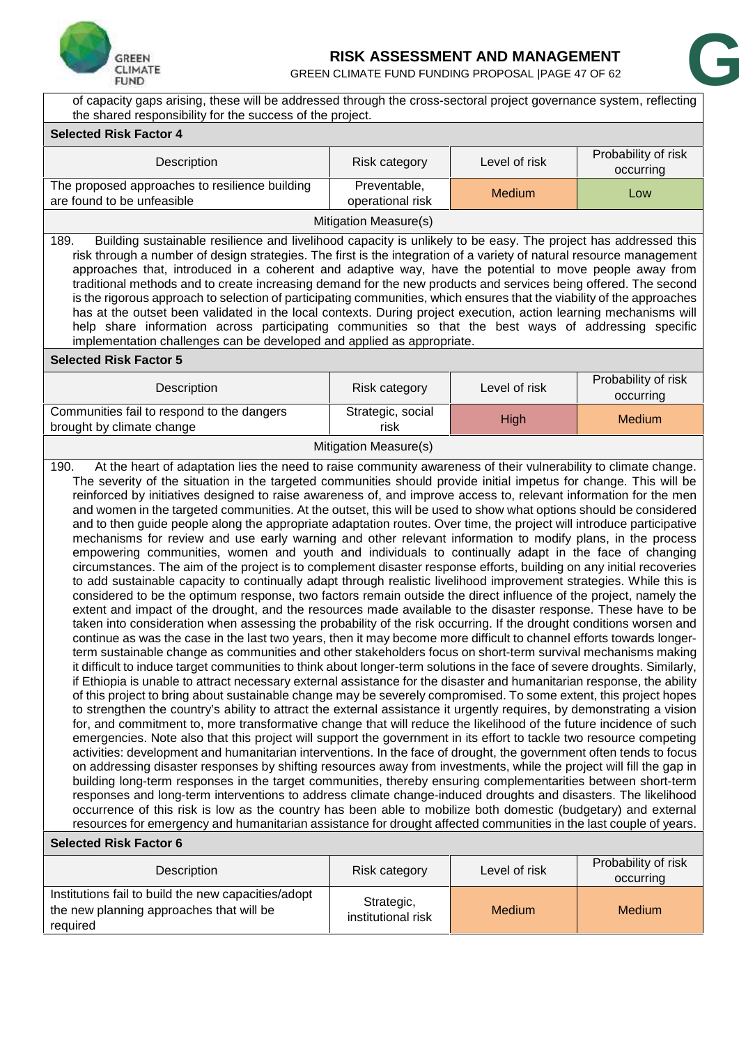of capacity gaps arising, these will be addressed through the cross-sectoral project governance system, reflecting the shared responsibility for the success of the project.

**Selected Risk Factor 4**

| Description | Risk category | Level of risk | Probability of risk occurring |
|---|---|---|---|
| The proposed approaches to resilience building are found to be unfeasible | Preventable, operational risk | Medium | Low |

Mitigation Measure(s)

189. Building sustainable resilience and livelihood capacity is unlikely to be easy. The project has addressed this risk through a number of design strategies. The first is the integration of a variety of natural resource management approaches that, introduced in a coherent and adaptive way, have the potential to move people away from traditional methods and to create increasing demand for the new products and services being offered. The second is the rigorous approach to selection of participating communities, which ensures that the viability of the approaches has at the outset been validated in the local contexts. During project execution, action learning mechanisms will help share information across participating communities so that the best ways of addressing specific implementation challenges can be developed and applied as appropriate.

**Selected Risk Factor 5**

| Description | Risk category | Level of risk | Probability of risk occurring |
|---|---|---|---|
| Communities fail to respond to the dangers brought by climate change | Strategic, social risk | High | Medium |

Mitigation Measure(s)

190. At the heart of adaptation lies the need to raise community awareness of their vulnerability to climate change. The severity of the situation in the targeted communities should provide initial impetus for change. This will be reinforced by initiatives designed to raise awareness of, and improve access to, relevant information for the men and women in the targeted communities. At the outset, this will be used to show what options should be considered and to then guide people along the appropriate adaptation routes. Over time, the project will introduce participative mechanisms for review and use early warning and other relevant information to modify plans, in the process empowering communities, women and youth and individuals to continually adapt in the face of changing circumstances. The aim of the project is to complement disaster response efforts, building on any initial recoveries to add sustainable capacity to continually adapt through realistic livelihood improvement strategies. While this is considered to be the optimum response, two factors remain outside the direct influence of the project, namely the extent and impact of the drought, and the resources made available to the disaster response. These have to be taken into consideration when assessing the probability of the risk occurring. If the drought conditions worsen and continue as was the case in the last two years, then it may become more difficult to channel efforts towards longer-term sustainable change as communities and other stakeholders focus on short-term survival mechanisms making it difficult to induce target communities to think about longer-term solutions in the face of severe droughts. Similarly, if Ethiopia is unable to attract necessary external assistance for the disaster and humanitarian response, the ability of this project to bring about sustainable change may be severely compromised. To some extent, this project hopes to strengthen the country's ability to attract the external assistance it urgently requires, by demonstrating a vision for, and commitment to, more transformative change that will reduce the likelihood of the future incidence of such emergencies. Note also that this project will support the government in its effort to tackle two resource competing activities: development and humanitarian interventions. In the face of drought, the government often tends to focus on addressing disaster responses by shifting resources away from investments, while the project will fill the gap in building long-term responses in the target communities, thereby ensuring complementarities between short-term responses and long-term interventions to address climate change-induced droughts and disasters. The likelihood occurrence of this risk is low as the country has been able to mobilize both domestic (budgetary) and external resources for emergency and humanitarian assistance for drought affected communities in the last couple of years.

**Selected Risk Factor 6**

| Description | Risk category | Level of risk | Probability of risk occurring |
|---|---|---|---|
| Institutions fail to build the new capacities/adopt the new planning approaches that will be required | Strategic, institutional risk | Medium | Medium |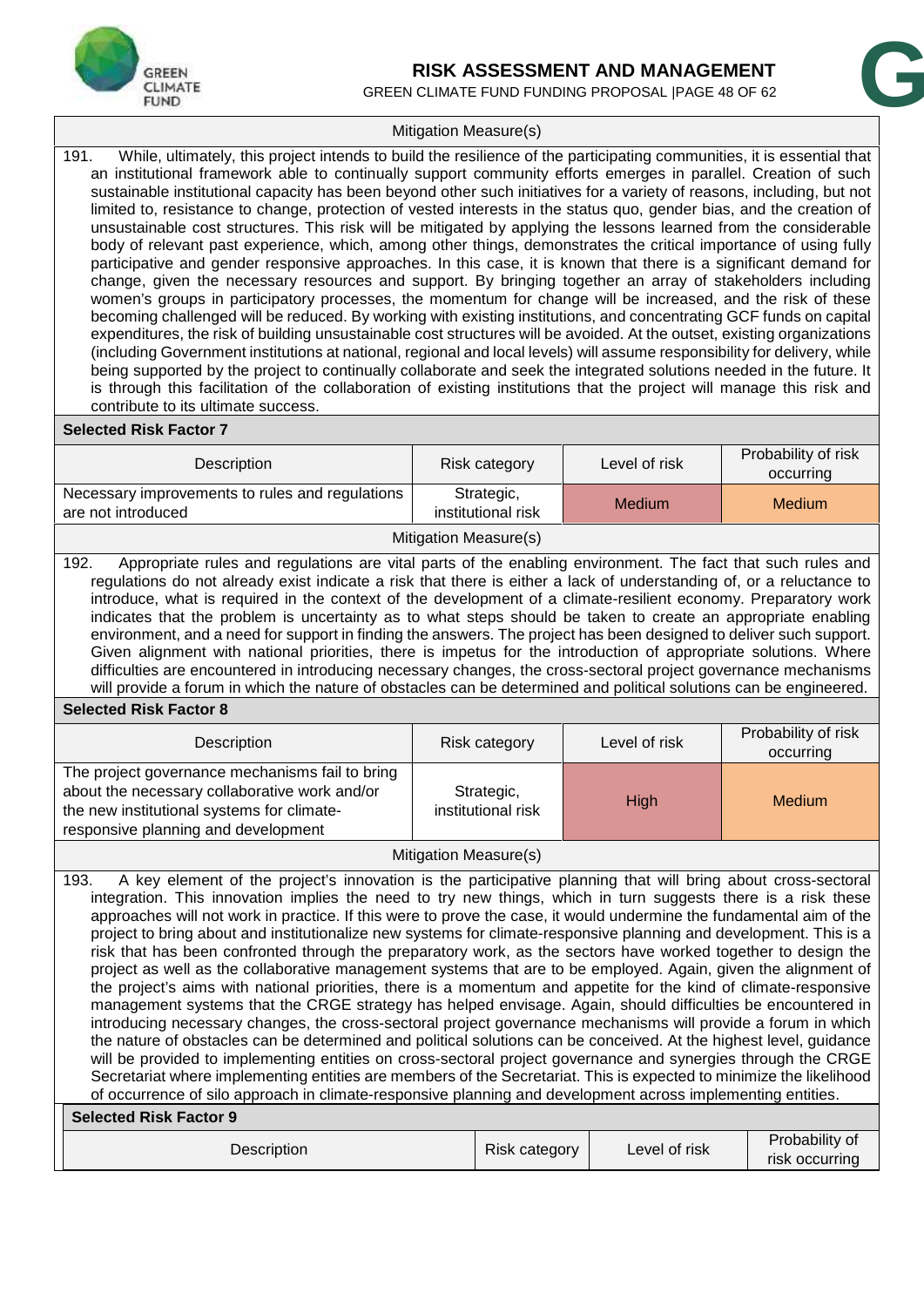| Mitigation Measure(s) | | | |
|---|---|---|---|

191. While, ultimately, this project intends to build the resilience of the participating communities, it is essential that an institutional framework able to continually support community efforts emerges in parallel. Creation of such sustainable institutional capacity has been beyond other such initiatives for a variety of reasons, including, but not limited to, resistance to change, protection of vested interests in the status quo, gender bias, and the creation of unsustainable cost structures. This risk will be mitigated by applying the lessons learned from the considerable body of relevant past experience, which, among other things, demonstrates the critical importance of using fully participative and gender responsive approaches. In this case, it is known that there is a significant demand for change, given the necessary resources and support. By bringing together an array of stakeholders including women's groups in participatory processes, the momentum for change will be increased, and the risk of these becoming challenged will be reduced. By working with existing institutions, and concentrating GCF funds on capital expenditures, the risk of building unsustainable cost structures will be avoided. At the outset, existing organizations (including Government institutions at national, regional and local levels) will assume responsibility for delivery, while being supported by the project to continually collaborate and seek the integrated solutions needed in the future. It is through this facilitation of the collaboration of existing institutions that the project will manage this risk and contribute to its ultimate success.

**Selected Risk Factor 7**

| Description | Risk category | Level of risk | Probability of risk occurring |
|---|---|---|---|
| Necessary improvements to rules and regulations are not introduced | Strategic, institutional risk | Medium | Medium |

Mitigation Measure(s)

192. Appropriate rules and regulations are vital parts of the enabling environment. The fact that such rules and regulations do not already exist indicate a risk that there is either a lack of understanding of, or a reluctance to introduce, what is required in the context of the development of a climate-resilient economy. Preparatory work indicates that the problem is uncertainty as to what steps should be taken to create an appropriate enabling environment, and a need for support in finding the answers. The project has been designed to deliver such support. Given alignment with national priorities, there is impetus for the introduction of appropriate solutions. Where difficulties are encountered in introducing necessary changes, the cross-sectoral project governance mechanisms will provide a forum in which the nature of obstacles can be determined and political solutions can be engineered.

**Selected Risk Factor 8**

| Description | Risk category | Level of risk | Probability of risk occurring |
|---|---|---|---|
| The project governance mechanisms fail to bring about the necessary collaborative work and/or the new institutional systems for climate-responsive planning and development | Strategic, institutional risk | High | Medium |

Mitigation Measure(s)

193. A key element of the project's innovation is the participative planning that will bring about cross-sectoral integration. This innovation implies the need to try new things, which in turn suggests there is a risk these approaches will not work in practice. If this were to prove the case, it would undermine the fundamental aim of the project to bring about and institutionalize new systems for climate-responsive planning and development. This is a risk that has been confronted through the preparatory work, as the sectors have worked together to design the project as well as the collaborative management systems that are to be employed. Again, given the alignment of the project's aims with national priorities, there is a momentum and appetite for the kind of climate-responsive management systems that the CRGE strategy has helped envisage. Again, should difficulties be encountered in introducing necessary changes, the cross-sectoral project governance mechanisms will provide a forum in which the nature of obstacles can be determined and political solutions can be conceived. At the highest level, guidance will be provided to implementing entities on cross-sectoral project governance and synergies through the CRGE Secretariat where implementing entities are members of the Secretariat. This is expected to minimize the likelihood of occurrence of silo approach in climate-responsive planning and development across implementing entities.

**Selected Risk Factor 9**

| Description | Risk category | Level of risk | Probability of risk occurring |
|---|---|---|---|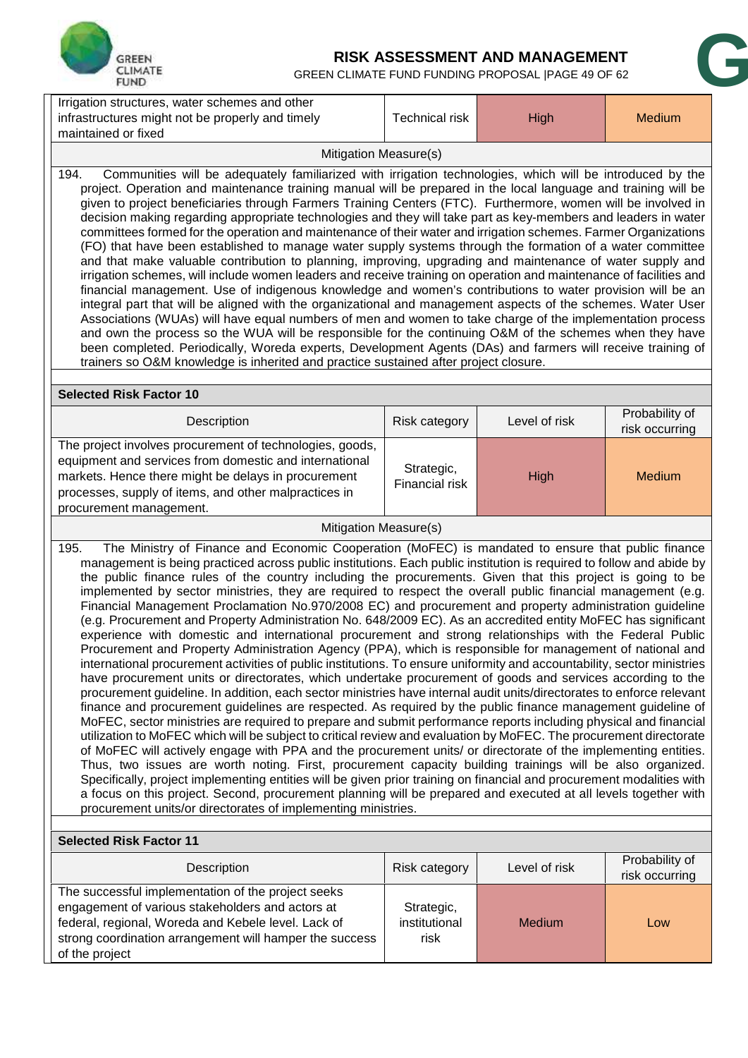| | | | |
|---|---|---|---|
| Irrigation structures, water schemes and other infrastructures might not be properly and timely maintained or fixed | Technical risk | High | Medium |

Mitigation Measure(s)

194. Communities will be adequately familiarized with irrigation technologies, which will be introduced by the project. Operation and maintenance training manual will be prepared in the local language and training will be given to project beneficiaries through Farmers Training Centers (FTC). Furthermore, women will be involved in decision making regarding appropriate technologies and they will take part as key-members and leaders in water committees formed for the operation and maintenance of their water and irrigation schemes. Farmer Organizations (FO) that have been established to manage water supply systems through the formation of a water committee and that make valuable contribution to planning, improving, upgrading and maintenance of water supply and irrigation schemes, will include women leaders and receive training on operation and maintenance of facilities and financial management. Use of indigenous knowledge and women's contributions to water provision will be an integral part that will be aligned with the organizational and management aspects of the schemes. Water User Associations (WUAs) will have equal numbers of men and women to take charge of the implementation process and own the process so the WUA will be responsible for the continuing O&M of the schemes when they have been completed. Periodically, Woreda experts, Development Agents (DAs) and farmers will receive training of trainers so O&M knowledge is inherited and practice sustained after project closure.

**Selected Risk Factor 10**

| Description | Risk category | Level of risk | Probability of risk occurring |
|---|---|---|---|
| The project involves procurement of technologies, goods, equipment and services from domestic and international markets. Hence there might be delays in procurement processes, supply of items, and other malpractices in procurement management. | Strategic, Financial risk | High | Medium |

Mitigation Measure(s)

195. The Ministry of Finance and Economic Cooperation (MoFEC) is mandated to ensure that public finance management is being practiced across public institutions. Each public institution is required to follow and abide by the public finance rules of the country including the procurements. Given that this project is going to be implemented by sector ministries, they are required to respect the overall public financial management (e.g. Financial Management Proclamation No.970/2008 EC) and procurement and property administration guideline (e.g. Procurement and Property Administration No. 648/2009 EC). As an accredited entity MoFEC has significant experience with domestic and international procurement and strong relationships with the Federal Public Procurement and Property Administration Agency (PPA), which is responsible for management of national and international procurement activities of public institutions. To ensure uniformity and accountability, sector ministries have procurement units or directorates, which undertake procurement of goods and services according to the procurement guideline. In addition, each sector ministries have internal audit units/directorates to enforce relevant finance and procurement guidelines are respected. As required by the public finance management guideline of MoFEC, sector ministries are required to prepare and submit performance reports including physical and financial utilization to MoFEC which will be subject to critical review and evaluation by MoFEC. The procurement directorate of MoFEC will actively engage with PPA and the procurement units/ or directorate of the implementing entities. Thus, two issues are worth noting. First, procurement capacity building trainings will be also organized. Specifically, project implementing entities will be given prior training on financial and procurement modalities with a focus on this project. Second, procurement planning will be prepared and executed at all levels together with procurement units/or directorates of implementing ministries.

**Selected Risk Factor 11**

| Description | Risk category | Level of risk | Probability of risk occurring |
|---|---|---|---|
| The successful implementation of the project seeks engagement of various stakeholders and actors at federal, regional, Woreda and Kebele level. Lack of strong coordination arrangement will hamper the success of the project | Strategic, institutional risk | Medium | Low |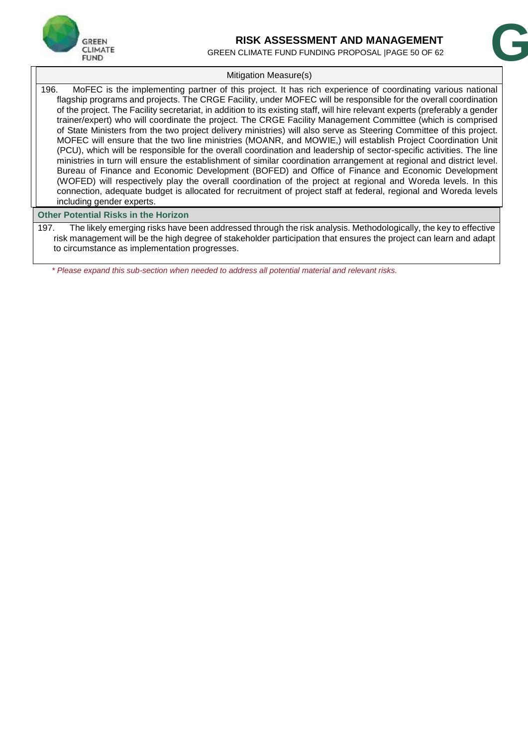| Mitigation Measure(s) |
|---|
| 196. MoFEC is the implementing partner of this project. It has rich experience of coordinating various national flagship programs and projects. The CRGE Facility, under MOFEC will be responsible for the overall coordination of the project. The Facility secretariat, in addition to its existing staff, will hire relevant experts (preferably a gender trainer/expert) who will coordinate the project. The CRGE Facility Management Committee (which is comprised of State Ministers from the two project delivery ministries) will also serve as Steering Committee of this project. MOFEC will ensure that the two line ministries (MOANR, and MOWIE,) will establish Project Coordination Unit (PCU), which will be responsible for the overall coordination and leadership of sector-specific activities. The line ministries in turn will ensure the establishment of similar coordination arrangement at regional and district level. Bureau of Finance and Economic Development (BOFED) and Office of Finance and Economic Development (WOFED) will respectively play the overall coordination of the project at regional and Woreda levels. In this connection, adequate budget is allocated for recruitment of project staff at federal, regional and Woreda levels including gender experts. |

**Other Potential Risks in the Horizon**

197. The likely emerging risks have been addressed through the risk analysis. Methodologically, the key to effective risk management will be the high degree of stakeholder participation that ensures the project can learn and adapt to circumstance as implementation progresses.

*\* Please expand this sub-section when needed to address all potential material and relevant risks.*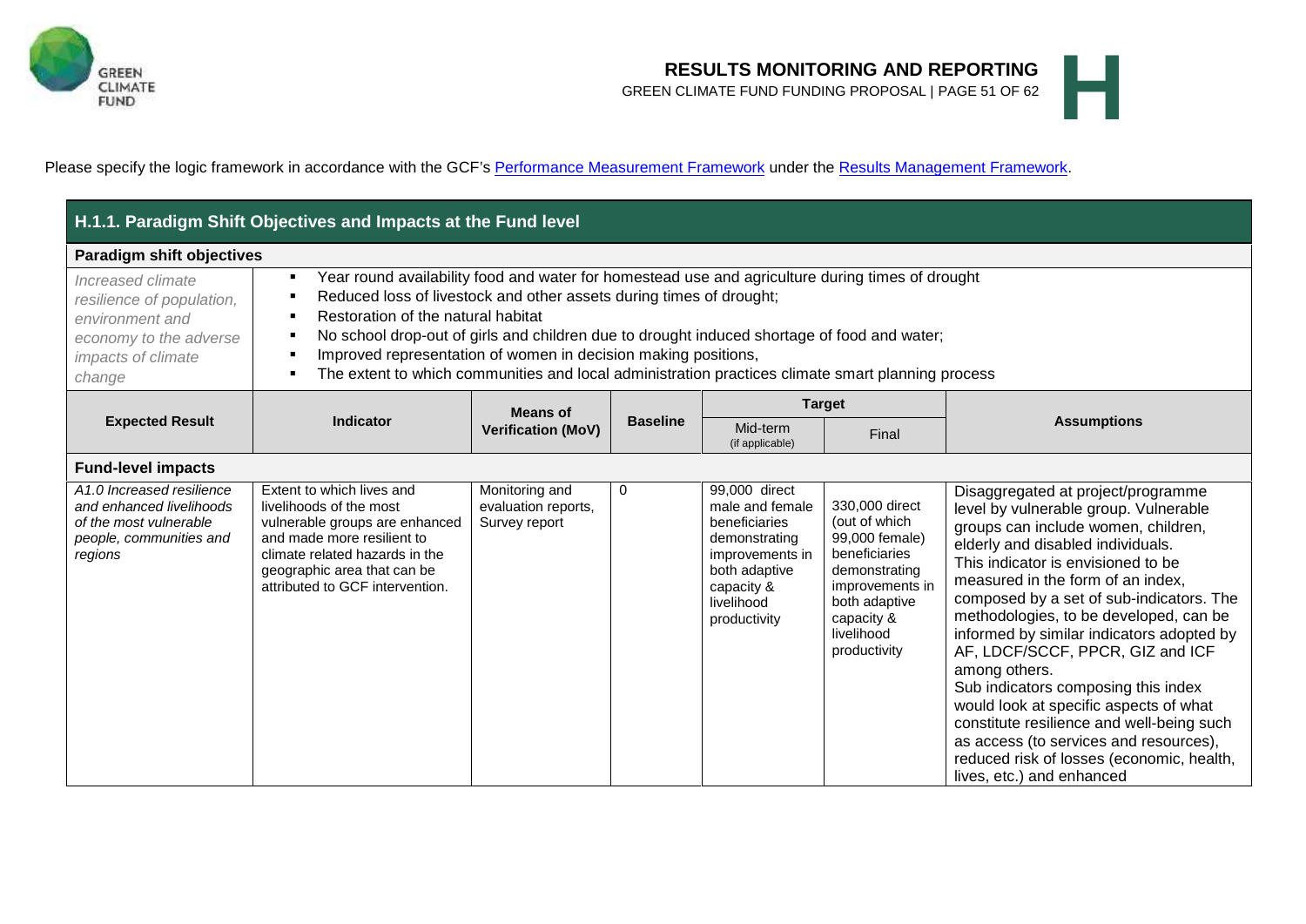Please specify the logic framework in accordance with the GCF's Performance Measurement Framework under the Results Management Framework.

## H.1.1. Paradigm Shift Objectives and Impacts at the Fund level

**Paradigm shift objectives**

| *Increased climate resilience of population, environment and economy to the adverse impacts of climate change* | <ul><li>Year round availability food and water for homestead use and agriculture during times of drought</li><li>Reduced loss of livestock and other assets during times of drought;</li><li>Restoration of the natural habitat</li><li>No school drop-out of girls and children due to drought induced shortage of food and water;</li><li>Improved representation of women in decision making positions,</li><li>The extent to which communities and local administration practices climate smart planning process</li></ul> |
|---|---|

| Expected Result | Indicator | Means of Verification (MoV) | Baseline | Target | | Assumptions |
|---|---|---|---|---|---|---|
| | | | | Mid-term (if applicable) | Final | |
| **Fund-level impacts** | | | | | | |
| *A1.0 Increased resilience and enhanced livelihoods of the most vulnerable people, communities and regions* | Extent to which lives and livelihoods of the most vulnerable groups are enhanced and made more resilient to climate related hazards in the geographic area that can be attributed to GCF intervention. | Monitoring and evaluation reports, Survey report | 0 | 99,000 direct male and female beneficiaries demonstrating improvements in both adaptive capacity & livelihood productivity | 330,000 direct (out of which 99,000 female) beneficiaries demonstrating improvements in both adaptive capacity & livelihood productivity | Disaggregated at project/programme level by vulnerable group. Vulnerable groups can include women, children, elderly and disabled individuals. This indicator is envisioned to be measured in the form of an index, composed by a set of sub-indicators. The methodologies, to be developed, can be informed by similar indicators adopted by AF, LDCF/SCCF, PPCR, GIZ and ICF among others. Sub indicators composing this index would look at specific aspects of what constitute resilience and well-being such as access (to services and resources), reduced risk of losses (economic, health, lives, etc.) and enhanced |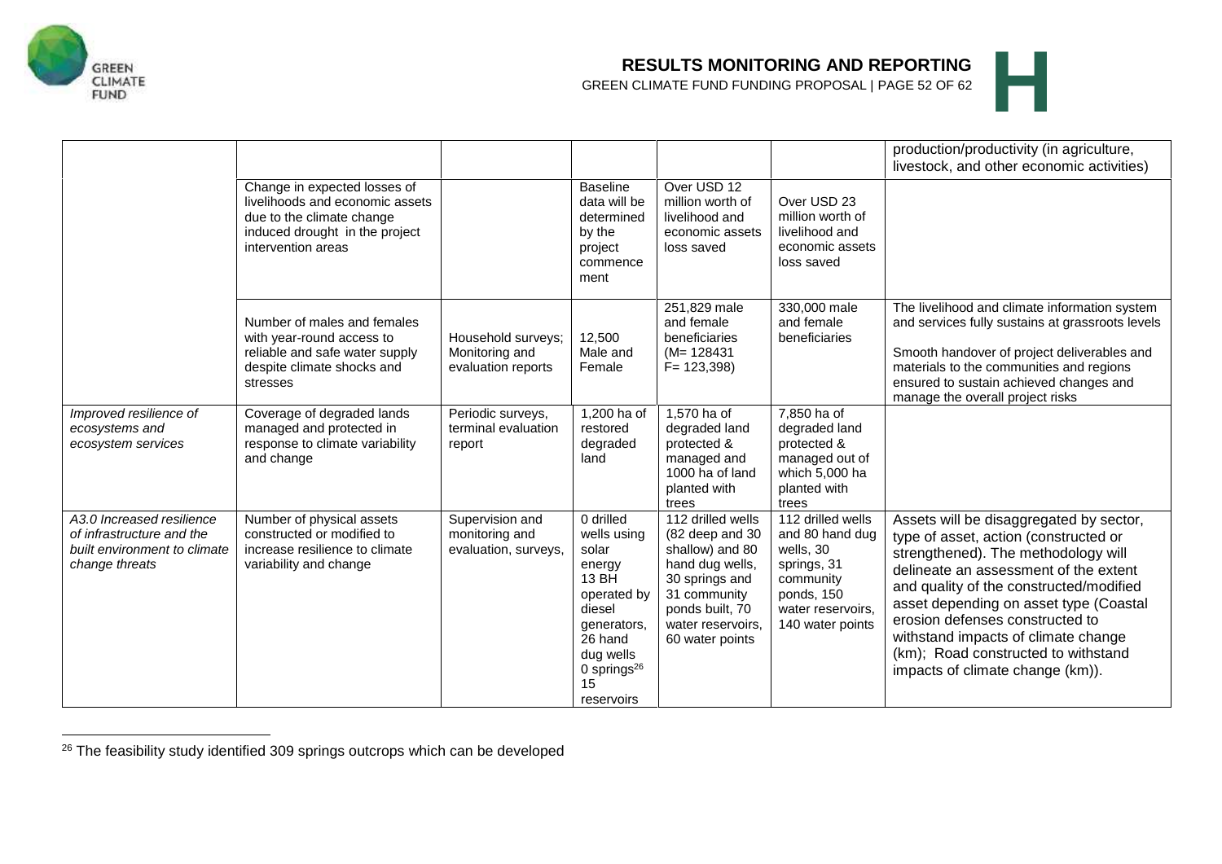| | | | | | | |
|---|---|---|---|---|---|---|
| | | | | | | production/productivity (in agriculture, livestock, and other economic activities) |
| | Change in expected losses of livelihoods and economic assets due to the climate change induced drought in the project intervention areas | | Baseline data will be determined by the project commencement | Over USD 12 million worth of livelihood and economic assets loss saved | Over USD 23 million worth of livelihood and economic assets loss saved | |
| | Number of males and females with year-round access to reliable and safe water supply despite climate shocks and stresses | Household surveys; Monitoring and evaluation reports | 12,500 Male and Female | 251,829 male and female beneficiaries (M= 128431 F= 123,398) | 330,000 male and female beneficiaries | The livelihood and climate information system and services fully sustains at grassroots levels<br><br>Smooth handover of project deliverables and materials to the communities and regions ensured to sustain achieved changes and manage the overall project risks |
| *Improved resilience of ecosystems and ecosystem services* | Coverage of degraded lands managed and protected in response to climate variability and change | Periodic surveys, terminal evaluation report | 1,200 ha of restored degraded land | 1,570 ha of degraded land protected & managed and 1000 ha of land planted with trees | 7,850 ha of degraded land protected & managed out of which 5,000 ha planted with trees | |
| *A3.0 Increased resilience of infrastructure and the built environment to climate change threats* | Number of physical assets constructed or modified to increase resilience to climate variability and change | Supervision and monitoring and evaluation, surveys, | 0 drilled wells using solar energy 13 BH operated by diesel generators, 26 hand dug wells 0 springs[26] 15 reservoirs | 112 drilled wells (82 deep and 30 shallow) and 80 hand dug wells, 30 springs and 31 community ponds built, 70 water reservoirs, 60 water points | 112 drilled wells and 80 hand dug wells, 30 springs, 31 community ponds, 150 water reservoirs, 140 water points | Assets will be disaggregated by sector, type of asset, action (constructed or strengthened). The methodology will delineate an assessment of the extent and quality of the constructed/modified asset depending on asset type (Coastal erosion defenses constructed to withstand impacts of climate change (km); Road constructed to withstand impacts of climate change (km)). |

[26] The feasibility study identified 309 springs outcrops which can be developed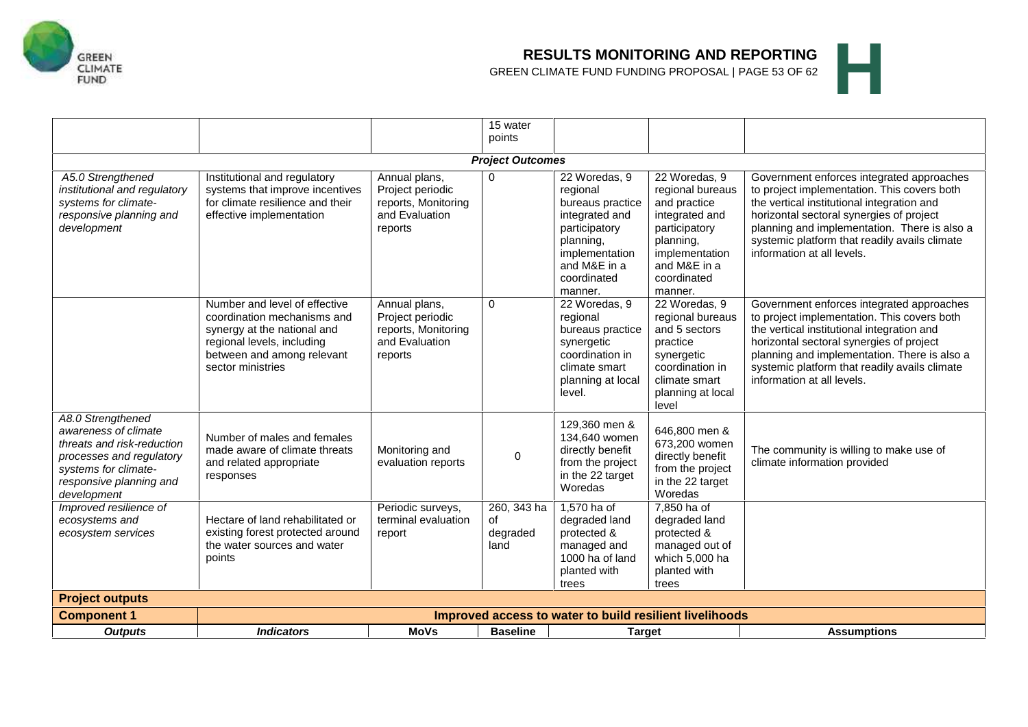| | | | 15 water points | | | |
|---|---|---|---|---|---|---|
| ***Project Outcomes*** | | | | | | |
| *A5.0 Strengthened institutional and regulatory systems for climate-responsive planning and development* | Institutional and regulatory systems that improve incentives for climate resilience and their effective implementation | Annual plans, Project periodic reports, Monitoring and Evaluation reports | 0 | 22 Woredas, 9 regional bureaus practice integrated and participatory planning, implementation and M&E in a coordinated manner. | 22 Woredas, 9 regional bureaus and practice integrated and participatory planning, implementation and M&E in a coordinated manner. | Government enforces integrated approaches to project implementation. This covers both the vertical institutional integration and horizontal sectoral synergies of project planning and implementation. There is also a systemic platform that readily avails climate information at all levels. |
| | Number and level of effective coordination mechanisms and synergy at the national and regional levels, including between and among relevant sector ministries | Annual plans, Project periodic reports, Monitoring and Evaluation reports | 0 | 22 Woredas, 9 regional bureaus practice synergetic coordination in climate smart planning at local level. | 22 Woredas, 9 regional bureaus and 5 sectors practice synergetic coordination in climate smart planning at local level | Government enforces integrated approaches to project implementation. This covers both the vertical institutional integration and horizontal sectoral synergies of project planning and implementation. There is also a systemic platform that readily avails climate information at all levels. |
| *A8.0 Strengthened awareness of climate threats and risk-reduction processes and regulatory systems for climate-responsive planning and development* | Number of males and females made aware of climate threats and related appropriate responses | Monitoring and evaluation reports | 0 | 129,360 men & 134,640 women directly benefit from the project in the 22 target Woredas | 646,800 men & 673,200 women directly benefit from the project in the 22 target Woredas | The community is willing to make use of climate information provided |
| *Improved resilience of ecosystems and ecosystem services* | Hectare of land rehabilitated or existing forest protected around the water sources and water points | Periodic surveys, terminal evaluation report | 260, 343 ha of degraded land | 1,570 ha of degraded land protected & managed and 1000 ha of land planted with trees | 7,850 ha of degraded land protected & managed out of which 5,000 ha planted with trees | |
| **Project outputs** | | | | | | |
| **Component 1** | **Improved access to water to build resilient livelihoods** | | | | | |
| ***Outputs*** | ***Indicators*** | **MoVs** | **Baseline** | **Target** | | **Assumptions** |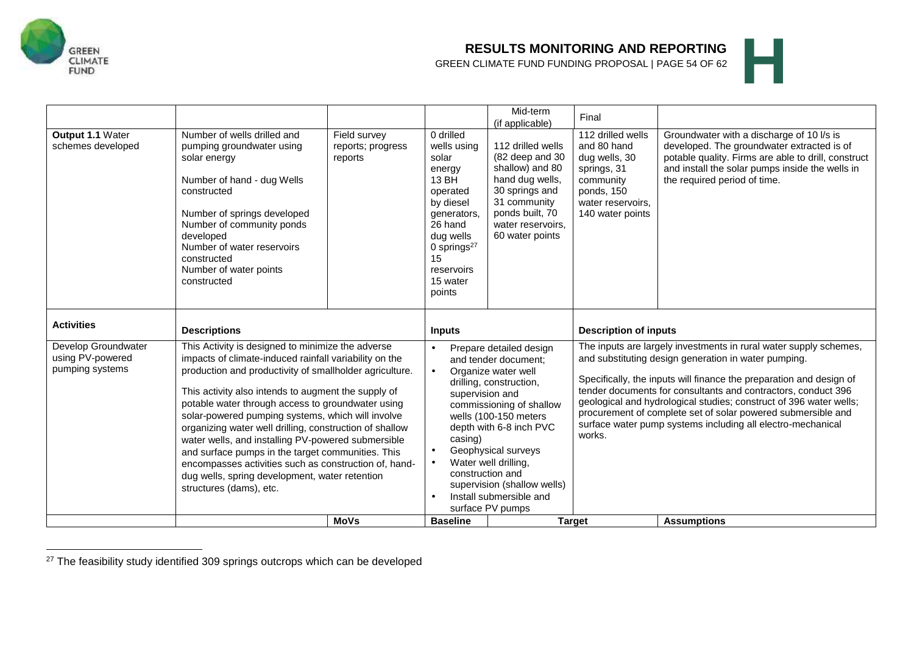| | | | | Mid-term (if applicable) | Final | |
|---|---|---|---|---|---|---|
| **Output 1.1** Water schemes developed | Number of wells drilled and pumping groundwater using solar energy<br><br>Number of hand - dug Wells constructed<br><br>Number of springs developed<br>Number of community ponds developed<br>Number of water reservoirs constructed<br>Number of water points constructed | Field survey reports; progress reports | 0 drilled wells using solar energy<br>13 BH operated by diesel generators,<br>26 hand dug wells<br>0 springs[27]<br>15 reservoirs<br>15 water points | 112 drilled wells (82 deep and 30 shallow) and 80 hand dug wells, 30 springs and 31 community ponds built, 70 water reservoirs, 60 water points | 112 drilled wells and 80 hand dug wells, 30 springs, 31 community ponds, 150 water reservoirs, 140 water points | Groundwater with a discharge of 10 l/s is developed. The groundwater extracted is of potable quality. Firms are able to drill, construct and install the solar pumps inside the wells in the required period of time. |
| **Activities** | **Descriptions** | | **Inputs** | | **Description of inputs** | |
| Develop Groundwater using PV-powered pumping systems | This Activity is designed to minimize the adverse impacts of climate-induced rainfall variability on the production and productivity of smallholder agriculture.<br><br>This activity also intends to augment the supply of potable water through access to groundwater using solar-powered pumping systems, which will involve organizing water well drilling, construction of shallow water wells, and installing PV-powered submersible and surface pumps in the target communities. This encompasses activities such as construction of, hand-dug wells, spring development, water retention structures (dams), etc. | | • Prepare detailed design and tender document;<br>• Organize water well drilling, construction, supervision and commissioning of shallow wells (100-150 meters depth with 6-8 inch PVC casing)<br>• Geophysical surveys<br>• Water well drilling, construction and supervision (shallow wells)<br>• Install submersible and surface PV pumps | | The inputs are largely investments in rural water supply schemes, and substituting design generation in water pumping.<br><br>Specifically, the inputs will finance the preparation and design of tender documents for consultants and contractors, conduct 396 geological and hydrological studies; construct of 396 water wells; procurement of complete set of solar powered submersible and surface water pump systems including all electro-mechanical works. | |
| | | **MoVs** | **Baseline** | **Target** | | **Assumptions** |

[27] The feasibility study identified 309 springs outcrops which can be developed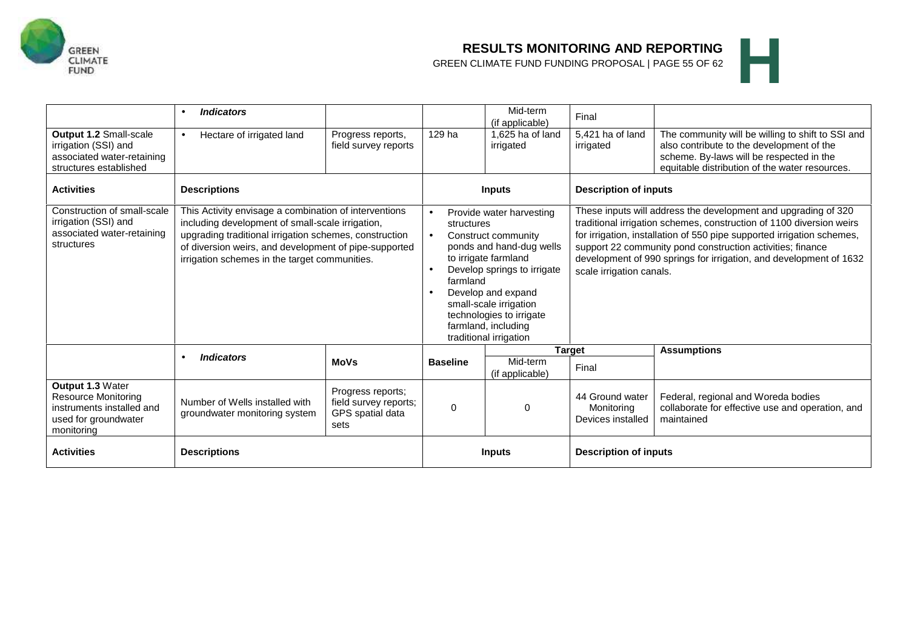| | • *Indicators* | | | Mid-term (if applicable) | Final | |
|---|---|---|---|---|---|---|
| **Output 1.2** Small-scale irrigation (SSI) and associated water-retaining structures established | • Hectare of irrigated land | Progress reports, field survey reports | 129 ha | 1,625 ha of land irrigated | 5,421 ha of land irrigated | The community will be willing to shift to SSI and also contribute to the development of the scheme. By-laws will be respected in the equitable distribution of the water resources. |
| **Activities** | **Descriptions** | | **Inputs** | | **Description of inputs** | |
| Construction of small-scale irrigation (SSI) and associated water-retaining structures | This Activity envisage a combination of interventions including development of small-scale irrigation, upgrading traditional irrigation schemes, construction of diversion weirs, and development of pipe-supported irrigation schemes in the target communities. | | • Provide water harvesting structures<br>• Construct community ponds and hand-dug wells to irrigate farmland<br>• Develop springs to irrigate farmland<br>• Develop and expand small-scale irrigation technologies to irrigate farmland, including traditional irrigation | | These inputs will address the development and upgrading of 320 traditional irrigation schemes, construction of 1100 diversion weirs for irrigation, installation of 550 pipe supported irrigation schemes, support 22 community pond construction activities; finance development of 990 springs for irrigation, and development of 1632 scale irrigation canals. | |
| | • *Indicators* | **MoVs** | **Baseline** | **Target** | | **Assumptions** |
| | | | | Mid-term (if applicable) | Final | |
| **Output 1.3** Water Resource Monitoring instruments installed and used for groundwater monitoring | Number of Wells installed with groundwater monitoring system | Progress reports; field survey reports; GPS spatial data sets | 0 | 0 | 44 Ground water Monitoring Devices installed | Federal, regional and Woreda bodies collaborate for effective use and operation, and maintained |
| **Activities** | **Descriptions** | | **Inputs** | | **Description of inputs** | |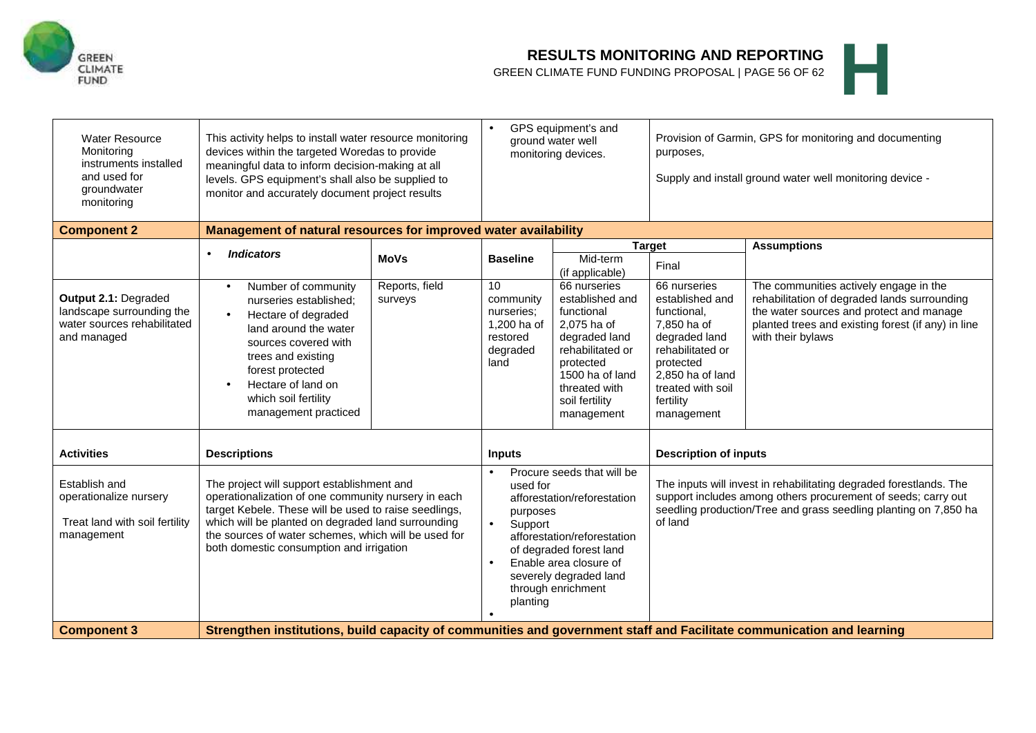| Water Resource Monitoring instruments installed and used for groundwater monitoring | This activity helps to install water resource monitoring devices within the targeted Woredas to provide meaningful data to inform decision-making at all levels. GPS equipment's shall also be supplied to monitor and accurately document project results | | • GPS equipment's and ground water well monitoring devices. | | Provision of Garmin, GPS for monitoring and documenting purposes,<br><br>Supply and install ground water well monitoring device - | |
|---|---|---|---|---|---|---|
| **Component 2** | **Management of natural resources for improved water availability** | | | | | |
| | • ***Indicators*** | **MoVs** | **Baseline** | **Target** | | **Assumptions** |
| | | | | Mid-term (if applicable) | Final | |
| **Output 2.1:** Degraded landscape surrounding the water sources rehabilitated and managed | • Number of community nurseries established;<br>• Hectare of degraded land around the water sources covered with trees and existing forest protected<br>• Hectare of land on which soil fertility management practiced | Reports, field surveys | 10 community nurseries; 1,200 ha of restored degraded land | 66 nurseries established and functional 2,075 ha of degraded land rehabilitated or protected 1500 ha of land threated with soil fertility management | 66 nurseries established and functional, 7,850 ha of degraded land rehabilitated or protected 2,850 ha of land treated with soil fertility management | The communities actively engage in the rehabilitation of degraded lands surrounding the water sources and protect and manage planted trees and existing forest (if any) in line with their bylaws |
| **Activities** | **Descriptions** | | **Inputs** | | **Description of inputs** | |
| Establish and operationalize nursery<br><br>Treat land with soil fertility management | The project will support establishment and operationalization of one community nursery in each target Kebele. These will be used to raise seedlings, which will be planted on degraded land surrounding the sources of water schemes, which will be used for both domestic consumption and irrigation | | • Procure seeds that will be used for afforestation/reforestation purposes<br>• Support afforestation/reforestation of degraded forest land<br>• Enable area closure of severely degraded land through enrichment planting<br>• | | The inputs will invest in rehabilitating degraded forestlands. The support includes among others procurement of seeds; carry out seedling production/Tree and grass seedling planting on 7,850 ha of land | |
| **Component 3** | **Strengthen institutions, build capacity of communities and government staff and Facilitate communication and learning** | | | | | |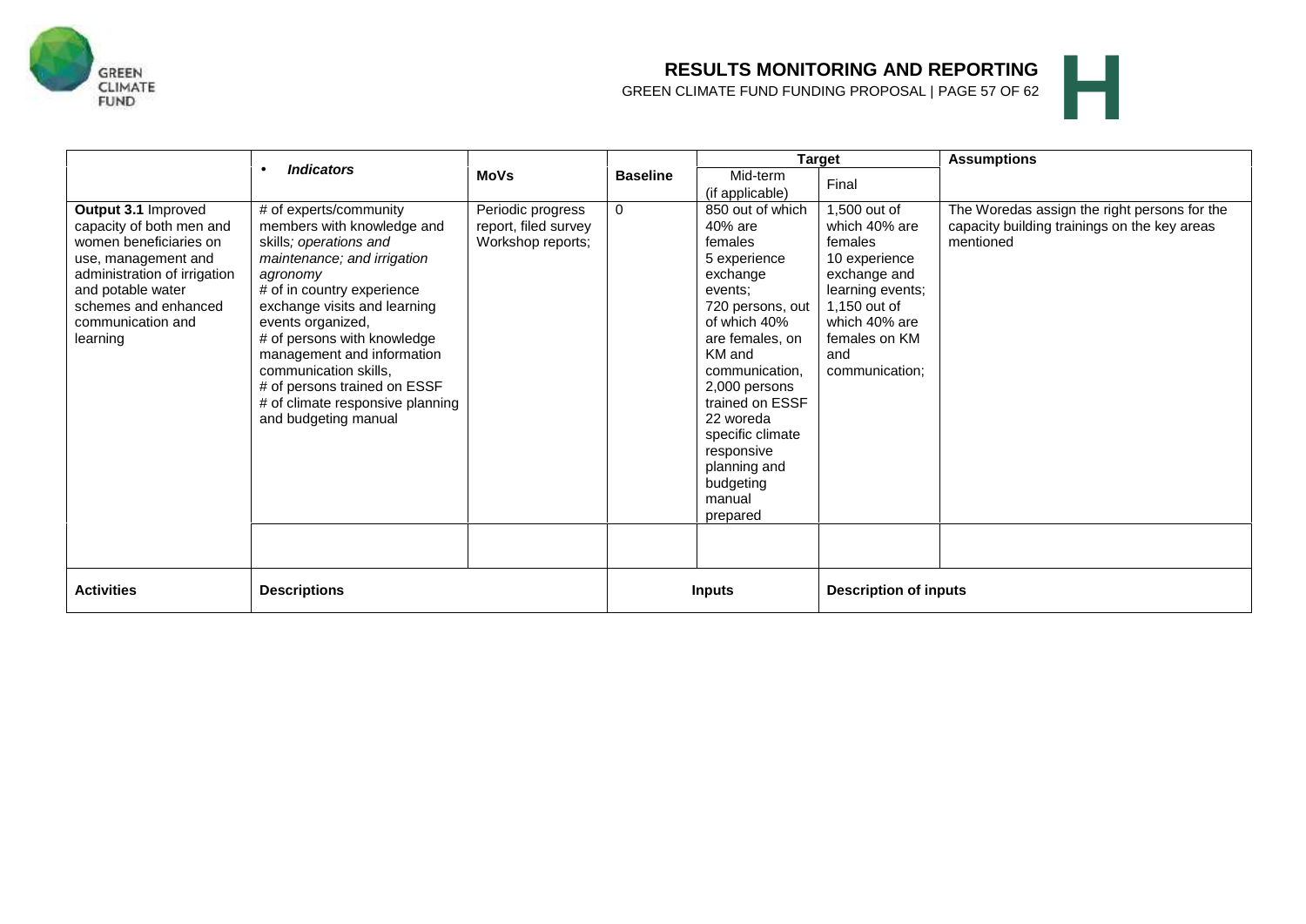| | • ***Indicators*** | **MoVs** | **Baseline** | **Target** | | **Assumptions** |
|---|---|---|---|---|---|---|
| | | | | Mid-term (if applicable) | Final | |
| **Output 3.1** Improved capacity of both men and women beneficiaries on use, management and administration of irrigation and potable water schemes and enhanced communication and learning | # of experts/community members with knowledge and skills; *operations and maintenance; and irrigation agronomy*<br># of in country experience exchange visits and learning events organized,<br># of persons with knowledge management and information communication skills,<br># of persons trained on ESSF<br># of climate responsive planning and budgeting manual | Periodic progress report, filed survey Workshop reports; | 0 | 850 out of which 40% are females<br>5 experience exchange events;<br>720 persons, out of which 40% are females, on KM and communication,<br>2,000 persons trained on ESSF<br>22 woreda specific climate responsive planning and budgeting manual prepared | 1,500 out of which 40% are females<br>10 experience exchange and learning events;<br>1,150 out of which 40% are females on KM and communication; | The Woredas assign the right persons for the capacity building trainings on the key areas mentioned |
| | | | | | | |
| **Activities** | **Descriptions** | | **Inputs** | | **Description of inputs** | |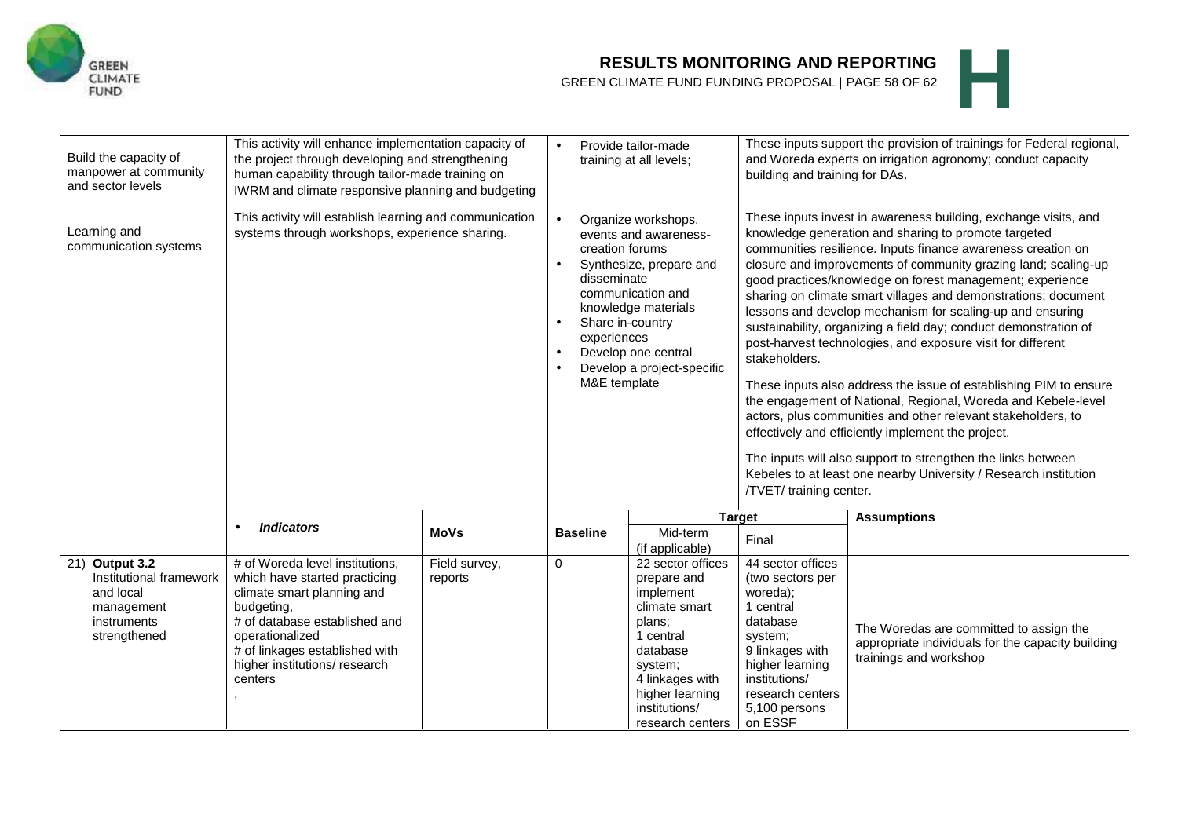| Build the capacity of manpower at community and sector levels | This activity will enhance implementation capacity of the project through developing and strengthening human capability through tailor-made training on IWRM and climate responsive planning and budgeting | | • Provide tailor-made training at all levels; | | These inputs support the provision of trainings for Federal regional, and Woreda experts on irrigation agronomy; conduct capacity building and training for DAs. | |
|---|---|---|---|---|---|---|
| Learning and communication systems | This activity will establish learning and communication systems through workshops, experience sharing. | | • Organize workshops, events and awareness-creation forums<br>• Synthesize, prepare and disseminate communication and knowledge materials<br>• Share in-country experiences<br>• Develop one central<br>• Develop a project-specific M&E template | | These inputs invest in awareness building, exchange visits, and knowledge generation and sharing to promote targeted communities resilience. Inputs finance awareness creation on closure and improvements of community grazing land; scaling-up good practices/knowledge on forest management; experience sharing on climate smart villages and demonstrations; document lessons and develop mechanism for scaling-up and ensuring sustainability, organizing a field day; conduct demonstration of post-harvest technologies, and exposure visit for different stakeholders.<br><br>These inputs also address the issue of establishing PIM to ensure the engagement of National, Regional, Woreda and Kebele-level actors, plus communities and other relevant stakeholders, to effectively and efficiently implement the project.<br><br>The inputs will also support to strengthen the links between Kebeles to at least one nearby University / Research institution /TVET/ training center. | |
| | • ***Indicators*** | **MoVs** | **Baseline** | **Target** | | **Assumptions** |
| | | | | Mid-term (if applicable) | Final | |
| 21) **Output 3.2** Institutional framework and local management instruments strengthened | # of Woreda level institutions, which have started practicing climate smart planning and budgeting,<br># of database established and operationalized<br># of linkages established with higher institutions/ research centers<br>, | Field survey, reports | 0 | 22 sector offices prepare and implement climate smart plans;<br>1 central database system;<br>4 linkages with higher learning institutions/ research centers | 44 sector offices (two sectors per woreda);<br>1 central database system;<br>9 linkages with higher learning institutions/ research centers<br>5,100 persons on ESSF | The Woredas are committed to assign the appropriate individuals for the capacity building trainings and workshop |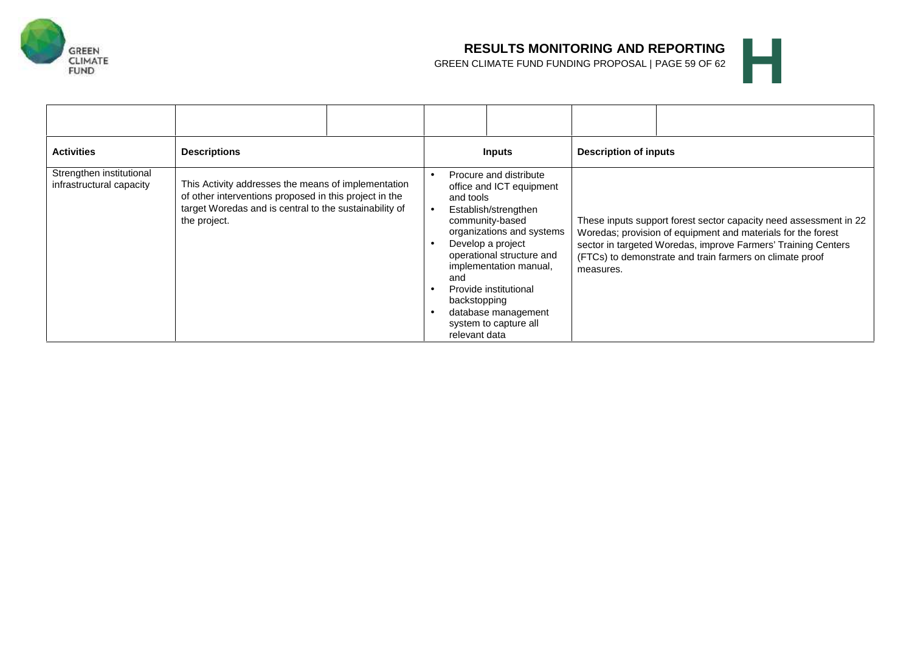| Activities | Descriptions | Inputs | Description of inputs |
|---|---|---|---|
| Strengthen institutional infrastructural capacity | This Activity addresses the means of implementation of other interventions proposed in this project in the target Woredas and is central to the sustainability of the project. | • Procure and distribute office and ICT equipment and tools<br>• Establish/strengthen community-based organizations and systems<br>• Develop a project operational structure and implementation manual, and<br>• Provide institutional backstopping<br>• database management system to capture all relevant data | These inputs support forest sector capacity need assessment in 22 Woredas; provision of equipment and materials for the forest sector in targeted Woredas, improve Farmers' Training Centers (FTCs) to demonstrate and train farmers on climate proof measures. |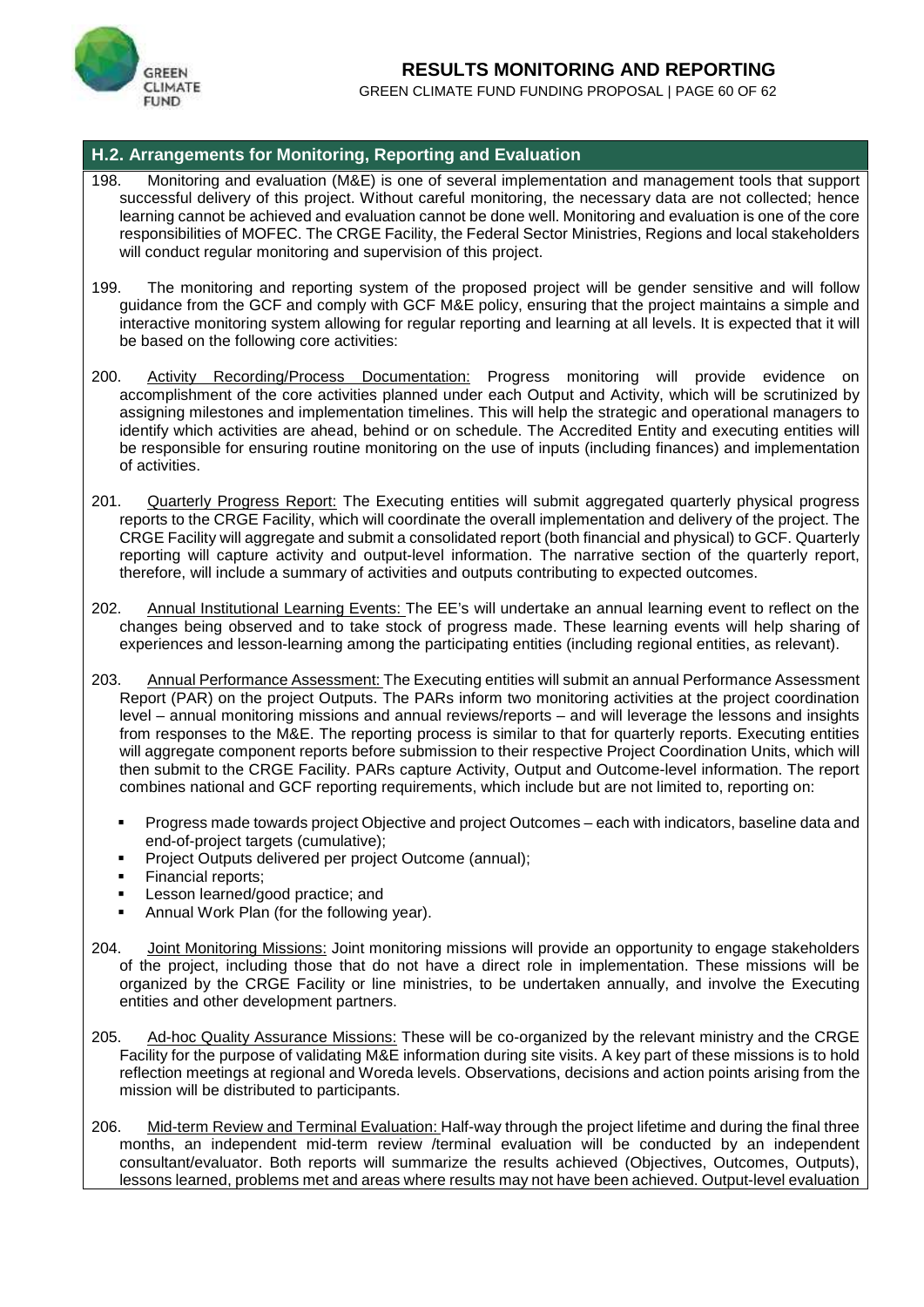## H.2. Arrangements for Monitoring, Reporting and Evaluation

198. Monitoring and evaluation (M&E) is one of several implementation and management tools that support successful delivery of this project. Without careful monitoring, the necessary data are not collected; hence learning cannot be achieved and evaluation cannot be done well. Monitoring and evaluation is one of the core responsibilities of MOFEC. The CRGE Facility, the Federal Sector Ministries, Regions and local stakeholders will conduct regular monitoring and supervision of this project.

199. The monitoring and reporting system of the proposed project will be gender sensitive and will follow guidance from the GCF and comply with GCF M&E policy, ensuring that the project maintains a simple and interactive monitoring system allowing for regular reporting and learning at all levels. It is expected that it will be based on the following core activities:

200. Activity Recording/Process Documentation: Progress monitoring will provide evidence on accomplishment of the core activities planned under each Output and Activity, which will be scrutinized by assigning milestones and implementation timelines. This will help the strategic and operational managers to identify which activities are ahead, behind or on schedule. The Accredited Entity and executing entities will be responsible for ensuring routine monitoring on the use of inputs (including finances) and implementation of activities.

201. Quarterly Progress Report: The Executing entities will submit aggregated quarterly physical progress reports to the CRGE Facility, which will coordinate the overall implementation and delivery of the project. The CRGE Facility will aggregate and submit a consolidated report (both financial and physical) to GCF. Quarterly reporting will capture activity and output-level information. The narrative section of the quarterly report, therefore, will include a summary of activities and outputs contributing to expected outcomes.

202. Annual Institutional Learning Events: The EE's will undertake an annual learning event to reflect on the changes being observed and to take stock of progress made. These learning events will help sharing of experiences and lesson-learning among the participating entities (including regional entities, as relevant).

203. Annual Performance Assessment: The Executing entities will submit an annual Performance Assessment Report (PAR) on the project Outputs. The PARs inform two monitoring activities at the project coordination level – annual monitoring missions and annual reviews/reports – and will leverage the lessons and insights from responses to the M&E. The reporting process is similar to that for quarterly reports. Executing entities will aggregate component reports before submission to their respective Project Coordination Units, which will then submit to the CRGE Facility. PARs capture Activity, Output and Outcome-level information. The report combines national and GCF reporting requirements, which include but are not limited to, reporting on:

- Progress made towards project Objective and project Outcomes – each with indicators, baseline data and end-of-project targets (cumulative);
- Project Outputs delivered per project Outcome (annual);
- Financial reports;
- Lesson learned/good practice; and
- Annual Work Plan (for the following year).

204. Joint Monitoring Missions: Joint monitoring missions will provide an opportunity to engage stakeholders of the project, including those that do not have a direct role in implementation. These missions will be organized by the CRGE Facility or line ministries, to be undertaken annually, and involve the Executing entities and other development partners.

205. Ad-hoc Quality Assurance Missions: These will be co-organized by the relevant ministry and the CRGE Facility for the purpose of validating M&E information during site visits. A key part of these missions is to hold reflection meetings at regional and Woreda levels. Observations, decisions and action points arising from the mission will be distributed to participants.

206. Mid-term Review and Terminal Evaluation: Half-way through the project lifetime and during the final three months, an independent mid-term review /terminal evaluation will be conducted by an independent consultant/evaluator. Both reports will summarize the results achieved (Objectives, Outcomes, Outputs), lessons learned, problems met and areas where results may not have been achieved. Output-level evaluation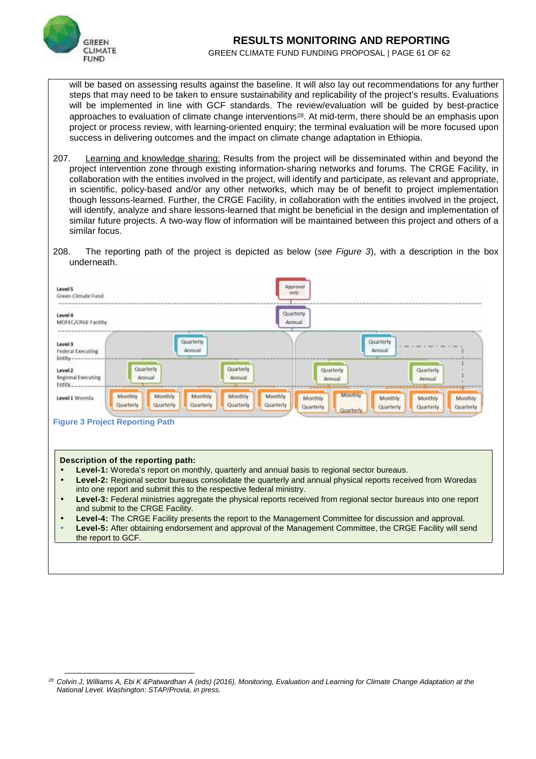will be based on assessing results against the baseline. It will also lay out recommendations for any further steps that may need to be taken to ensure sustainability and replicability of the project's results. Evaluations will be implemented in line with GCF standards. The review/evaluation will be guided by best-practice approaches to evaluation of climate change interventions[28]. At mid-term, there should be an emphasis upon project or process review, with learning-oriented enquiry; the terminal evaluation will be more focused upon success in delivering outcomes and the impact on climate change adaptation in Ethiopia.

207. Learning and knowledge sharing: Results from the project will be disseminated within and beyond the project intervention zone through existing information-sharing networks and forums. The CRGE Facility, in collaboration with the entities involved in the project, will identify and participate, as relevant and appropriate, in scientific, policy-based and/or any other networks, which may be of benefit to project implementation though lessons-learned. Further, the CRGE Facility, in collaboration with the entities involved in the project, will identify, analyze and share lessons-learned that might be beneficial in the design and implementation of similar future projects. A two-way flow of information will be maintained between this project and others of a similar focus.

208. The reporting path of the project is depicted as below (*see Figure 3*), with a description in the box underneath.

Level 5 Green Climate Fund — Approval only

Level 4 MOFEC/CRGE Facility — Quarterly Annual

Level 3 Federal Executing Entity — Quarterly Annual; Quarterly Annual

Level 2 Regional Executing Entity — Quarterly Annual; Quarterly Annual; Quarterly Annual; Quarterly Annual

Level 1 Woreda — Monthly Quarterly (×10)

**Figure 3 Project Reporting Path**

**Description of the reporting path:**

- **Level-1:** Woreda's report on monthly, quarterly and annual basis to regional sector bureaus.
- **Level-2:** Regional sector bureaus consolidate the quarterly and annual physical reports received from Woredas into one report and submit this to the respective federal ministry.
- **Level-3:** Federal ministries aggregate the physical reports received from regional sector bureaus into one report and submit to the CRGE Facility.
- **Level-4:** The CRGE Facility presents the report to the Management Committee for discussion and approval.
- **Level-5:** After obtaining endorsement and approval of the Management Committee, the CRGE Facility will send the report to GCF.

[28] *Colvin J, Williams A, Ebi K &Patwardhan A (eds) (2016), Monitoring, Evaluation and Learning for Climate Change Adaptation at the National Level. Washington: STAP/Provia, in press.*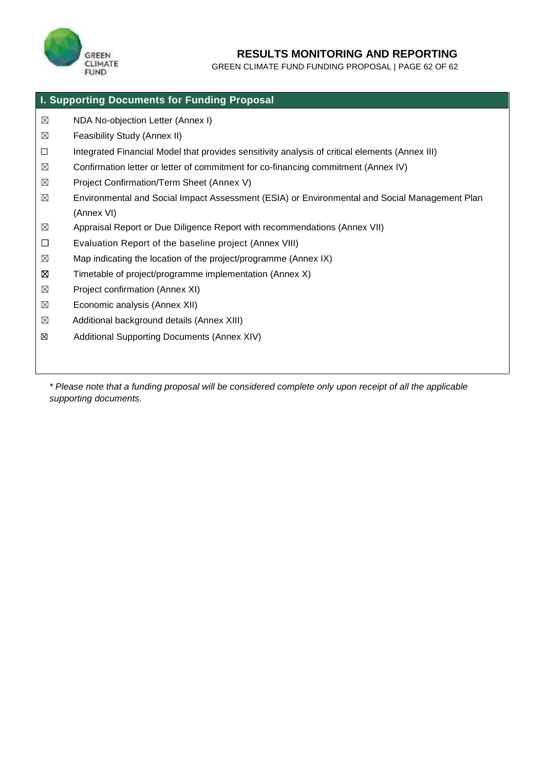## I. Supporting Documents for Funding Proposal

- ☒ NDA No-objection Letter (Annex I)
- ☒ Feasibility Study (Annex II)
- ☐ Integrated Financial Model that provides sensitivity analysis of critical elements (Annex III)
- ☒ Confirmation letter or letter of commitment for co-financing commitment (Annex IV)
- ☒ Project Confirmation/Term Sheet (Annex V)
- ☒ Environmental and Social Impact Assessment (ESIA) or Environmental and Social Management Plan (Annex VI)
- ☒ Appraisal Report or Due Diligence Report with recommendations (Annex VII)
- ☐ Evaluation Report of the baseline project (Annex VIII)
- ☒ Map indicating the location of the project/programme (Annex IX)
- ☒ Timetable of project/programme implementation (Annex X)
- ☒ Project confirmation (Annex XI)
- ☒ Economic analysis (Annex XII)
- ☒ Additional background details (Annex XIII)
- ☒ Additional Supporting Documents (Annex XIV)

*\* Please note that a funding proposal will be considered complete only upon receipt of all the applicable supporting documents.*